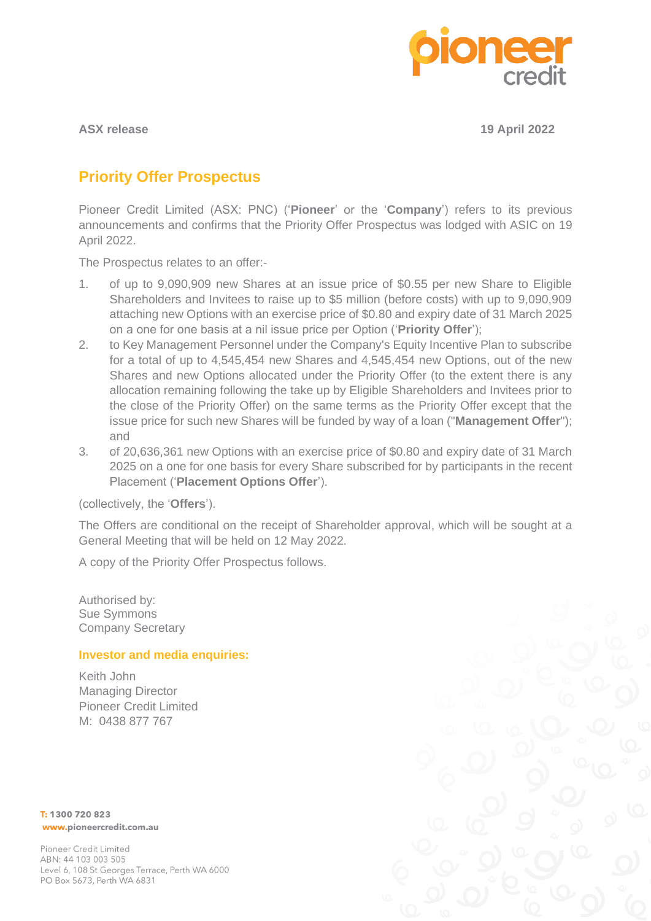**ASX release** **19 April 2022**

## Priority Offer Prospectus

Pioneer Credit Limited (ASX: PNC) ('**Pioneer**' or the '**Company**') refers to its previous announcements and confirms that the Priority Offer Prospectus was lodged with ASIC on 19 April 2022.

The Prospectus relates to an offer:-

1. of up to 9,090,909 new Shares at an issue price of $0.55 per new Share to Eligible Shareholders and Invitees to raise up to $5 million (before costs) with up to 9,090,909 attaching new Options with an exercise price of $0.80 and expiry date of 31 March 2025 on a one for one basis at a nil issue price per Option ('**Priority Offer**');
2. to Key Management Personnel under the Company's Equity Incentive Plan to subscribe for a total of up to 4,545,454 new Shares and 4,545,454 new Options, out of the new Shares and new Options allocated under the Priority Offer (to the extent there is any allocation remaining following the take up by Eligible Shareholders and Invitees prior to the close of the Priority Offer) on the same terms as the Priority Offer except that the issue price for such new Shares will be funded by way of a loan ("**Management Offer**"); and
3. of 20,636,361 new Options with an exercise price of $0.80 and expiry date of 31 March 2025 on a one for one basis for every Share subscribed for by participants in the recent Placement ('**Placement Options Offer**').

(collectively, the '**Offers**').

The Offers are conditional on the receipt of Shareholder approval, which will be sought at a General Meeting that will be held on 12 May 2022.

A copy of the Priority Offer Prospectus follows.

Authorised by:
Sue Symmons
Company Secretary

**Investor and media enquiries:**

Keith John
Managing Director
Pioneer Credit Limited
M: 0438 877 767

T: 1300 720 823
www.pioneercredit.com.au

Pioneer Credit Limited
ABN: 44 103 003 505
Level 6, 108 St Georges Terrace, Perth WA 6000
PO Box 5673, Perth WA 6831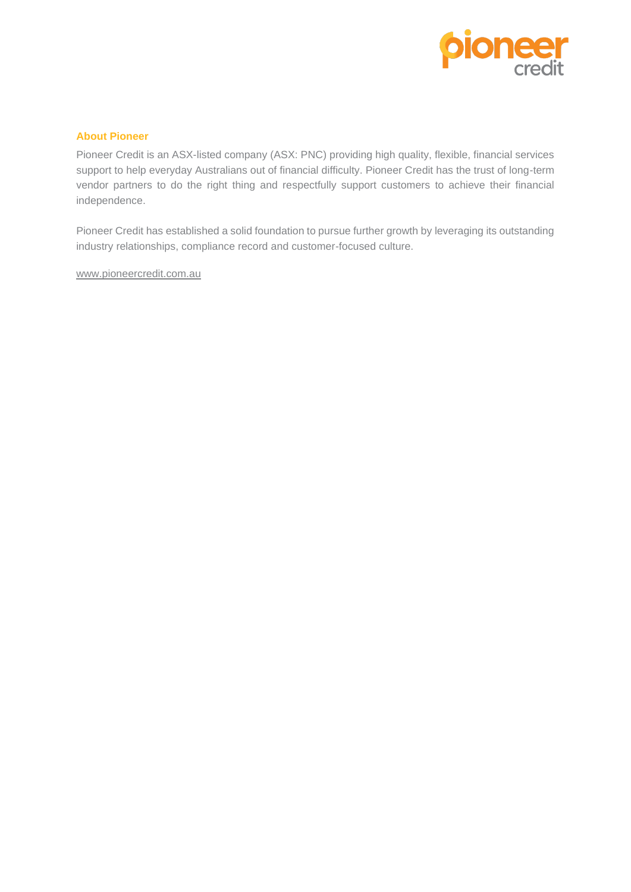## About Pioneer

Pioneer Credit is an ASX-listed company (ASX: PNC) providing high quality, flexible, financial services support to help everyday Australians out of financial difficulty. Pioneer Credit has the trust of long-term vendor partners to do the right thing and respectfully support customers to achieve their financial independence.

Pioneer Credit has established a solid foundation to pursue further growth by leveraging its outstanding industry relationships, compliance record and customer-focused culture.

www.pioneercredit.com.au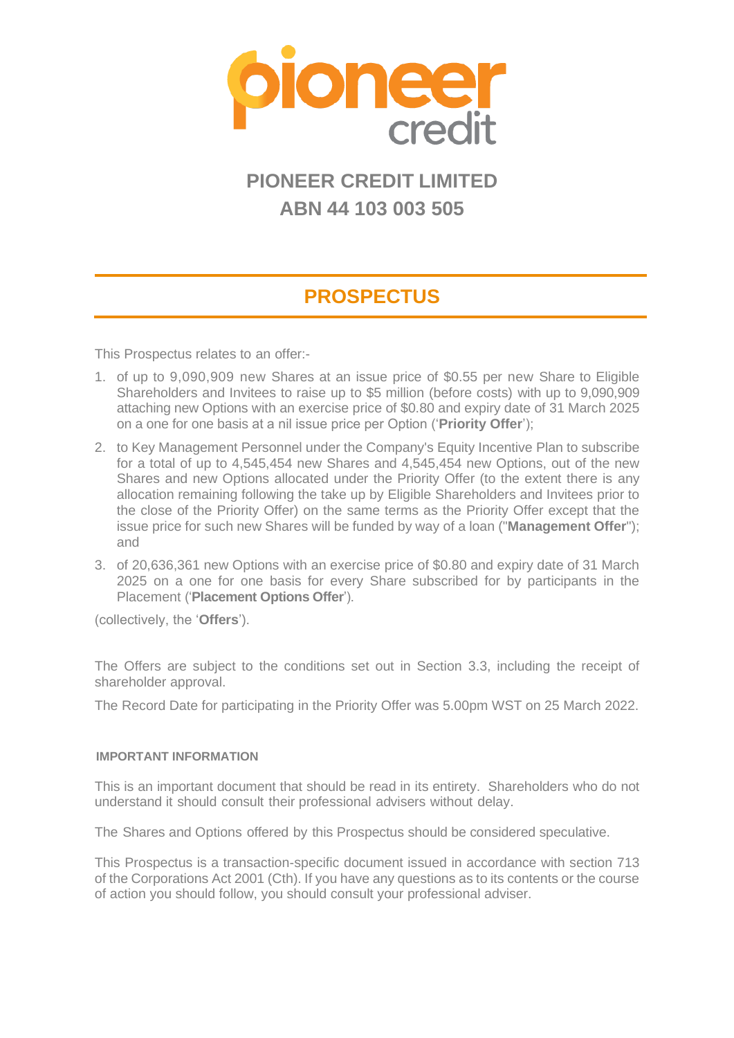# PIONEER CREDIT LIMITED

# ABN 44 103 003 505

## PROSPECTUS

This Prospectus relates to an offer:-

1. of up to 9,090,909 new Shares at an issue price of $0.55 per new Share to Eligible Shareholders and Invitees to raise up to $5 million (before costs) with up to 9,090,909 attaching new Options with an exercise price of $0.80 and expiry date of 31 March 2025 on a one for one basis at a nil issue price per Option ('**Priority Offer**');
2. to Key Management Personnel under the Company's Equity Incentive Plan to subscribe for a total of up to 4,545,454 new Shares and 4,545,454 new Options, out of the new Shares and new Options allocated under the Priority Offer (to the extent there is any allocation remaining following the take up by Eligible Shareholders and Invitees prior to the close of the Priority Offer) on the same terms as the Priority Offer except that the issue price for such new Shares will be funded by way of a loan ("**Management Offer**"); and
3. of 20,636,361 new Options with an exercise price of $0.80 and expiry date of 31 March 2025 on a one for one basis for every Share subscribed for by participants in the Placement ('**Placement Options Offer**').

(collectively, the '**Offers**').

The Offers are subject to the conditions set out in Section 3.3, including the receipt of shareholder approval.

The Record Date for participating in the Priority Offer was 5.00pm WST on 25 March 2022.

#### IMPORTANT INFORMATION

This is an important document that should be read in its entirety. Shareholders who do not understand it should consult their professional advisers without delay.

The Shares and Options offered by this Prospectus should be considered speculative.

This Prospectus is a transaction-specific document issued in accordance with section 713 of the Corporations Act 2001 (Cth). If you have any questions as to its contents or the course of action you should follow, you should consult your professional adviser.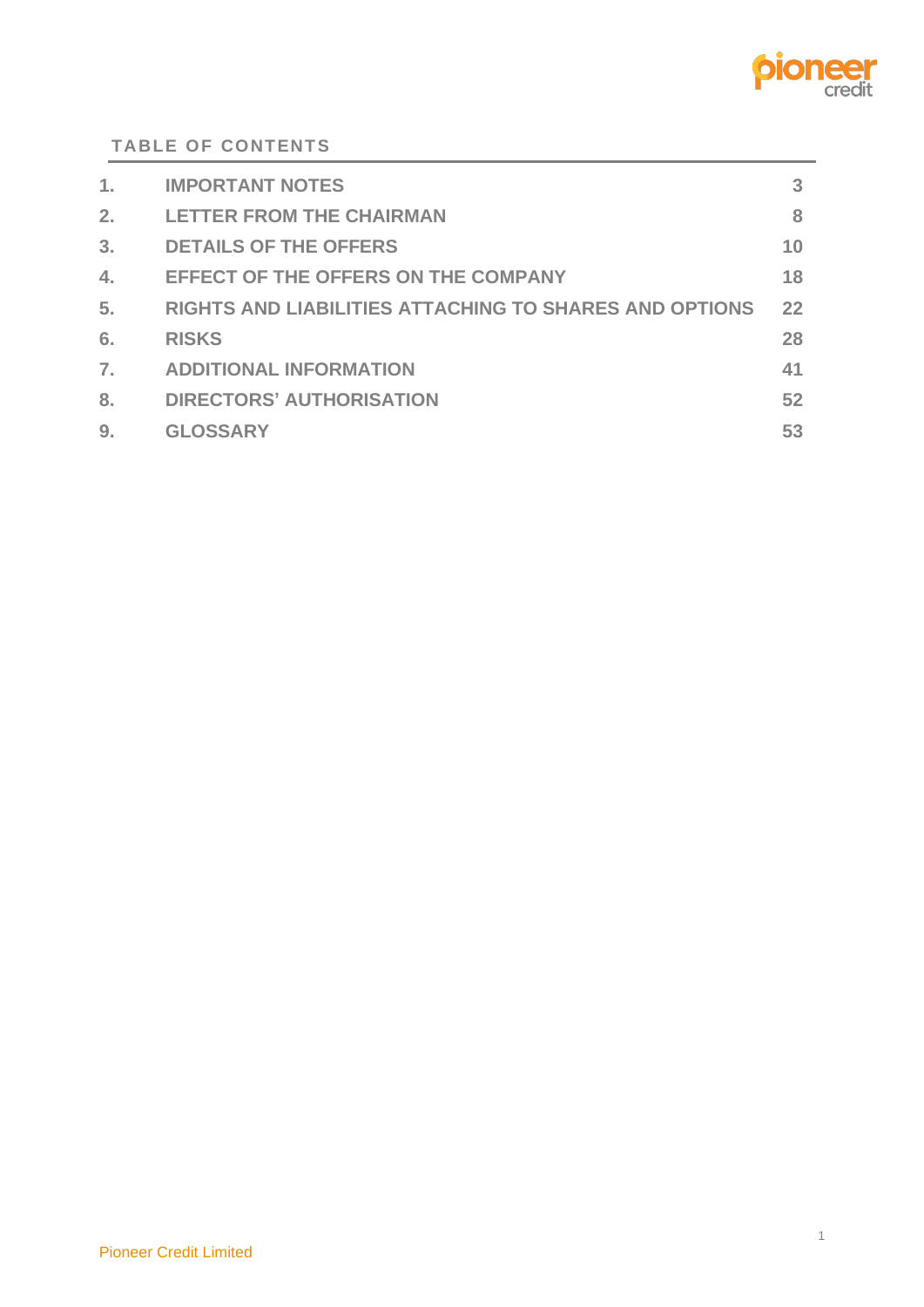## TABLE OF CONTENTS

| | | |
|---|---|---|
| 1. | IMPORTANT NOTES | 3 |
| 2. | LETTER FROM THE CHAIRMAN | 8 |
| 3. | DETAILS OF THE OFFERS | 10 |
| 4. | EFFECT OF THE OFFERS ON THE COMPANY | 18 |
| 5. | RIGHTS AND LIABILITIES ATTACHING TO SHARES AND OPTIONS | 22 |
| 6. | RISKS | 28 |
| 7. | ADDITIONAL INFORMATION | 41 |
| 8. | DIRECTORS' AUTHORISATION | 52 |
| 9. | GLOSSARY | 53 |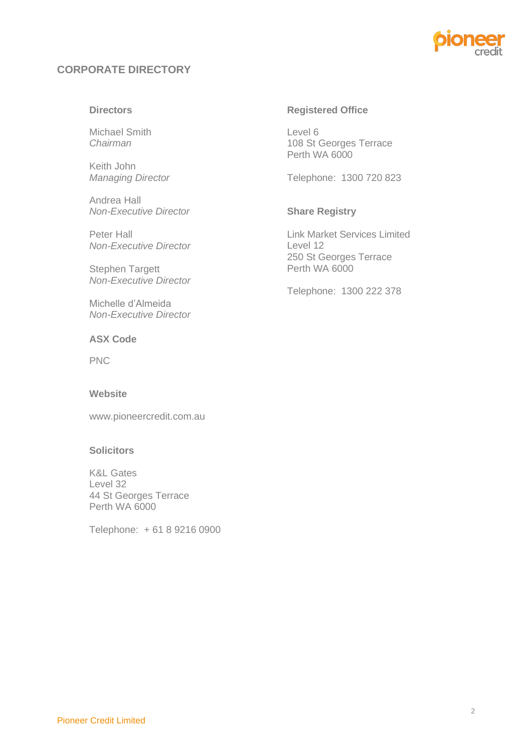## CORPORATE DIRECTORY

### Directors

Michael Smith
*Chairman*

Keith John
*Managing Director*

Andrea Hall
*Non-Executive Director*

Peter Hall
*Non-Executive Director*

Stephen Targett
*Non-Executive Director*

Michelle d'Almeida
*Non-Executive Director*

### ASX Code

PNC

### Website

www.pioneercredit.com.au

### Solicitors

K&L Gates
Level 32
44 St Georges Terrace
Perth WA 6000

Telephone: + 61 8 9216 0900

### Registered Office

Level 6
108 St Georges Terrace
Perth WA 6000

Telephone: 1300 720 823

### Share Registry

Link Market Services Limited
Level 12
250 St Georges Terrace
Perth WA 6000

Telephone: 1300 222 378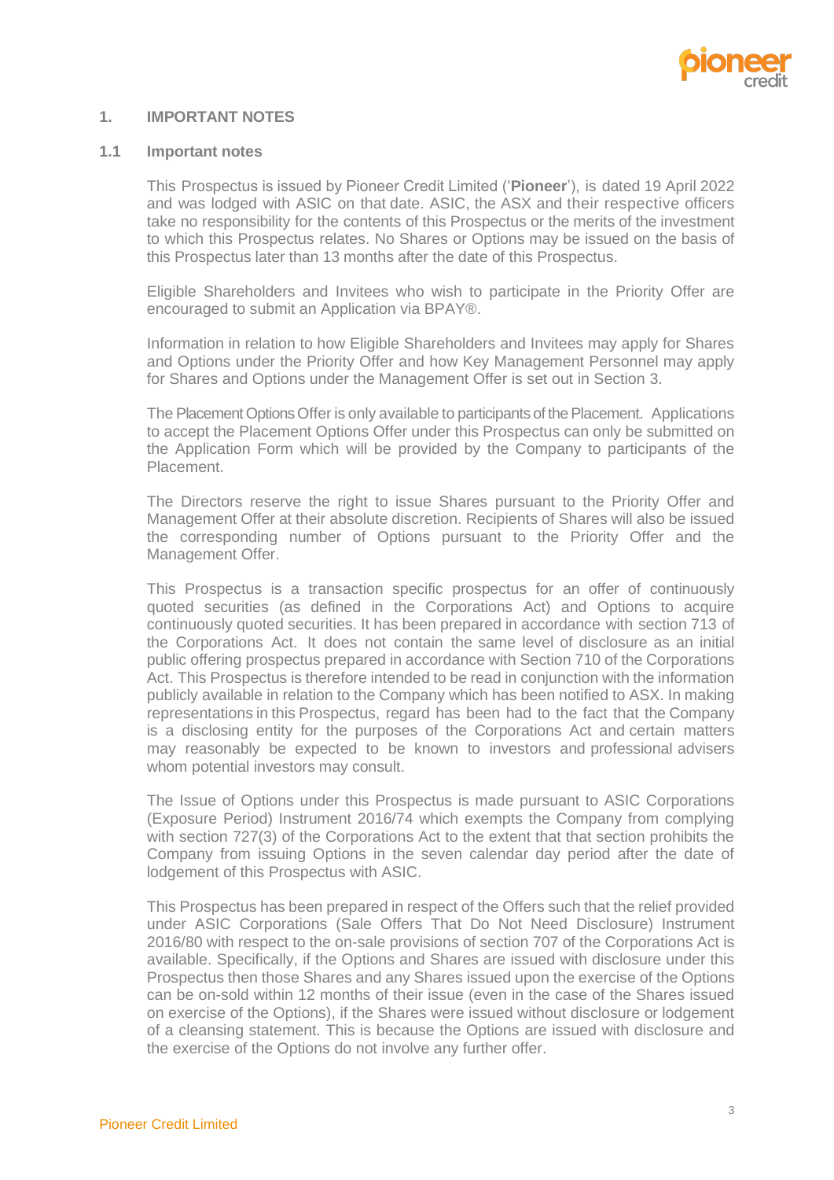## 1. IMPORTANT NOTES

### 1.1 Important notes

This Prospectus is issued by Pioneer Credit Limited ('**Pioneer**'), is dated 19 April 2022 and was lodged with ASIC on that date. ASIC, the ASX and their respective officers take no responsibility for the contents of this Prospectus or the merits of the investment to which this Prospectus relates. No Shares or Options may be issued on the basis of this Prospectus later than 13 months after the date of this Prospectus.

Eligible Shareholders and Invitees who wish to participate in the Priority Offer are encouraged to submit an Application via BPAY®.

Information in relation to how Eligible Shareholders and Invitees may apply for Shares and Options under the Priority Offer and how Key Management Personnel may apply for Shares and Options under the Management Offer is set out in Section 3.

The Placement Options Offer is only available to participants of the Placement. Applications to accept the Placement Options Offer under this Prospectus can only be submitted on the Application Form which will be provided by the Company to participants of the Placement.

The Directors reserve the right to issue Shares pursuant to the Priority Offer and Management Offer at their absolute discretion. Recipients of Shares will also be issued the corresponding number of Options pursuant to the Priority Offer and the Management Offer.

This Prospectus is a transaction specific prospectus for an offer of continuously quoted securities (as defined in the Corporations Act) and Options to acquire continuously quoted securities. It has been prepared in accordance with section 713 of the Corporations Act. It does not contain the same level of disclosure as an initial public offering prospectus prepared in accordance with Section 710 of the Corporations Act. This Prospectus is therefore intended to be read in conjunction with the information publicly available in relation to the Company which has been notified to ASX. In making representations in this Prospectus, regard has been had to the fact that the Company is a disclosing entity for the purposes of the Corporations Act and certain matters may reasonably be expected to be known to investors and professional advisers whom potential investors may consult.

The Issue of Options under this Prospectus is made pursuant to ASIC Corporations (Exposure Period) Instrument 2016/74 which exempts the Company from complying with section 727(3) of the Corporations Act to the extent that that section prohibits the Company from issuing Options in the seven calendar day period after the date of lodgement of this Prospectus with ASIC.

This Prospectus has been prepared in respect of the Offers such that the relief provided under ASIC Corporations (Sale Offers That Do Not Need Disclosure) Instrument 2016/80 with respect to the on-sale provisions of section 707 of the Corporations Act is available. Specifically, if the Options and Shares are issued with disclosure under this Prospectus then those Shares and any Shares issued upon the exercise of the Options can be on-sold within 12 months of their issue (even in the case of the Shares issued on exercise of the Options), if the Shares were issued without disclosure or lodgement of a cleansing statement. This is because the Options are issued with disclosure and the exercise of the Options do not involve any further offer.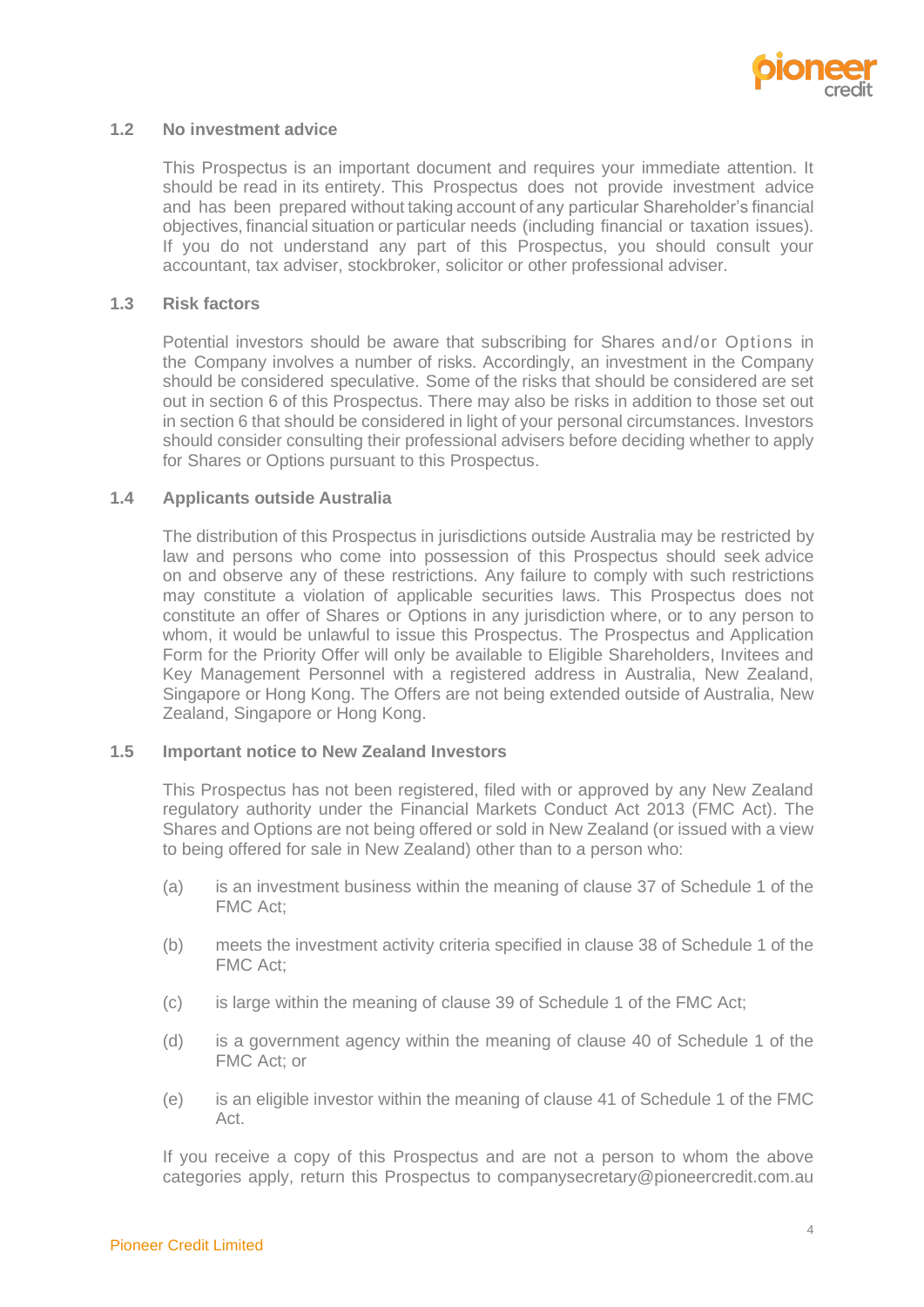### 1.2 No investment advice

This Prospectus is an important document and requires your immediate attention. It should be read in its entirety. This Prospectus does not provide investment advice and has been prepared without taking account of any particular Shareholder's financial objectives, financial situation or particular needs (including financial or taxation issues). If you do not understand any part of this Prospectus, you should consult your accountant, tax adviser, stockbroker, solicitor or other professional adviser.

### 1.3 Risk factors

Potential investors should be aware that subscribing for Shares and/or Options in the Company involves a number of risks. Accordingly, an investment in the Company should be considered speculative. Some of the risks that should be considered are set out in section 6 of this Prospectus. There may also be risks in addition to those set out in section 6 that should be considered in light of your personal circumstances. Investors should consider consulting their professional advisers before deciding whether to apply for Shares or Options pursuant to this Prospectus.

### 1.4 Applicants outside Australia

The distribution of this Prospectus in jurisdictions outside Australia may be restricted by law and persons who come into possession of this Prospectus should seek advice on and observe any of these restrictions. Any failure to comply with such restrictions may constitute a violation of applicable securities laws. This Prospectus does not constitute an offer of Shares or Options in any jurisdiction where, or to any person to whom, it would be unlawful to issue this Prospectus. The Prospectus and Application Form for the Priority Offer will only be available to Eligible Shareholders, Invitees and Key Management Personnel with a registered address in Australia, New Zealand, Singapore or Hong Kong. The Offers are not being extended outside of Australia, New Zealand, Singapore or Hong Kong.

### 1.5 Important notice to New Zealand Investors

This Prospectus has not been registered, filed with or approved by any New Zealand regulatory authority under the Financial Markets Conduct Act 2013 (FMC Act). The Shares and Options are not being offered or sold in New Zealand (or issued with a view to being offered for sale in New Zealand) other than to a person who:

(a) is an investment business within the meaning of clause 37 of Schedule 1 of the FMC Act;

(b) meets the investment activity criteria specified in clause 38 of Schedule 1 of the FMC Act;

(c) is large within the meaning of clause 39 of Schedule 1 of the FMC Act;

(d) is a government agency within the meaning of clause 40 of Schedule 1 of the FMC Act; or

(e) is an eligible investor within the meaning of clause 41 of Schedule 1 of the FMC Act.

If you receive a copy of this Prospectus and are not a person to whom the above categories apply, return this Prospectus to companysecretary@pioneercredit.com.au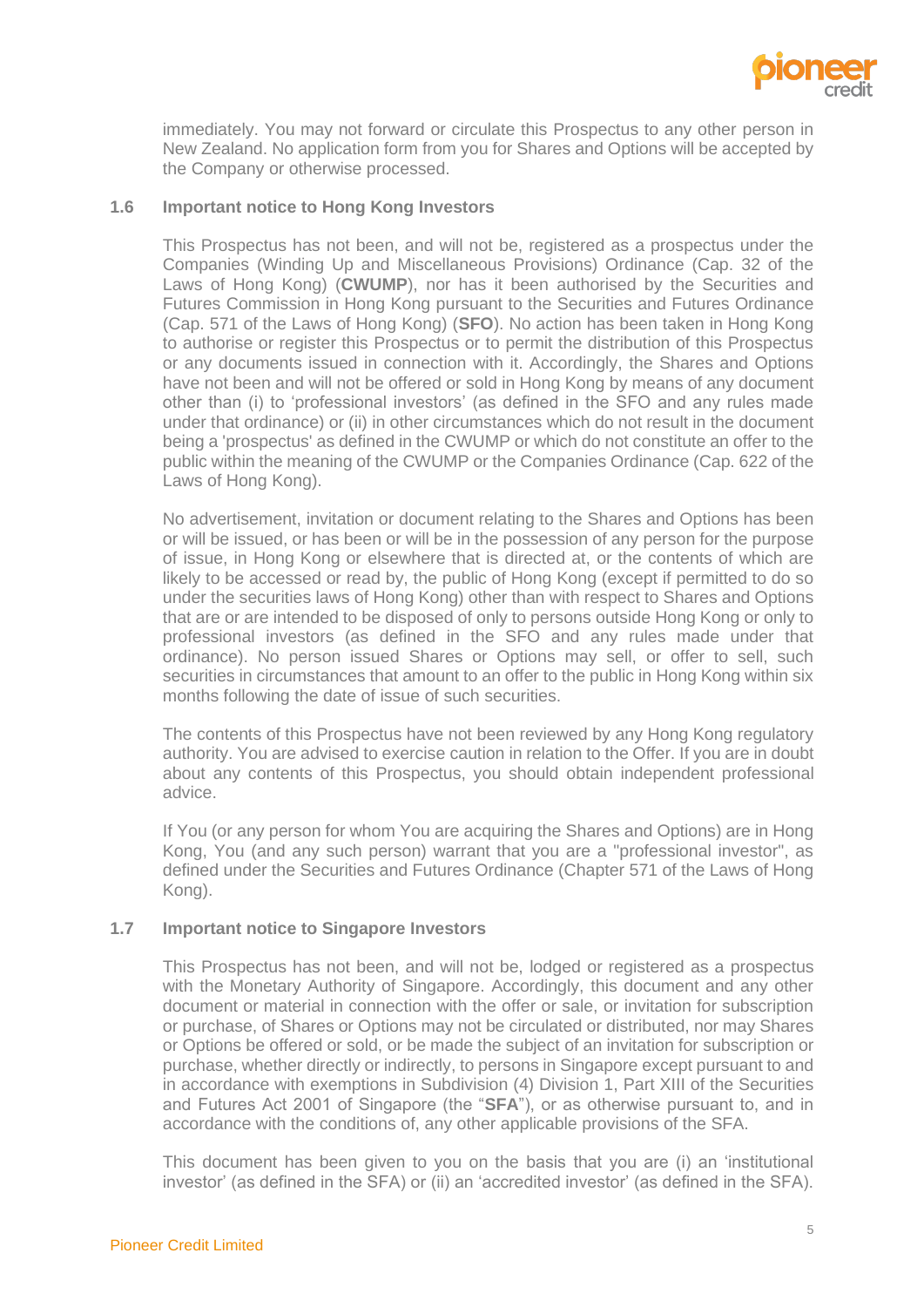immediately. You may not forward or circulate this Prospectus to any other person in New Zealand. No application form from you for Shares and Options will be accepted by the Company or otherwise processed.

### 1.6 Important notice to Hong Kong Investors

This Prospectus has not been, and will not be, registered as a prospectus under the Companies (Winding Up and Miscellaneous Provisions) Ordinance (Cap. 32 of the Laws of Hong Kong) (**CWUMP**), nor has it been authorised by the Securities and Futures Commission in Hong Kong pursuant to the Securities and Futures Ordinance (Cap. 571 of the Laws of Hong Kong) (**SFO**). No action has been taken in Hong Kong to authorise or register this Prospectus or to permit the distribution of this Prospectus or any documents issued in connection with it. Accordingly, the Shares and Options have not been and will not be offered or sold in Hong Kong by means of any document other than (i) to 'professional investors' (as defined in the SFO and any rules made under that ordinance) or (ii) in other circumstances which do not result in the document being a 'prospectus' as defined in the CWUMP or which do not constitute an offer to the public within the meaning of the CWUMP or the Companies Ordinance (Cap. 622 of the Laws of Hong Kong).

No advertisement, invitation or document relating to the Shares and Options has been or will be issued, or has been or will be in the possession of any person for the purpose of issue, in Hong Kong or elsewhere that is directed at, or the contents of which are likely to be accessed or read by, the public of Hong Kong (except if permitted to do so under the securities laws of Hong Kong) other than with respect to Shares and Options that are or are intended to be disposed of only to persons outside Hong Kong or only to professional investors (as defined in the SFO and any rules made under that ordinance). No person issued Shares or Options may sell, or offer to sell, such securities in circumstances that amount to an offer to the public in Hong Kong within six months following the date of issue of such securities.

The contents of this Prospectus have not been reviewed by any Hong Kong regulatory authority. You are advised to exercise caution in relation to the Offer. If you are in doubt about any contents of this Prospectus, you should obtain independent professional advice.

If You (or any person for whom You are acquiring the Shares and Options) are in Hong Kong, You (and any such person) warrant that you are a "professional investor", as defined under the Securities and Futures Ordinance (Chapter 571 of the Laws of Hong Kong).

### 1.7 Important notice to Singapore Investors

This Prospectus has not been, and will not be, lodged or registered as a prospectus with the Monetary Authority of Singapore. Accordingly, this document and any other document or material in connection with the offer or sale, or invitation for subscription or purchase, of Shares or Options may not be circulated or distributed, nor may Shares or Options be offered or sold, or be made the subject of an invitation for subscription or purchase, whether directly or indirectly, to persons in Singapore except pursuant to and in accordance with exemptions in Subdivision (4) Division 1, Part XIII of the Securities and Futures Act 2001 of Singapore (the "**SFA**"), or as otherwise pursuant to, and in accordance with the conditions of, any other applicable provisions of the SFA.

This document has been given to you on the basis that you are (i) an 'institutional investor' (as defined in the SFA) or (ii) an 'accredited investor' (as defined in the SFA).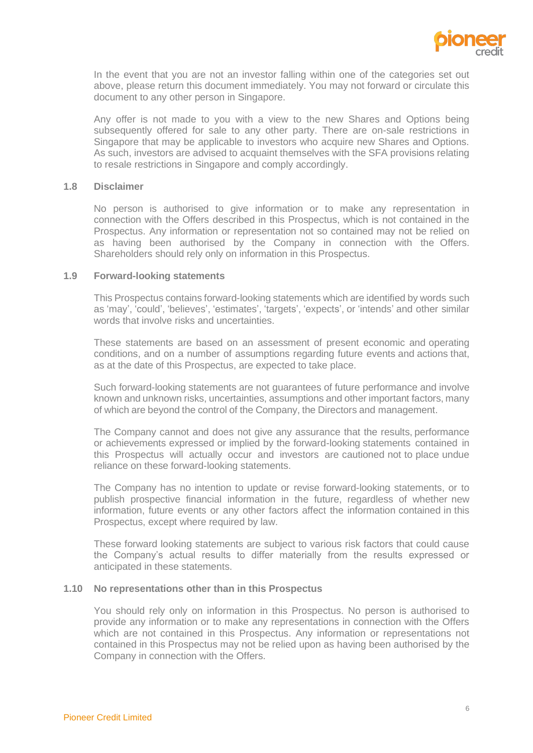In the event that you are not an investor falling within one of the categories set out above, please return this document immediately. You may not forward or circulate this document to any other person in Singapore.

Any offer is not made to you with a view to the new Shares and Options being subsequently offered for sale to any other party. There are on-sale restrictions in Singapore that may be applicable to investors who acquire new Shares and Options. As such, investors are advised to acquaint themselves with the SFA provisions relating to resale restrictions in Singapore and comply accordingly.

### 1.8 Disclaimer

No person is authorised to give information or to make any representation in connection with the Offers described in this Prospectus, which is not contained in the Prospectus. Any information or representation not so contained may not be relied on as having been authorised by the Company in connection with the Offers. Shareholders should rely only on information in this Prospectus.

### 1.9 Forward-looking statements

This Prospectus contains forward-looking statements which are identified by words such as 'may', 'could', 'believes', 'estimates', 'targets', 'expects', or 'intends' and other similar words that involve risks and uncertainties.

These statements are based on an assessment of present economic and operating conditions, and on a number of assumptions regarding future events and actions that, as at the date of this Prospectus, are expected to take place.

Such forward-looking statements are not guarantees of future performance and involve known and unknown risks, uncertainties, assumptions and other important factors, many of which are beyond the control of the Company, the Directors and management.

The Company cannot and does not give any assurance that the results, performance or achievements expressed or implied by the forward-looking statements contained in this Prospectus will actually occur and investors are cautioned not to place undue reliance on these forward-looking statements.

The Company has no intention to update or revise forward-looking statements, or to publish prospective financial information in the future, regardless of whether new information, future events or any other factors affect the information contained in this Prospectus, except where required by law.

These forward looking statements are subject to various risk factors that could cause the Company's actual results to differ materially from the results expressed or anticipated in these statements.

### 1.10 No representations other than in this Prospectus

You should rely only on information in this Prospectus. No person is authorised to provide any information or to make any representations in connection with the Offers which are not contained in this Prospectus. Any information or representations not contained in this Prospectus may not be relied upon as having been authorised by the Company in connection with the Offers.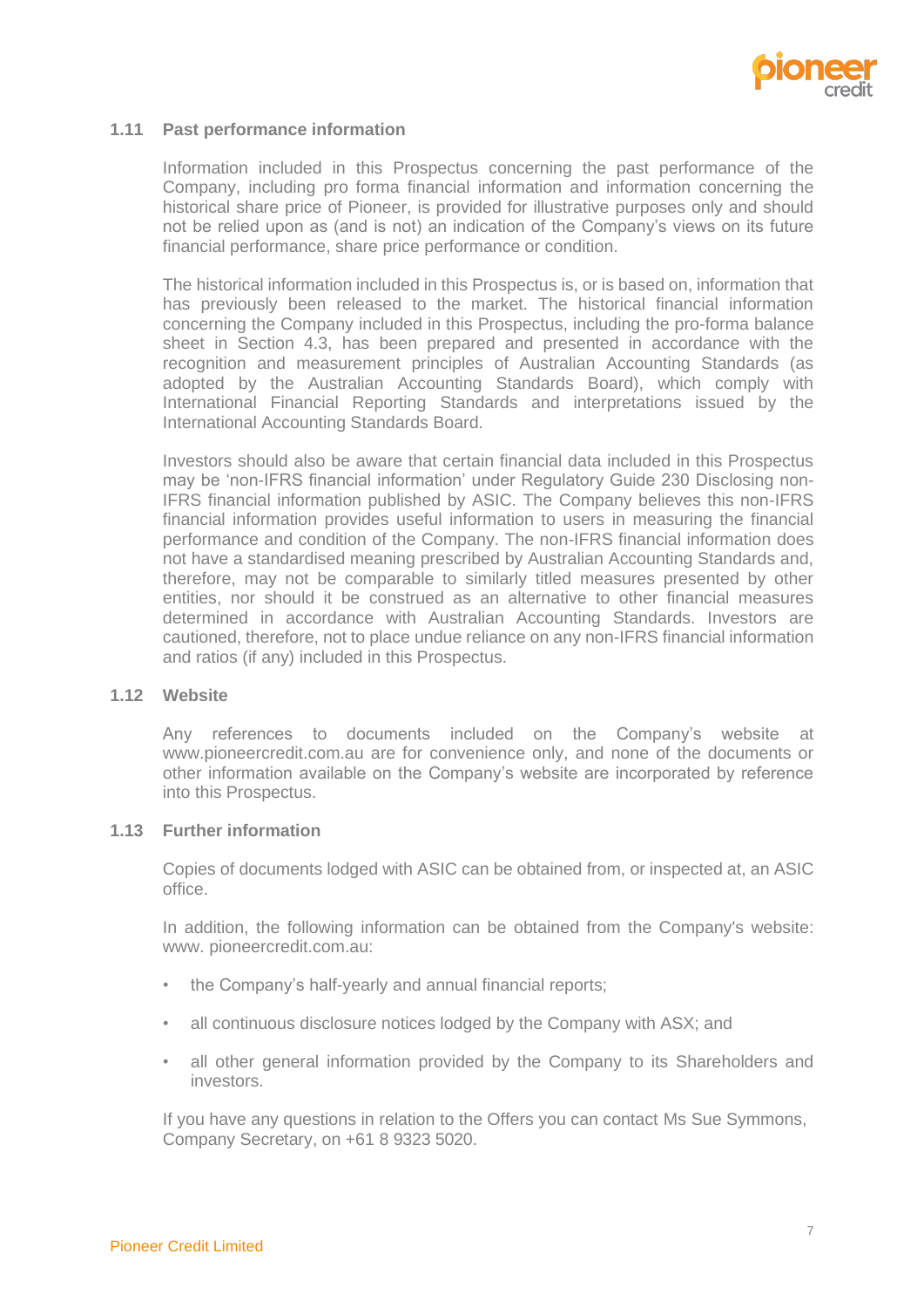### 1.11 Past performance information

Information included in this Prospectus concerning the past performance of the Company, including pro forma financial information and information concerning the historical share price of Pioneer, is provided for illustrative purposes only and should not be relied upon as (and is not) an indication of the Company's views on its future financial performance, share price performance or condition.

The historical information included in this Prospectus is, or is based on, information that has previously been released to the market. The historical financial information concerning the Company included in this Prospectus, including the pro-forma balance sheet in Section 4.3, has been prepared and presented in accordance with the recognition and measurement principles of Australian Accounting Standards (as adopted by the Australian Accounting Standards Board), which comply with International Financial Reporting Standards and interpretations issued by the International Accounting Standards Board.

Investors should also be aware that certain financial data included in this Prospectus may be 'non-IFRS financial information' under Regulatory Guide 230 Disclosing non-IFRS financial information published by ASIC. The Company believes this non-IFRS financial information provides useful information to users in measuring the financial performance and condition of the Company. The non-IFRS financial information does not have a standardised meaning prescribed by Australian Accounting Standards and, therefore, may not be comparable to similarly titled measures presented by other entities, nor should it be construed as an alternative to other financial measures determined in accordance with Australian Accounting Standards. Investors are cautioned, therefore, not to place undue reliance on any non-IFRS financial information and ratios (if any) included in this Prospectus.

### 1.12 Website

Any references to documents included on the Company's website at www.pioneercredit.com.au are for convenience only, and none of the documents or other information available on the Company's website are incorporated by reference into this Prospectus.

### 1.13 Further information

Copies of documents lodged with ASIC can be obtained from, or inspected at, an ASIC office.

In addition, the following information can be obtained from the Company's website: www. pioneercredit.com.au:

- the Company's half-yearly and annual financial reports;
- all continuous disclosure notices lodged by the Company with ASX; and
- all other general information provided by the Company to its Shareholders and investors.

If you have any questions in relation to the Offers you can contact Ms Sue Symmons, Company Secretary, on +61 8 9323 5020.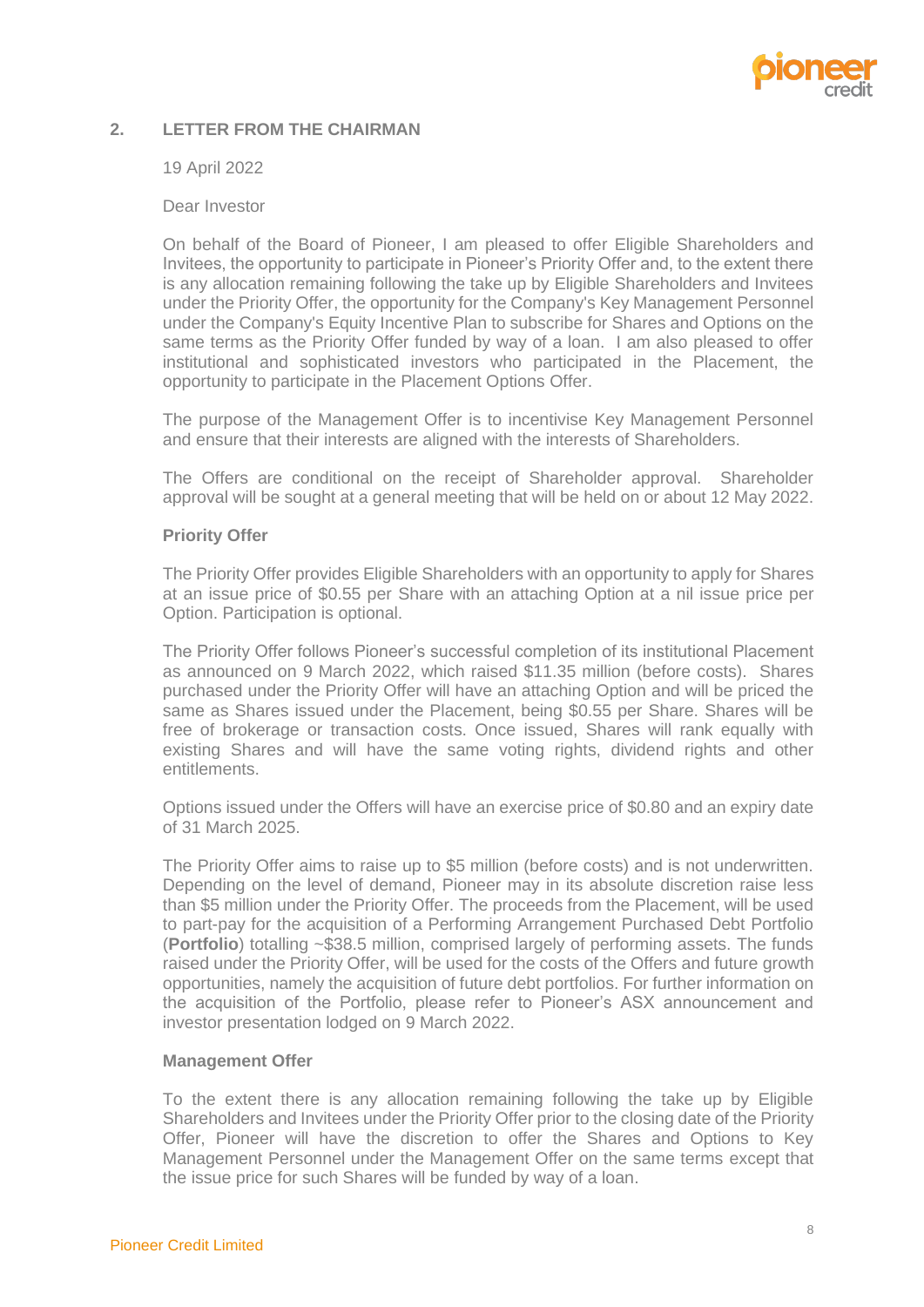## 2. LETTER FROM THE CHAIRMAN

19 April 2022

Dear Investor

On behalf of the Board of Pioneer, I am pleased to offer Eligible Shareholders and Invitees, the opportunity to participate in Pioneer's Priority Offer and, to the extent there is any allocation remaining following the take up by Eligible Shareholders and Invitees under the Priority Offer, the opportunity for the Company's Key Management Personnel under the Company's Equity Incentive Plan to subscribe for Shares and Options on the same terms as the Priority Offer funded by way of a loan. I am also pleased to offer institutional and sophisticated investors who participated in the Placement, the opportunity to participate in the Placement Options Offer.

The purpose of the Management Offer is to incentivise Key Management Personnel and ensure that their interests are aligned with the interests of Shareholders.

The Offers are conditional on the receipt of Shareholder approval. Shareholder approval will be sought at a general meeting that will be held on or about 12 May 2022.

**Priority Offer**

The Priority Offer provides Eligible Shareholders with an opportunity to apply for Shares at an issue price of $0.55 per Share with an attaching Option at a nil issue price per Option. Participation is optional.

The Priority Offer follows Pioneer's successful completion of its institutional Placement as announced on 9 March 2022, which raised $11.35 million (before costs). Shares purchased under the Priority Offer will have an attaching Option and will be priced the same as Shares issued under the Placement, being $0.55 per Share. Shares will be free of brokerage or transaction costs. Once issued, Shares will rank equally with existing Shares and will have the same voting rights, dividend rights and other entitlements.

Options issued under the Offers will have an exercise price of $0.80 and an expiry date of 31 March 2025.

The Priority Offer aims to raise up to $5 million (before costs) and is not underwritten. Depending on the level of demand, Pioneer may in its absolute discretion raise less than $5 million under the Priority Offer. The proceeds from the Placement, will be used to part-pay for the acquisition of a Performing Arrangement Purchased Debt Portfolio (**Portfolio**) totalling ~$38.5 million, comprised largely of performing assets. The funds raised under the Priority Offer, will be used for the costs of the Offers and future growth opportunities, namely the acquisition of future debt portfolios. For further information on the acquisition of the Portfolio, please refer to Pioneer's ASX announcement and investor presentation lodged on 9 March 2022.

**Management Offer**

To the extent there is any allocation remaining following the take up by Eligible Shareholders and Invitees under the Priority Offer prior to the closing date of the Priority Offer, Pioneer will have the discretion to offer the Shares and Options to Key Management Personnel under the Management Offer on the same terms except that the issue price for such Shares will be funded by way of a loan.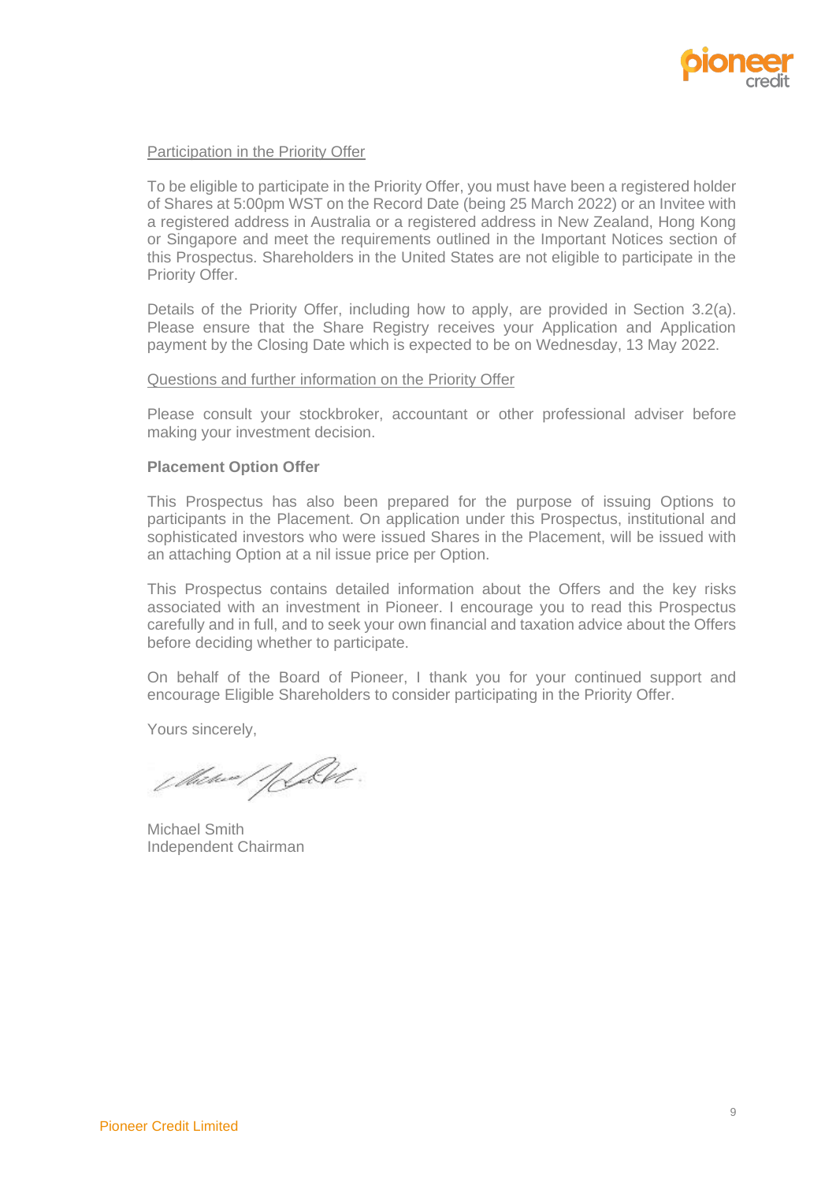Participation in the Priority Offer

To be eligible to participate in the Priority Offer, you must have been a registered holder of Shares at 5:00pm WST on the Record Date (being 25 March 2022) or an Invitee with a registered address in Australia or a registered address in New Zealand, Hong Kong or Singapore and meet the requirements outlined in the Important Notices section of this Prospectus. Shareholders in the United States are not eligible to participate in the Priority Offer.

Details of the Priority Offer, including how to apply, are provided in Section 3.2(a). Please ensure that the Share Registry receives your Application and Application payment by the Closing Date which is expected to be on Wednesday, 13 May 2022.

Questions and further information on the Priority Offer

Please consult your stockbroker, accountant or other professional adviser before making your investment decision.

**Placement Option Offer**

This Prospectus has also been prepared for the purpose of issuing Options to participants in the Placement. On application under this Prospectus, institutional and sophisticated investors who were issued Shares in the Placement, will be issued with an attaching Option at a nil issue price per Option.

This Prospectus contains detailed information about the Offers and the key risks associated with an investment in Pioneer. I encourage you to read this Prospectus carefully and in full, and to seek your own financial and taxation advice about the Offers before deciding whether to participate.

On behalf of the Board of Pioneer, I thank you for your continued support and encourage Eligible Shareholders to consider participating in the Priority Offer.

Yours sincerely,

Michael Smith
Independent Chairman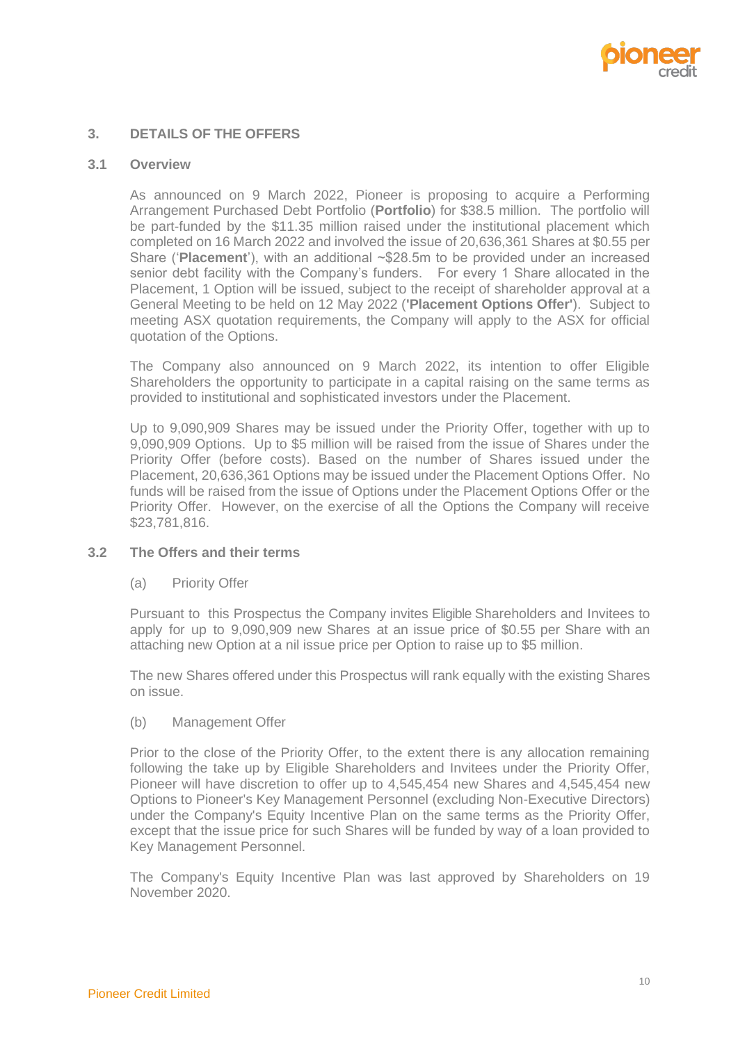## 3. DETAILS OF THE OFFERS

### 3.1 Overview

As announced on 9 March 2022, Pioneer is proposing to acquire a Performing Arrangement Purchased Debt Portfolio (**Portfolio**) for $38.5 million. The portfolio will be part-funded by the $11.35 million raised under the institutional placement which completed on 16 March 2022 and involved the issue of 20,636,361 Shares at $0.55 per Share ('**Placement**'), with an additional ~$28.5m to be provided under an increased senior debt facility with the Company's funders. For every 1 Share allocated in the Placement, 1 Option will be issued, subject to the receipt of shareholder approval at a General Meeting to be held on 12 May 2022 (**'Placement Options Offer'**). Subject to meeting ASX quotation requirements, the Company will apply to the ASX for official quotation of the Options.

The Company also announced on 9 March 2022, its intention to offer Eligible Shareholders the opportunity to participate in a capital raising on the same terms as provided to institutional and sophisticated investors under the Placement.

Up to 9,090,909 Shares may be issued under the Priority Offer, together with up to 9,090,909 Options. Up to $5 million will be raised from the issue of Shares under the Priority Offer (before costs). Based on the number of Shares issued under the Placement, 20,636,361 Options may be issued under the Placement Options Offer. No funds will be raised from the issue of Options under the Placement Options Offer or the Priority Offer. However, on the exercise of all the Options the Company will receive $23,781,816.

### 3.2 The Offers and their terms

(a) Priority Offer

Pursuant to this Prospectus the Company invites Eligible Shareholders and Invitees to apply for up to 9,090,909 new Shares at an issue price of $0.55 per Share with an attaching new Option at a nil issue price per Option to raise up to $5 million.

The new Shares offered under this Prospectus will rank equally with the existing Shares on issue.

(b) Management Offer

Prior to the close of the Priority Offer, to the extent there is any allocation remaining following the take up by Eligible Shareholders and Invitees under the Priority Offer, Pioneer will have discretion to offer up to 4,545,454 new Shares and 4,545,454 new Options to Pioneer's Key Management Personnel (excluding Non-Executive Directors) under the Company's Equity Incentive Plan on the same terms as the Priority Offer, except that the issue price for such Shares will be funded by way of a loan provided to Key Management Personnel.

The Company's Equity Incentive Plan was last approved by Shareholders on 19 November 2020.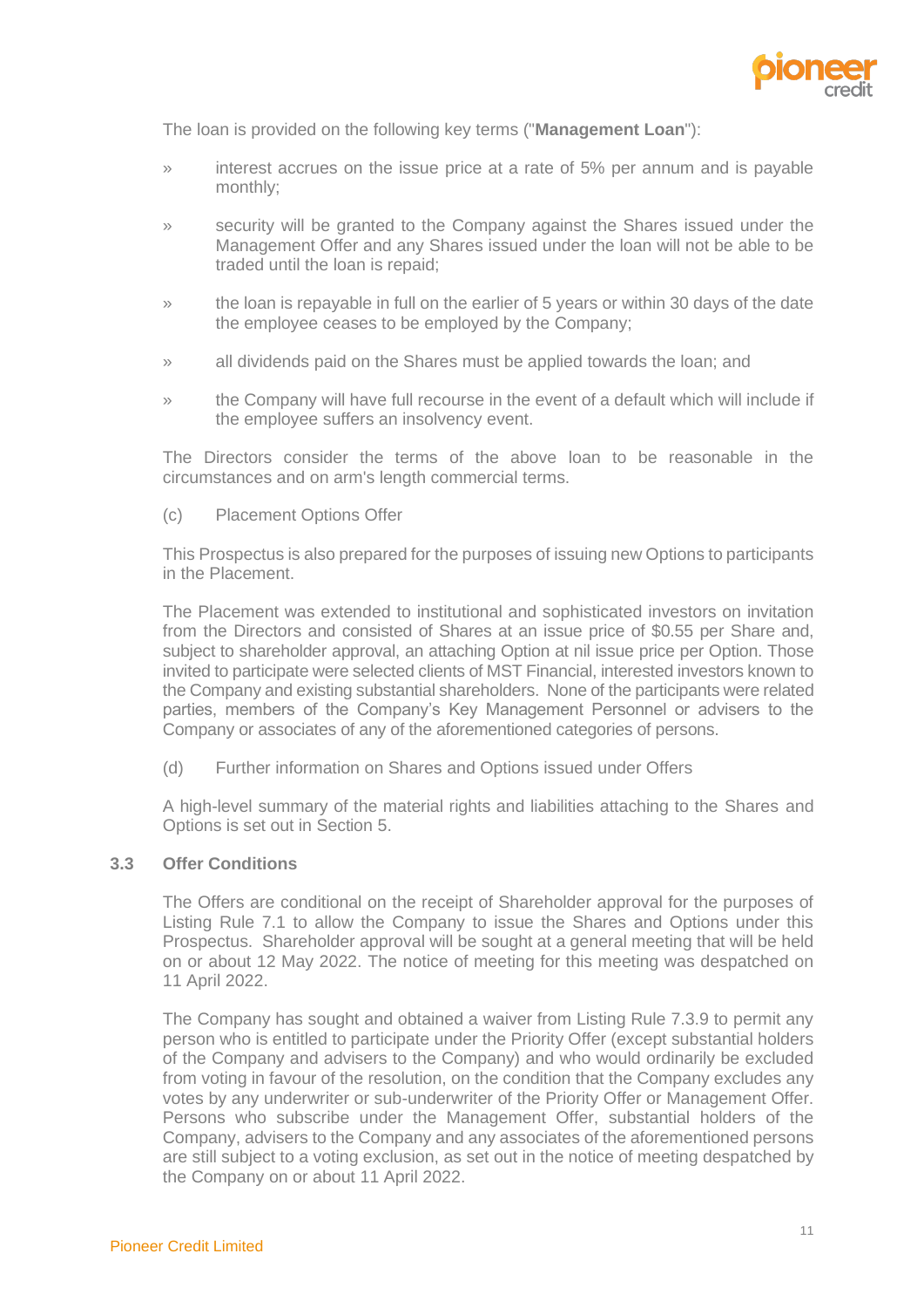The loan is provided on the following key terms ("**Management Loan**"):

- interest accrues on the issue price at a rate of 5% per annum and is payable monthly;
- security will be granted to the Company against the Shares issued under the Management Offer and any Shares issued under the loan will not be able to be traded until the loan is repaid;
- the loan is repayable in full on the earlier of 5 years or within 30 days of the date the employee ceases to be employed by the Company;
- all dividends paid on the Shares must be applied towards the loan; and
- the Company will have full recourse in the event of a default which will include if the employee suffers an insolvency event.

The Directors consider the terms of the above loan to be reasonable in the circumstances and on arm's length commercial terms.

(c) Placement Options Offer

This Prospectus is also prepared for the purposes of issuing new Options to participants in the Placement.

The Placement was extended to institutional and sophisticated investors on invitation from the Directors and consisted of Shares at an issue price of $0.55 per Share and, subject to shareholder approval, an attaching Option at nil issue price per Option. Those invited to participate were selected clients of MST Financial, interested investors known to the Company and existing substantial shareholders. None of the participants were related parties, members of the Company's Key Management Personnel or advisers to the Company or associates of any of the aforementioned categories of persons.

(d) Further information on Shares and Options issued under Offers

A high-level summary of the material rights and liabilities attaching to the Shares and Options is set out in Section 5.

### 3.3 Offer Conditions

The Offers are conditional on the receipt of Shareholder approval for the purposes of Listing Rule 7.1 to allow the Company to issue the Shares and Options under this Prospectus. Shareholder approval will be sought at a general meeting that will be held on or about 12 May 2022. The notice of meeting for this meeting was despatched on 11 April 2022.

The Company has sought and obtained a waiver from Listing Rule 7.3.9 to permit any person who is entitled to participate under the Priority Offer (except substantial holders of the Company and advisers to the Company) and who would ordinarily be excluded from voting in favour of the resolution, on the condition that the Company excludes any votes by any underwriter or sub-underwriter of the Priority Offer or Management Offer. Persons who subscribe under the Management Offer, substantial holders of the Company, advisers to the Company and any associates of the aforementioned persons are still subject to a voting exclusion, as set out in the notice of meeting despatched by the Company on or about 11 April 2022.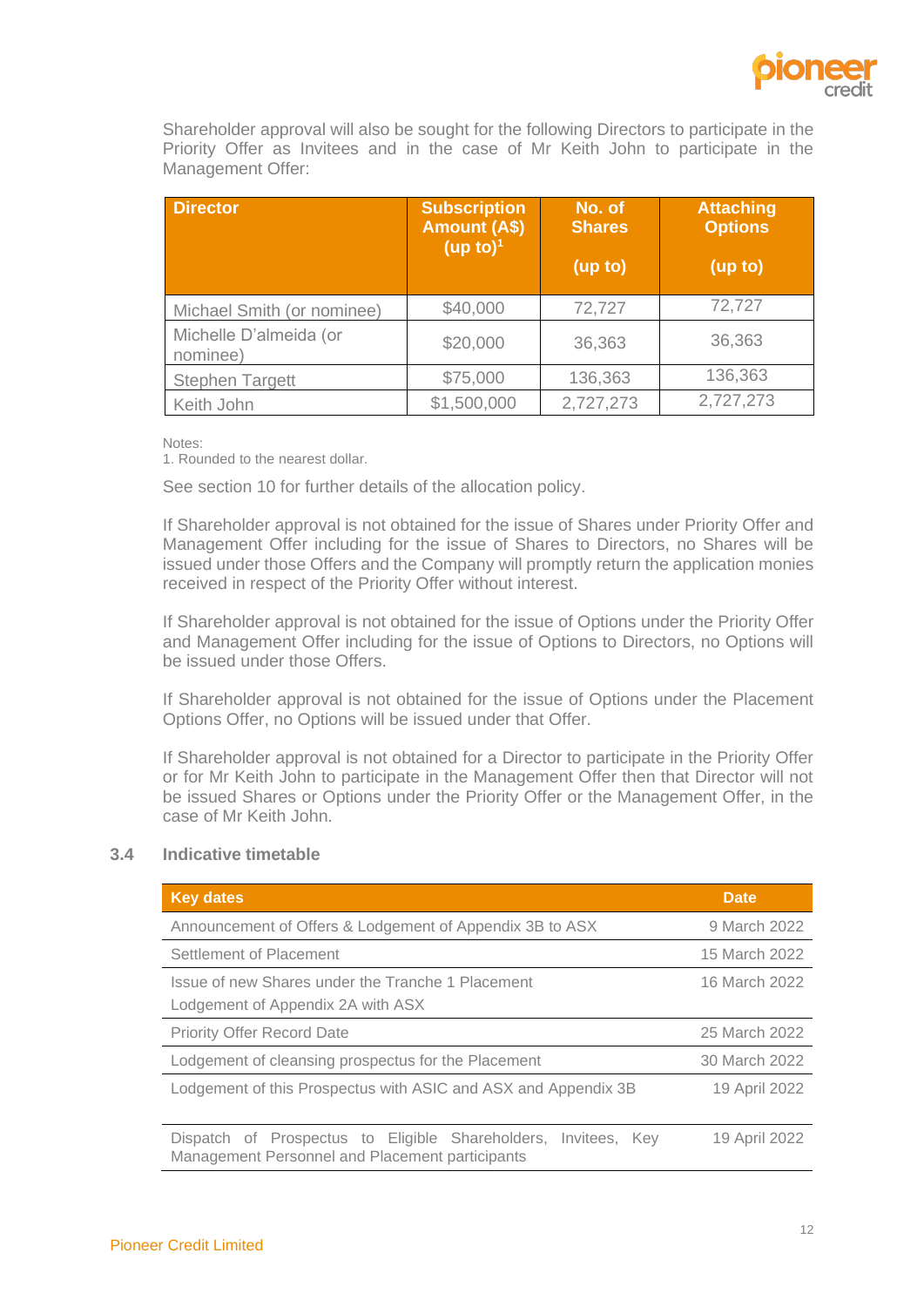Shareholder approval will also be sought for the following Directors to participate in the Priority Offer as Invitees and in the case of Mr Keith John to participate in the Management Offer:

| Director | Subscription Amount (A$) (up to)[1] | No. of Shares (up to) | Attaching Options (up to) |
|---|---|---|---|
| Michael Smith (or nominee) | $40,000 | 72,727 | 72,727 |
| Michelle D'almeida (or nominee) | $20,000 | 36,363 | 36,363 |
| Stephen Targett | $75,000 | 136,363 | 136,363 |
| Keith John | $1,500,000 | 2,727,273 | 2,727,273 |

Notes:
1. Rounded to the nearest dollar.

See section 10 for further details of the allocation policy.

If Shareholder approval is not obtained for the issue of Shares under Priority Offer and Management Offer including for the issue of Shares to Directors, no Shares will be issued under those Offers and the Company will promptly return the application monies received in respect of the Priority Offer without interest.

If Shareholder approval is not obtained for the issue of Options under the Priority Offer and Management Offer including for the issue of Options to Directors, no Options will be issued under those Offers.

If Shareholder approval is not obtained for the issue of Options under the Placement Options Offer, no Options will be issued under that Offer.

If Shareholder approval is not obtained for a Director to participate in the Priority Offer or for Mr Keith John to participate in the Management Offer then that Director will not be issued Shares or Options under the Priority Offer or the Management Offer, in the case of Mr Keith John.

### 3.4 Indicative timetable

| Key dates | Date |
|---|---|
| Announcement of Offers & Lodgement of Appendix 3B to ASX | 9 March 2022 |
| Settlement of Placement | 15 March 2022 |
| Issue of new Shares under the Tranche 1 Placement<br>Lodgement of Appendix 2A with ASX | 16 March 2022 |
| Priority Offer Record Date | 25 March 2022 |
| Lodgement of cleansing prospectus for the Placement | 30 March 2022 |
| Lodgement of this Prospectus with ASIC and ASX and Appendix 3B | 19 April 2022 |
| Dispatch of Prospectus to Eligible Shareholders, Invitees, Key Management Personnel and Placement participants | 19 April 2022 |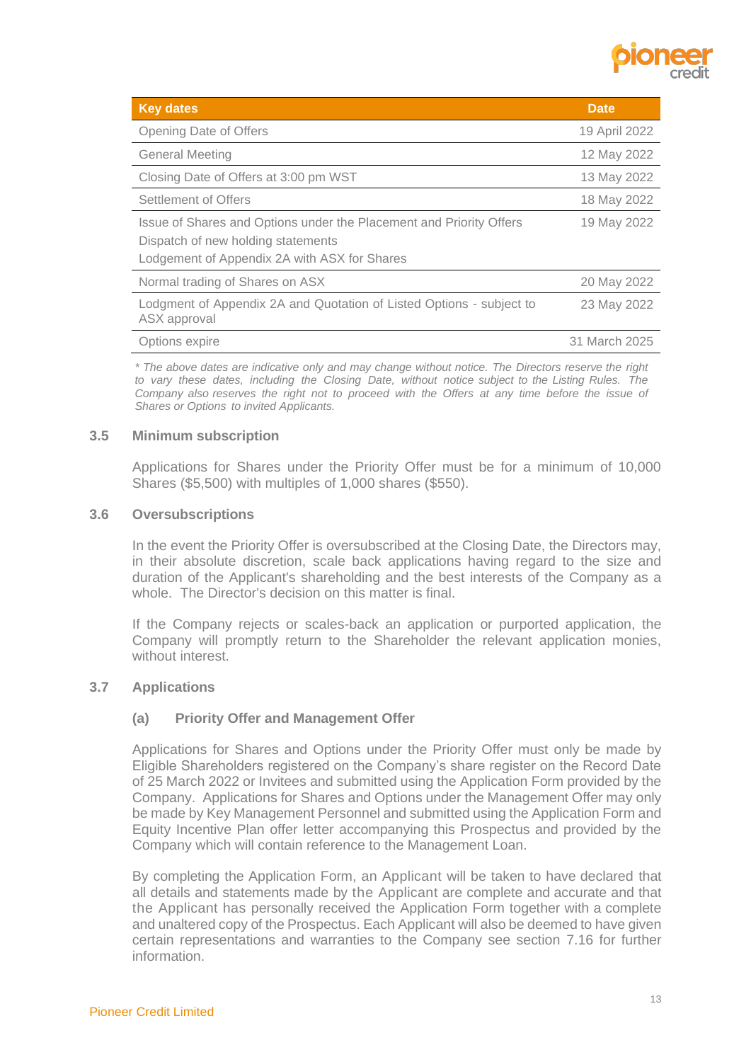| Key dates | Date |
| --- | --- |
| Opening Date of Offers | 19 April 2022 |
| General Meeting | 12 May 2022 |
| Closing Date of Offers at 3:00 pm WST | 13 May 2022 |
| Settlement of Offers | 18 May 2022 |
| Issue of Shares and Options under the Placement and Priority Offers<br>Dispatch of new holding statements<br>Lodgement of Appendix 2A with ASX for Shares | 19 May 2022 |
| Normal trading of Shares on ASX | 20 May 2022 |
| Lodgment of Appendix 2A and Quotation of Listed Options - subject to ASX approval | 23 May 2022 |
| Options expire | 31 March 2025 |

*\* The above dates are indicative only and may change without notice. The Directors reserve the right to vary these dates, including the Closing Date, without notice subject to the Listing Rules. The Company also reserves the right not to proceed with the Offers at any time before the issue of Shares or Options to invited Applicants.*

### 3.5 Minimum subscription

Applications for Shares under the Priority Offer must be for a minimum of 10,000 Shares ($5,500) with multiples of 1,000 shares ($550).

### 3.6 Oversubscriptions

In the event the Priority Offer is oversubscribed at the Closing Date, the Directors may, in their absolute discretion, scale back applications having regard to the size and duration of the Applicant's shareholding and the best interests of the Company as a whole. The Director's decision on this matter is final.

If the Company rejects or scales-back an application or purported application, the Company will promptly return to the Shareholder the relevant application monies, without interest.

### 3.7 Applications

#### (a) Priority Offer and Management Offer

Applications for Shares and Options under the Priority Offer must only be made by Eligible Shareholders registered on the Company's share register on the Record Date of 25 March 2022 or Invitees and submitted using the Application Form provided by the Company. Applications for Shares and Options under the Management Offer may only be made by Key Management Personnel and submitted using the Application Form and Equity Incentive Plan offer letter accompanying this Prospectus and provided by the Company which will contain reference to the Management Loan.

By completing the Application Form, an Applicant will be taken to have declared that all details and statements made by the Applicant are complete and accurate and that the Applicant has personally received the Application Form together with a complete and unaltered copy of the Prospectus. Each Applicant will also be deemed to have given certain representations and warranties to the Company see section 7.16 for further information.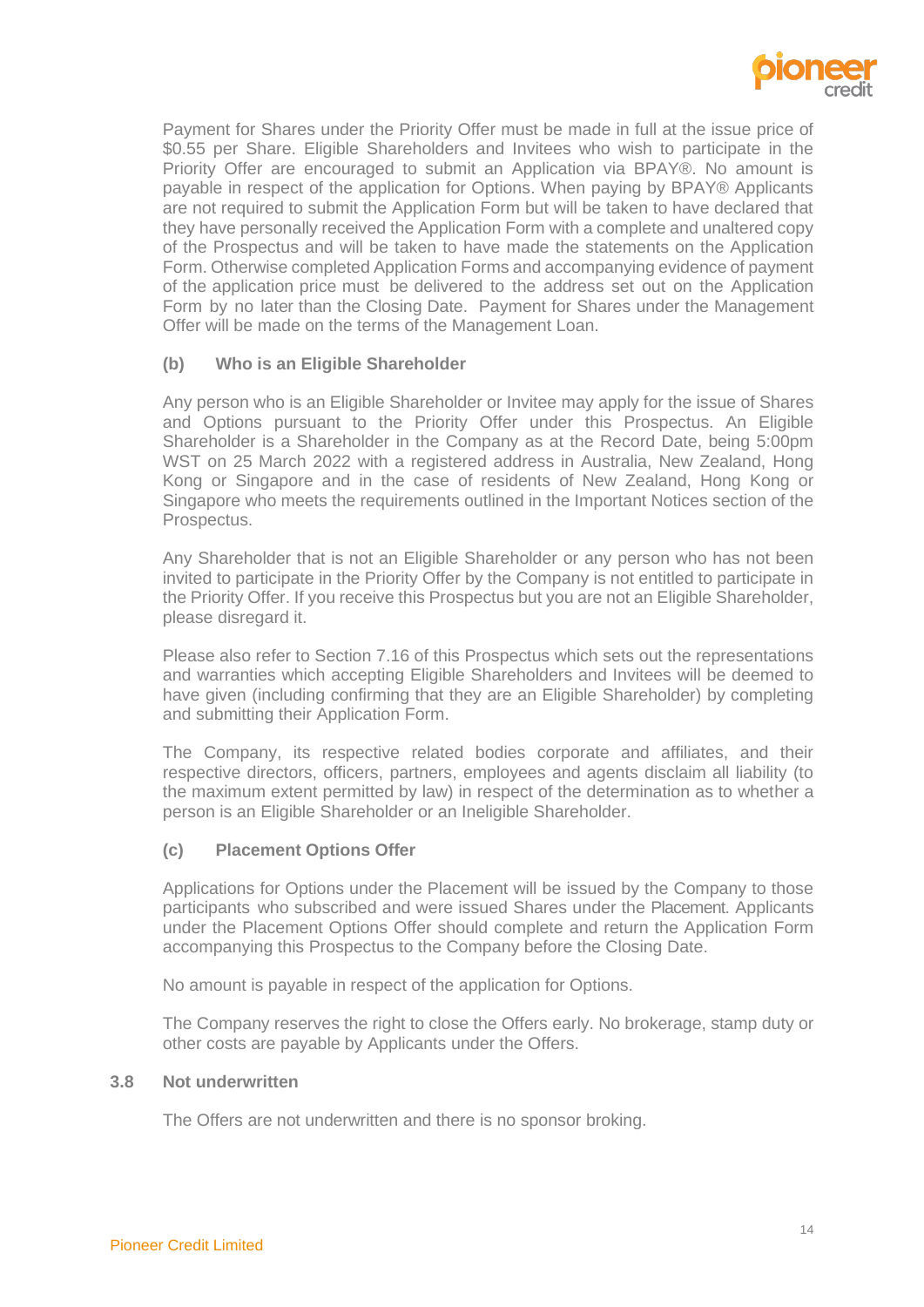Payment for Shares under the Priority Offer must be made in full at the issue price of $0.55 per Share. Eligible Shareholders and Invitees who wish to participate in the Priority Offer are encouraged to submit an Application via BPAY®. No amount is payable in respect of the application for Options. When paying by BPAY® Applicants are not required to submit the Application Form but will be taken to have declared that they have personally received the Application Form with a complete and unaltered copy of the Prospectus and will be taken to have made the statements on the Application Form. Otherwise completed Application Forms and accompanying evidence of payment of the application price must be delivered to the address set out on the Application Form by no later than the Closing Date. Payment for Shares under the Management Offer will be made on the terms of the Management Loan.

#### (b) Who is an Eligible Shareholder

Any person who is an Eligible Shareholder or Invitee may apply for the issue of Shares and Options pursuant to the Priority Offer under this Prospectus. An Eligible Shareholder is a Shareholder in the Company as at the Record Date, being 5:00pm WST on 25 March 2022 with a registered address in Australia, New Zealand, Hong Kong or Singapore and in the case of residents of New Zealand, Hong Kong or Singapore who meets the requirements outlined in the Important Notices section of the Prospectus.

Any Shareholder that is not an Eligible Shareholder or any person who has not been invited to participate in the Priority Offer by the Company is not entitled to participate in the Priority Offer. If you receive this Prospectus but you are not an Eligible Shareholder, please disregard it.

Please also refer to Section 7.16 of this Prospectus which sets out the representations and warranties which accepting Eligible Shareholders and Invitees will be deemed to have given (including confirming that they are an Eligible Shareholder) by completing and submitting their Application Form.

The Company, its respective related bodies corporate and affiliates, and their respective directors, officers, partners, employees and agents disclaim all liability (to the maximum extent permitted by law) in respect of the determination as to whether a person is an Eligible Shareholder or an Ineligible Shareholder.

#### (c) Placement Options Offer

Applications for Options under the Placement will be issued by the Company to those participants who subscribed and were issued Shares under the Placement. Applicants under the Placement Options Offer should complete and return the Application Form accompanying this Prospectus to the Company before the Closing Date.

No amount is payable in respect of the application for Options.

The Company reserves the right to close the Offers early. No brokerage, stamp duty or other costs are payable by Applicants under the Offers.

### 3.8 Not underwritten

The Offers are not underwritten and there is no sponsor broking.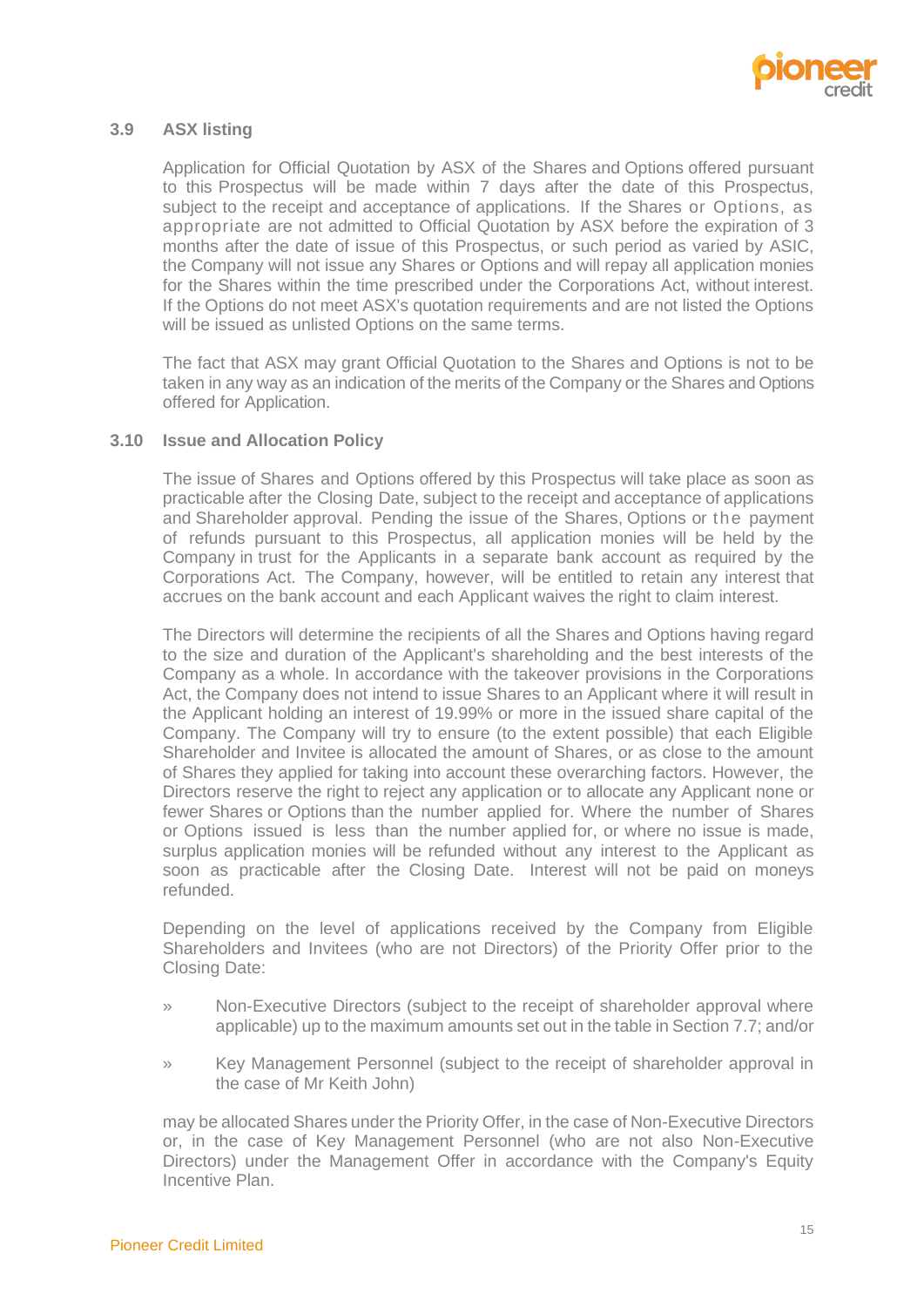### 3.9 ASX listing

Application for Official Quotation by ASX of the Shares and Options offered pursuant to this Prospectus will be made within 7 days after the date of this Prospectus, subject to the receipt and acceptance of applications. If the Shares or Options, as appropriate are not admitted to Official Quotation by ASX before the expiration of 3 months after the date of issue of this Prospectus, or such period as varied by ASIC, the Company will not issue any Shares or Options and will repay all application monies for the Shares within the time prescribed under the Corporations Act, without interest. If the Options do not meet ASX's quotation requirements and are not listed the Options will be issued as unlisted Options on the same terms.

The fact that ASX may grant Official Quotation to the Shares and Options is not to be taken in any way as an indication of the merits of the Company or the Shares and Options offered for Application.

### 3.10 Issue and Allocation Policy

The issue of Shares and Options offered by this Prospectus will take place as soon as practicable after the Closing Date, subject to the receipt and acceptance of applications and Shareholder approval. Pending the issue of the Shares, Options or the payment of refunds pursuant to this Prospectus, all application monies will be held by the Company in trust for the Applicants in a separate bank account as required by the Corporations Act. The Company, however, will be entitled to retain any interest that accrues on the bank account and each Applicant waives the right to claim interest.

The Directors will determine the recipients of all the Shares and Options having regard to the size and duration of the Applicant's shareholding and the best interests of the Company as a whole. In accordance with the takeover provisions in the Corporations Act, the Company does not intend to issue Shares to an Applicant where it will result in the Applicant holding an interest of 19.99% or more in the issued share capital of the Company. The Company will try to ensure (to the extent possible) that each Eligible Shareholder and Invitee is allocated the amount of Shares, or as close to the amount of Shares they applied for taking into account these overarching factors. However, the Directors reserve the right to reject any application or to allocate any Applicant none or fewer Shares or Options than the number applied for. Where the number of Shares or Options issued is less than the number applied for, or where no issue is made, surplus application monies will be refunded without any interest to the Applicant as soon as practicable after the Closing Date. Interest will not be paid on moneys refunded.

Depending on the level of applications received by the Company from Eligible Shareholders and Invitees (who are not Directors) of the Priority Offer prior to the Closing Date:

- Non-Executive Directors (subject to the receipt of shareholder approval where applicable) up to the maximum amounts set out in the table in Section 7.7; and/or
- Key Management Personnel (subject to the receipt of shareholder approval in the case of Mr Keith John)

may be allocated Shares under the Priority Offer, in the case of Non-Executive Directors or, in the case of Key Management Personnel (who are not also Non-Executive Directors) under the Management Offer in accordance with the Company's Equity Incentive Plan.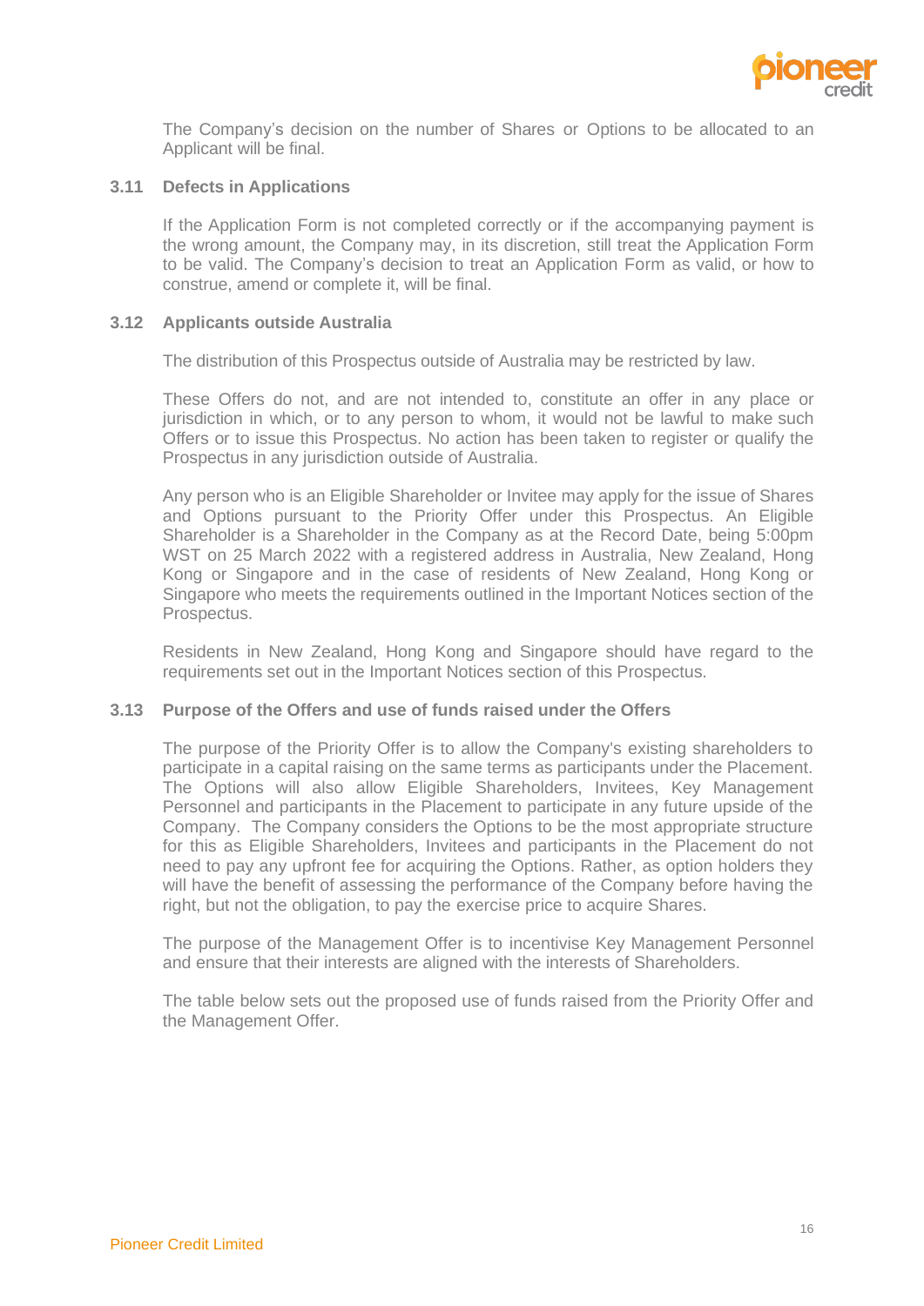The Company's decision on the number of Shares or Options to be allocated to an Applicant will be final.

### 3.11 Defects in Applications

If the Application Form is not completed correctly or if the accompanying payment is the wrong amount, the Company may, in its discretion, still treat the Application Form to be valid. The Company's decision to treat an Application Form as valid, or how to construe, amend or complete it, will be final.

### 3.12 Applicants outside Australia

The distribution of this Prospectus outside of Australia may be restricted by law.

These Offers do not, and are not intended to, constitute an offer in any place or jurisdiction in which, or to any person to whom, it would not be lawful to make such Offers or to issue this Prospectus. No action has been taken to register or qualify the Prospectus in any jurisdiction outside of Australia.

Any person who is an Eligible Shareholder or Invitee may apply for the issue of Shares and Options pursuant to the Priority Offer under this Prospectus. An Eligible Shareholder is a Shareholder in the Company as at the Record Date, being 5:00pm WST on 25 March 2022 with a registered address in Australia, New Zealand, Hong Kong or Singapore and in the case of residents of New Zealand, Hong Kong or Singapore who meets the requirements outlined in the Important Notices section of the Prospectus.

Residents in New Zealand, Hong Kong and Singapore should have regard to the requirements set out in the Important Notices section of this Prospectus.

### 3.13 Purpose of the Offers and use of funds raised under the Offers

The purpose of the Priority Offer is to allow the Company's existing shareholders to participate in a capital raising on the same terms as participants under the Placement. The Options will also allow Eligible Shareholders, Invitees, Key Management Personnel and participants in the Placement to participate in any future upside of the Company. The Company considers the Options to be the most appropriate structure for this as Eligible Shareholders, Invitees and participants in the Placement do not need to pay any upfront fee for acquiring the Options. Rather, as option holders they will have the benefit of assessing the performance of the Company before having the right, but not the obligation, to pay the exercise price to acquire Shares.

The purpose of the Management Offer is to incentivise Key Management Personnel and ensure that their interests are aligned with the interests of Shareholders.

The table below sets out the proposed use of funds raised from the Priority Offer and the Management Offer.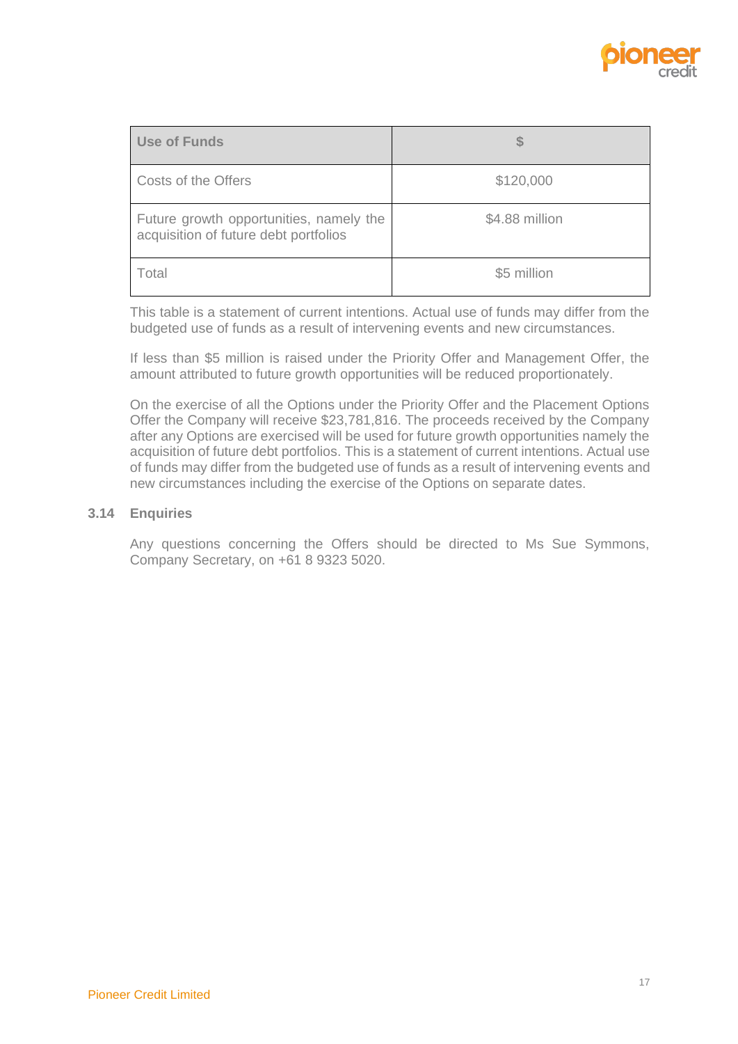| Use of Funds | $ |
| --- | --- |
| Costs of the Offers | $120,000 |
| Future growth opportunities, namely the acquisition of future debt portfolios | $4.88 million |
| Total | $5 million |

This table is a statement of current intentions. Actual use of funds may differ from the budgeted use of funds as a result of intervening events and new circumstances.

If less than $5 million is raised under the Priority Offer and Management Offer, the amount attributed to future growth opportunities will be reduced proportionately.

On the exercise of all the Options under the Priority Offer and the Placement Options Offer the Company will receive $23,781,816. The proceeds received by the Company after any Options are exercised will be used for future growth opportunities namely the acquisition of future debt portfolios. This is a statement of current intentions. Actual use of funds may differ from the budgeted use of funds as a result of intervening events and new circumstances including the exercise of the Options on separate dates.

### 3.14 Enquiries

Any questions concerning the Offers should be directed to Ms Sue Symmons, Company Secretary, on +61 8 9323 5020.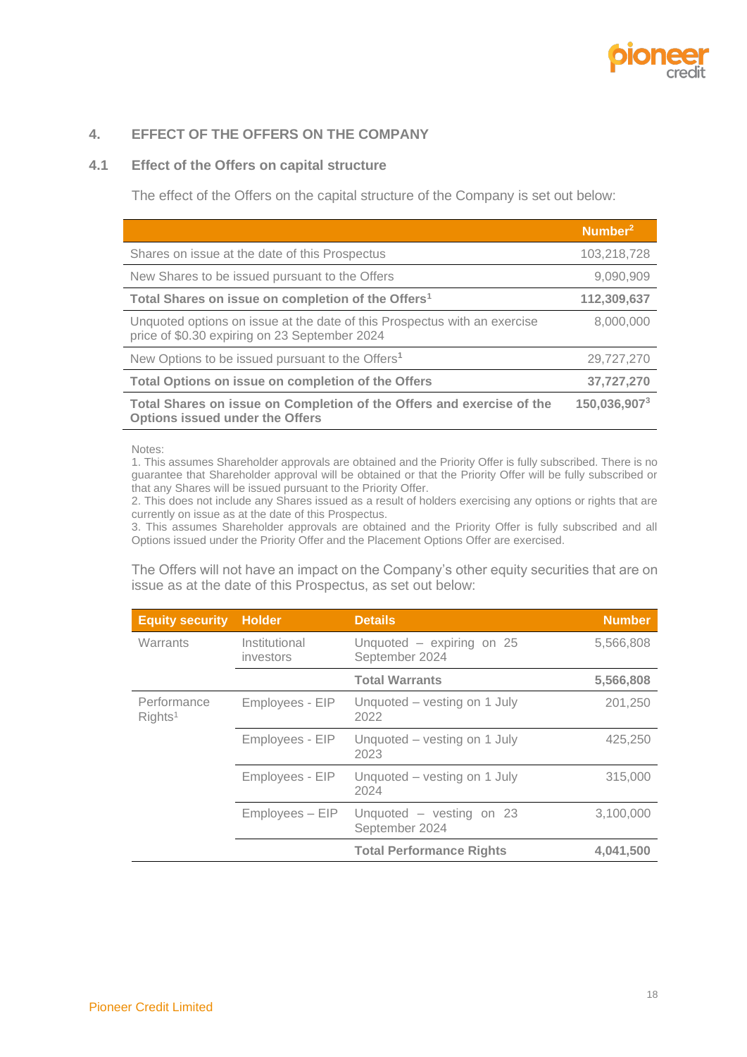## 4. EFFECT OF THE OFFERS ON THE COMPANY

### 4.1 Effect of the Offers on capital structure

The effect of the Offers on the capital structure of the Company is set out below:

| | Number[2] |
|---|---|
| Shares on issue at the date of this Prospectus | 103,218,728 |
| New Shares to be issued pursuant to the Offers | 9,090,909 |
| **Total Shares on issue on completion of the Offers[1]** | **112,309,637** |
| Unquoted options on issue at the date of this Prospectus with an exercise price of $0.30 expiring on 23 September 2024 | 8,000,000 |
| New Options to be issued pursuant to the Offers[1] | 29,727,270 |
| **Total Options on issue on completion of the Offers** | **37,727,270** |
| **Total Shares on issue on Completion of the Offers and exercise of the Options issued under the Offers** | **150,036,907[3]** |

Notes:
1. This assumes Shareholder approvals are obtained and the Priority Offer is fully subscribed. There is no guarantee that Shareholder approval will be obtained or that the Priority Offer will be fully subscribed or that any Shares will be issued pursuant to the Priority Offer.
2. This does not include any Shares issued as a result of holders exercising any options or rights that are currently on issue as at the date of this Prospectus.
3. This assumes Shareholder approvals are obtained and the Priority Offer is fully subscribed and all Options issued under the Priority Offer and the Placement Options Offer are exercised.

The Offers will not have an impact on the Company's other equity securities that are on issue as at the date of this Prospectus, as set out below:

| Equity security | Holder | Details | Number |
|---|---|---|---|
| Warrants | Institutional investors | Unquoted – expiring on 25 September 2024 | 5,566,808 |
| | | **Total Warrants** | **5,566,808** |
| Performance Rights[1] | Employees - EIP | Unquoted – vesting on 1 July 2022 | 201,250 |
| | Employees - EIP | Unquoted – vesting on 1 July 2023 | 425,250 |
| | Employees - EIP | Unquoted – vesting on 1 July 2024 | 315,000 |
| | Employees – EIP | Unquoted – vesting on 23 September 2024 | 3,100,000 |
| | | **Total Performance Rights** | **4,041,500** |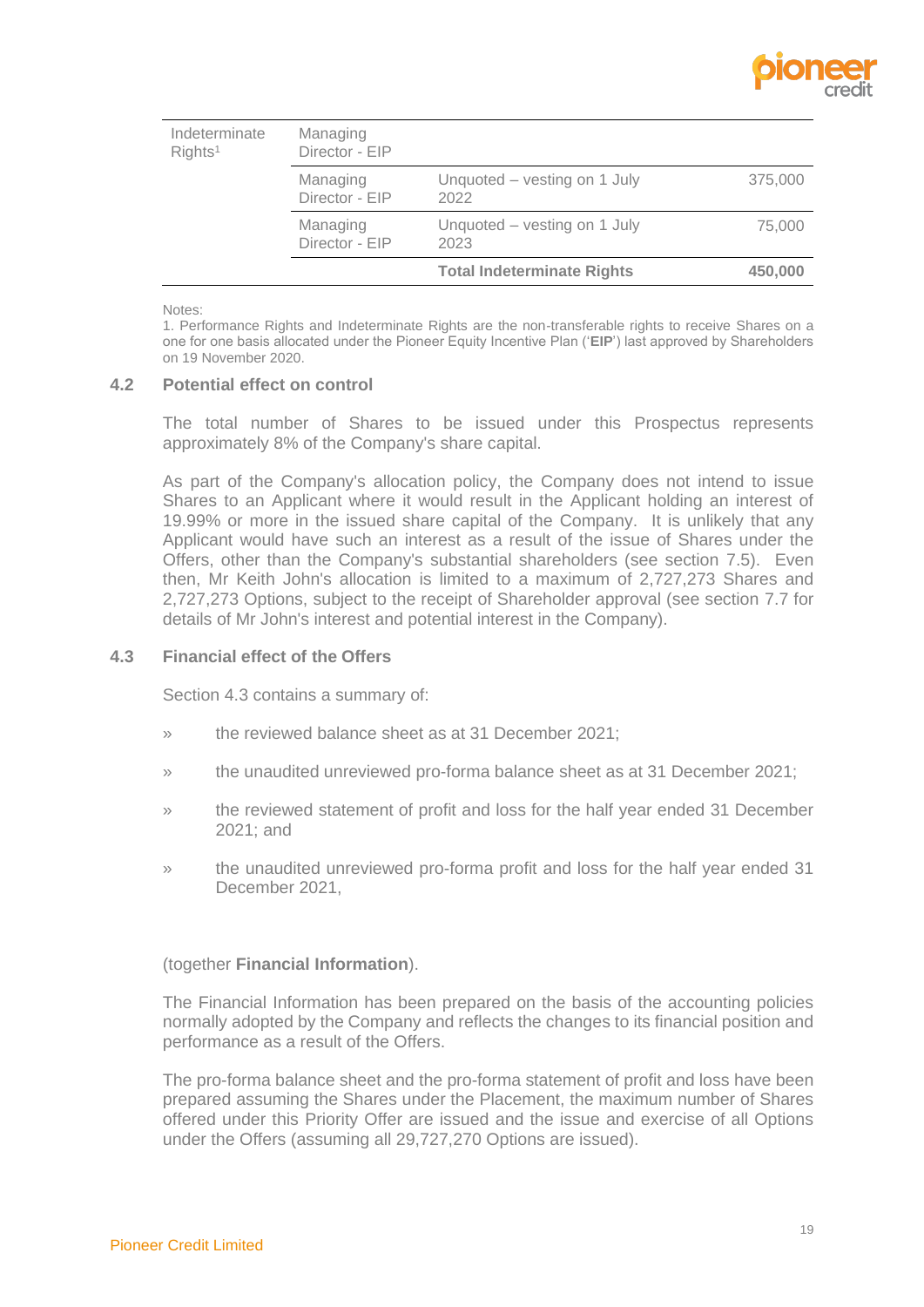| Indeterminate Rights[1] | Managing Director - EIP | | |
|---|---|---|---|
| | Managing Director - EIP | Unquoted – vesting on 1 July 2022 | 375,000 |
| | Managing Director - EIP | Unquoted – vesting on 1 July 2023 | 75,000 |
| | | **Total Indeterminate Rights** | **450,000** |

Notes:
1. Performance Rights and Indeterminate Rights are the non-transferable rights to receive Shares on a one for one basis allocated under the Pioneer Equity Incentive Plan ('**EIP**') last approved by Shareholders on 19 November 2020.

### 4.2 Potential effect on control

The total number of Shares to be issued under this Prospectus represents approximately 8% of the Company's share capital.

As part of the Company's allocation policy, the Company does not intend to issue Shares to an Applicant where it would result in the Applicant holding an interest of 19.99% or more in the issued share capital of the Company. It is unlikely that any Applicant would have such an interest as a result of the issue of Shares under the Offers, other than the Company's substantial shareholders (see section 7.5). Even then, Mr Keith John's allocation is limited to a maximum of 2,727,273 Shares and 2,727,273 Options, subject to the receipt of Shareholder approval (see section 7.7 for details of Mr John's interest and potential interest in the Company).

### 4.3 Financial effect of the Offers

Section 4.3 contains a summary of:

- the reviewed balance sheet as at 31 December 2021;
- the unaudited unreviewed pro-forma balance sheet as at 31 December 2021;
- the reviewed statement of profit and loss for the half year ended 31 December 2021; and
- the unaudited unreviewed pro-forma profit and loss for the half year ended 31 December 2021,

(together **Financial Information**).

The Financial Information has been prepared on the basis of the accounting policies normally adopted by the Company and reflects the changes to its financial position and performance as a result of the Offers.

The pro-forma balance sheet and the pro-forma statement of profit and loss have been prepared assuming the Shares under the Placement, the maximum number of Shares offered under this Priority Offer are issued and the issue and exercise of all Options under the Offers (assuming all 29,727,270 Options are issued).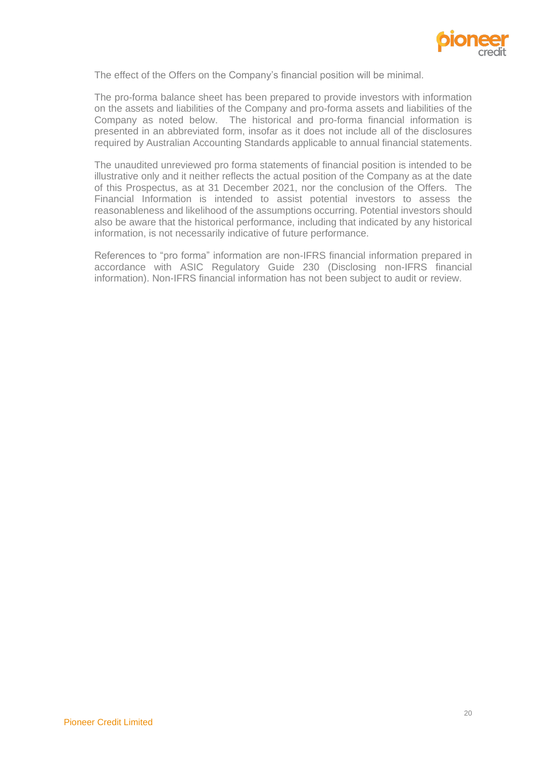The effect of the Offers on the Company's financial position will be minimal.

The pro-forma balance sheet has been prepared to provide investors with information on the assets and liabilities of the Company and pro-forma assets and liabilities of the Company as noted below. The historical and pro-forma financial information is presented in an abbreviated form, insofar as it does not include all of the disclosures required by Australian Accounting Standards applicable to annual financial statements.

The unaudited unreviewed pro forma statements of financial position is intended to be illustrative only and it neither reflects the actual position of the Company as at the date of this Prospectus, as at 31 December 2021, nor the conclusion of the Offers. The Financial Information is intended to assist potential investors to assess the reasonableness and likelihood of the assumptions occurring. Potential investors should also be aware that the historical performance, including that indicated by any historical information, is not necessarily indicative of future performance.

References to "pro forma" information are non-IFRS financial information prepared in accordance with ASIC Regulatory Guide 230 (Disclosing non-IFRS financial information). Non-IFRS financial information has not been subject to audit or review.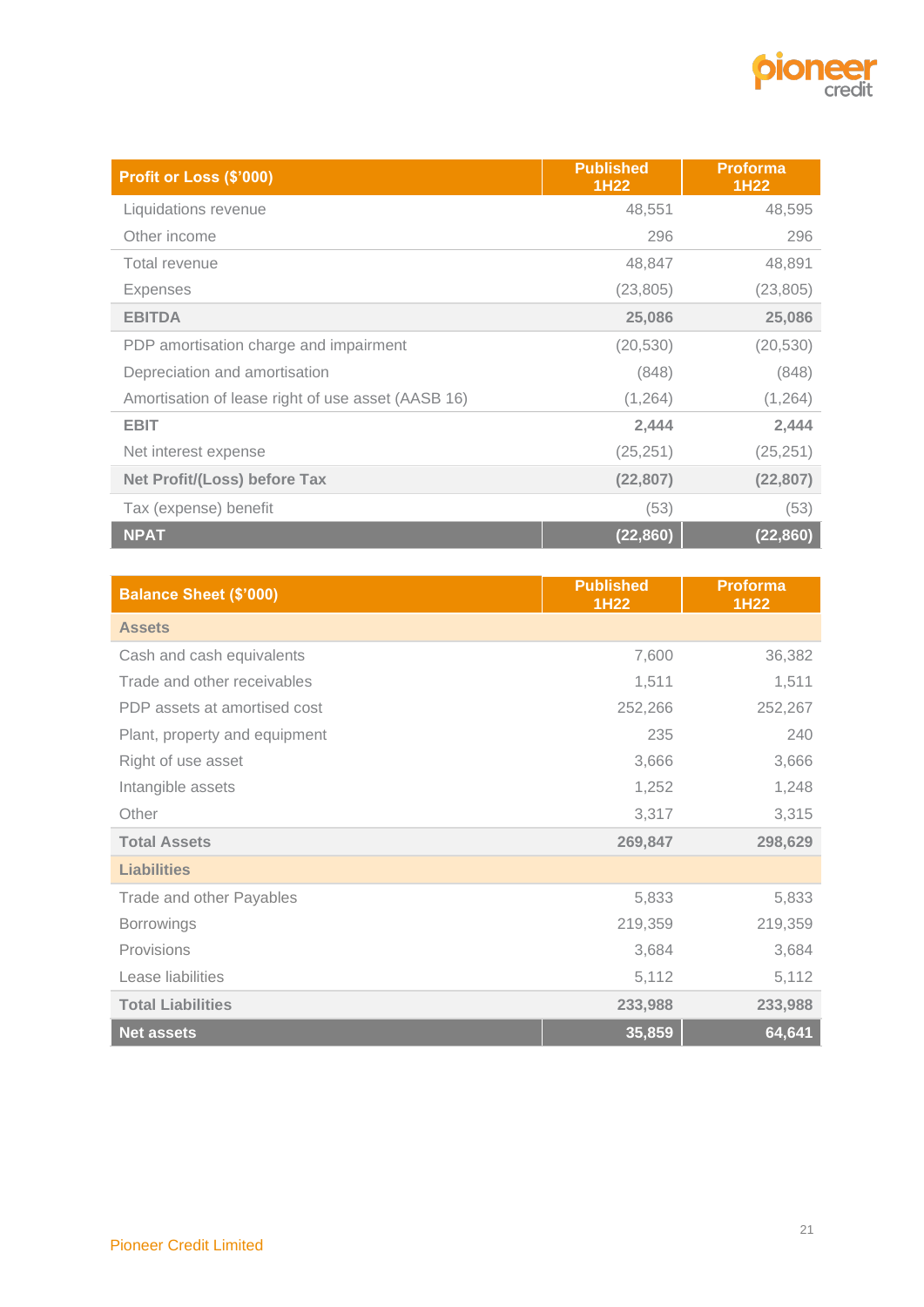| Profit or Loss ($'000) | Published 1H22 | Proforma 1H22 |
|---|---|---|
| Liquidations revenue | 48,551 | 48,595 |
| Other income | 296 | 296 |
| Total revenue | 48,847 | 48,891 |
| Expenses | (23,805) | (23,805) |
| **EBITDA** | **25,086** | **25,086** |
| PDP amortisation charge and impairment | (20,530) | (20,530) |
| Depreciation and amortisation | (848) | (848) |
| Amortisation of lease right of use asset (AASB 16) | (1,264) | (1,264) |
| **EBIT** | **2,444** | **2,444** |
| Net interest expense | (25,251) | (25,251) |
| **Net Profit/(Loss) before Tax** | **(22,807)** | **(22,807)** |
| Tax (expense) benefit | (53) | (53) |
| **NPAT** | **(22,860)** | **(22,860)** |

| Balance Sheet ($'000) | Published 1H22 | Proforma 1H22 |
|---|---|---|
| **Assets** | | |
| Cash and cash equivalents | 7,600 | 36,382 |
| Trade and other receivables | 1,511 | 1,511 |
| PDP assets at amortised cost | 252,266 | 252,267 |
| Plant, property and equipment | 235 | 240 |
| Right of use asset | 3,666 | 3,666 |
| Intangible assets | 1,252 | 1,248 |
| Other | 3,317 | 3,315 |
| **Total Assets** | **269,847** | **298,629** |
| **Liabilities** | | |
| Trade and other Payables | 5,833 | 5,833 |
| Borrowings | 219,359 | 219,359 |
| Provisions | 3,684 | 3,684 |
| Lease liabilities | 5,112 | 5,112 |
| **Total Liabilities** | **233,988** | **233,988** |
| **Net assets** | **35,859** | **64,641** |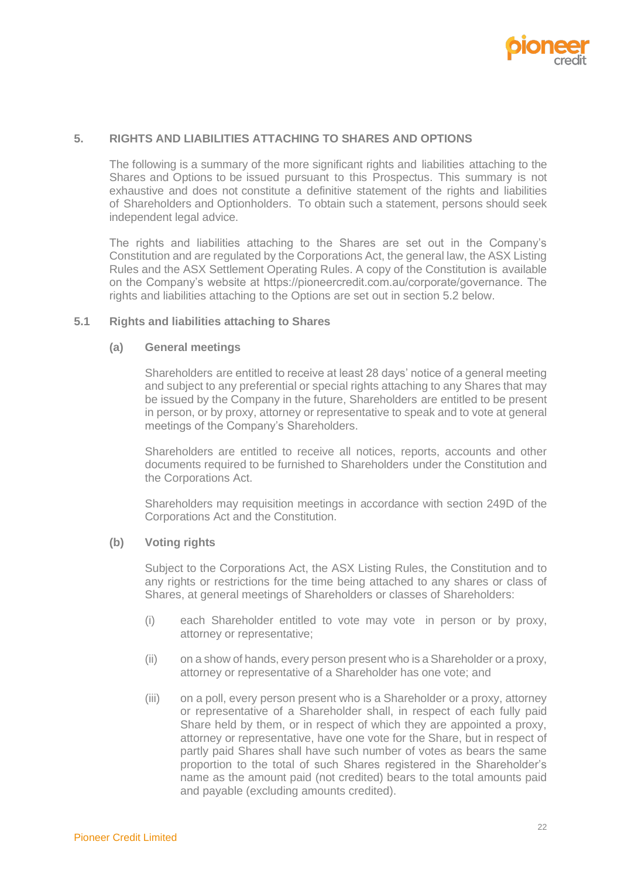## 5. RIGHTS AND LIABILITIES ATTACHING TO SHARES AND OPTIONS

The following is a summary of the more significant rights and liabilities attaching to the Shares and Options to be issued pursuant to this Prospectus. This summary is not exhaustive and does not constitute a definitive statement of the rights and liabilities of Shareholders and Optionholders. To obtain such a statement, persons should seek independent legal advice.

The rights and liabilities attaching to the Shares are set out in the Company's Constitution and are regulated by the Corporations Act, the general law, the ASX Listing Rules and the ASX Settlement Operating Rules. A copy of the Constitution is available on the Company's website at https://pioneercredit.com.au/corporate/governance. The rights and liabilities attaching to the Options are set out in section 5.2 below.

### 5.1 Rights and liabilities attaching to Shares

#### (a) General meetings

Shareholders are entitled to receive at least 28 days' notice of a general meeting and subject to any preferential or special rights attaching to any Shares that may be issued by the Company in the future, Shareholders are entitled to be present in person, or by proxy, attorney or representative to speak and to vote at general meetings of the Company's Shareholders.

Shareholders are entitled to receive all notices, reports, accounts and other documents required to be furnished to Shareholders under the Constitution and the Corporations Act.

Shareholders may requisition meetings in accordance with section 249D of the Corporations Act and the Constitution.

#### (b) Voting rights

Subject to the Corporations Act, the ASX Listing Rules, the Constitution and to any rights or restrictions for the time being attached to any shares or class of Shares, at general meetings of Shareholders or classes of Shareholders:

(i) each Shareholder entitled to vote may vote in person or by proxy, attorney or representative;

(ii) on a show of hands, every person present who is a Shareholder or a proxy, attorney or representative of a Shareholder has one vote; and

(iii) on a poll, every person present who is a Shareholder or a proxy, attorney or representative of a Shareholder shall, in respect of each fully paid Share held by them, or in respect of which they are appointed a proxy, attorney or representative, have one vote for the Share, but in respect of partly paid Shares shall have such number of votes as bears the same proportion to the total of such Shares registered in the Shareholder's name as the amount paid (not credited) bears to the total amounts paid and payable (excluding amounts credited).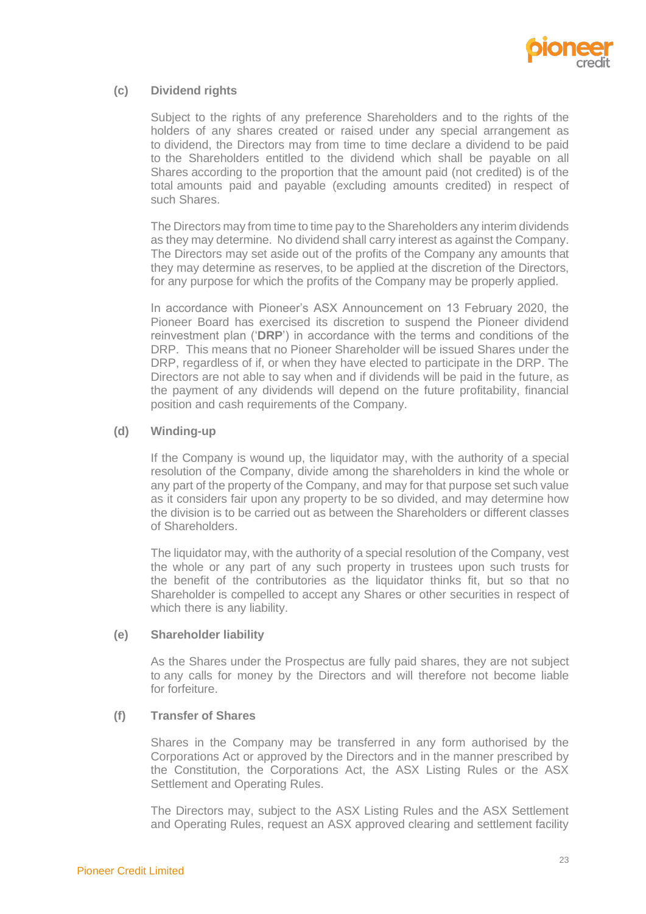### (c) Dividend rights

Subject to the rights of any preference Shareholders and to the rights of the holders of any shares created or raised under any special arrangement as to dividend, the Directors may from time to time declare a dividend to be paid to the Shareholders entitled to the dividend which shall be payable on all Shares according to the proportion that the amount paid (not credited) is of the total amounts paid and payable (excluding amounts credited) in respect of such Shares.

The Directors may from time to time pay to the Shareholders any interim dividends as they may determine. No dividend shall carry interest as against the Company. The Directors may set aside out of the profits of the Company any amounts that they may determine as reserves, to be applied at the discretion of the Directors, for any purpose for which the profits of the Company may be properly applied.

In accordance with Pioneer's ASX Announcement on 13 February 2020, the Pioneer Board has exercised its discretion to suspend the Pioneer dividend reinvestment plan ('**DRP**') in accordance with the terms and conditions of the DRP. This means that no Pioneer Shareholder will be issued Shares under the DRP, regardless of if, or when they have elected to participate in the DRP. The Directors are not able to say when and if dividends will be paid in the future, as the payment of any dividends will depend on the future profitability, financial position and cash requirements of the Company.

### (d) Winding-up

If the Company is wound up, the liquidator may, with the authority of a special resolution of the Company, divide among the shareholders in kind the whole or any part of the property of the Company, and may for that purpose set such value as it considers fair upon any property to be so divided, and may determine how the division is to be carried out as between the Shareholders or different classes of Shareholders.

The liquidator may, with the authority of a special resolution of the Company, vest the whole or any part of any such property in trustees upon such trusts for the benefit of the contributories as the liquidator thinks fit, but so that no Shareholder is compelled to accept any Shares or other securities in respect of which there is any liability.

### (e) Shareholder liability

As the Shares under the Prospectus are fully paid shares, they are not subject to any calls for money by the Directors and will therefore not become liable for forfeiture.

### (f) Transfer of Shares

Shares in the Company may be transferred in any form authorised by the Corporations Act or approved by the Directors and in the manner prescribed by the Constitution, the Corporations Act, the ASX Listing Rules or the ASX Settlement and Operating Rules.

The Directors may, subject to the ASX Listing Rules and the ASX Settlement and Operating Rules, request an ASX approved clearing and settlement facility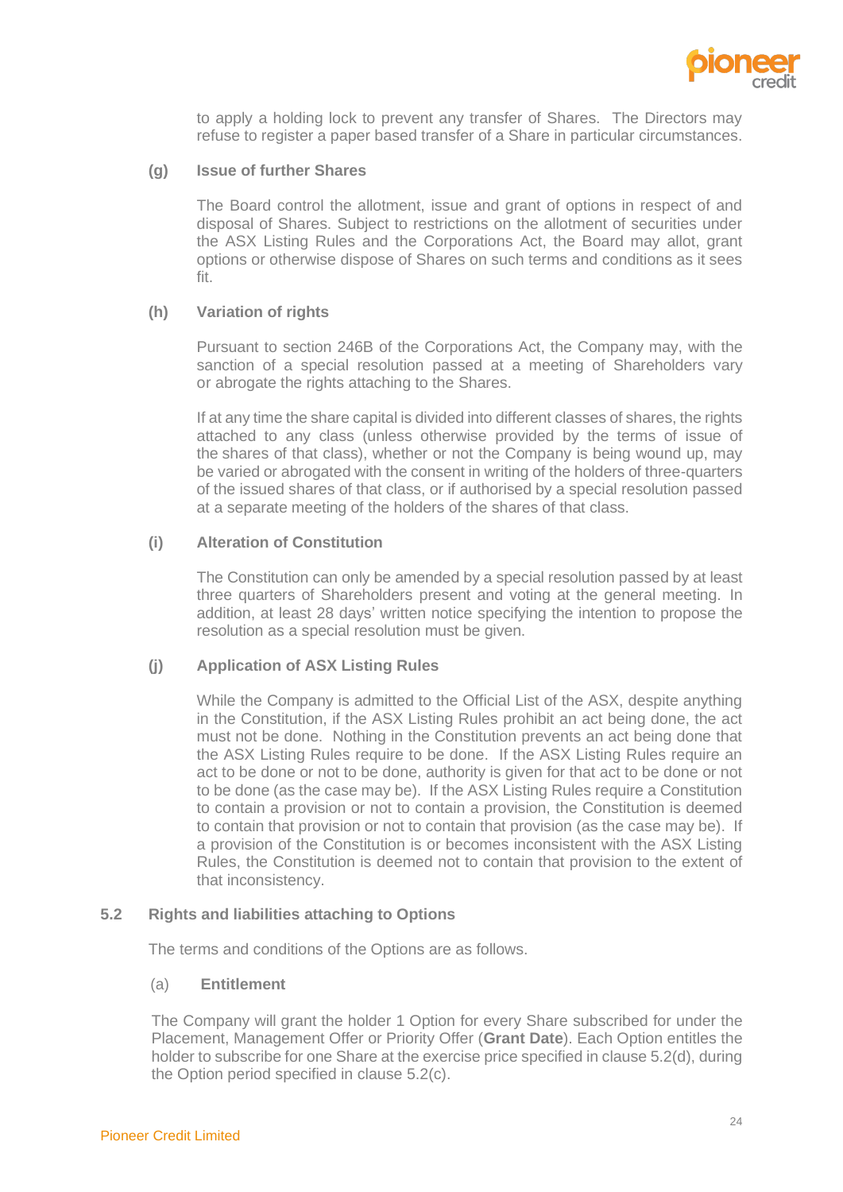to apply a holding lock to prevent any transfer of Shares. The Directors may refuse to register a paper based transfer of a Share in particular circumstances.

**(g) Issue of further Shares**

The Board control the allotment, issue and grant of options in respect of and disposal of Shares. Subject to restrictions on the allotment of securities under the ASX Listing Rules and the Corporations Act, the Board may allot, grant options or otherwise dispose of Shares on such terms and conditions as it sees fit.

**(h) Variation of rights**

Pursuant to section 246B of the Corporations Act, the Company may, with the sanction of a special resolution passed at a meeting of Shareholders vary or abrogate the rights attaching to the Shares.

If at any time the share capital is divided into different classes of shares, the rights attached to any class (unless otherwise provided by the terms of issue of the shares of that class), whether or not the Company is being wound up, may be varied or abrogated with the consent in writing of the holders of three-quarters of the issued shares of that class, or if authorised by a special resolution passed at a separate meeting of the holders of the shares of that class.

**(i) Alteration of Constitution**

The Constitution can only be amended by a special resolution passed by at least three quarters of Shareholders present and voting at the general meeting. In addition, at least 28 days' written notice specifying the intention to propose the resolution as a special resolution must be given.

**(j) Application of ASX Listing Rules**

While the Company is admitted to the Official List of the ASX, despite anything in the Constitution, if the ASX Listing Rules prohibit an act being done, the act must not be done. Nothing in the Constitution prevents an act being done that the ASX Listing Rules require to be done. If the ASX Listing Rules require an act to be done or not to be done, authority is given for that act to be done or not to be done (as the case may be). If the ASX Listing Rules require a Constitution to contain a provision or not to contain a provision, the Constitution is deemed to contain that provision or not to contain that provision (as the case may be). If a provision of the Constitution is or becomes inconsistent with the ASX Listing Rules, the Constitution is deemed not to contain that provision to the extent of that inconsistency.

## 5.2 Rights and liabilities attaching to Options

The terms and conditions of the Options are as follows.

(a) **Entitlement**

The Company will grant the holder 1 Option for every Share subscribed for under the Placement, Management Offer or Priority Offer (**Grant Date**). Each Option entitles the holder to subscribe for one Share at the exercise price specified in clause 5.2(d), during the Option period specified in clause 5.2(c).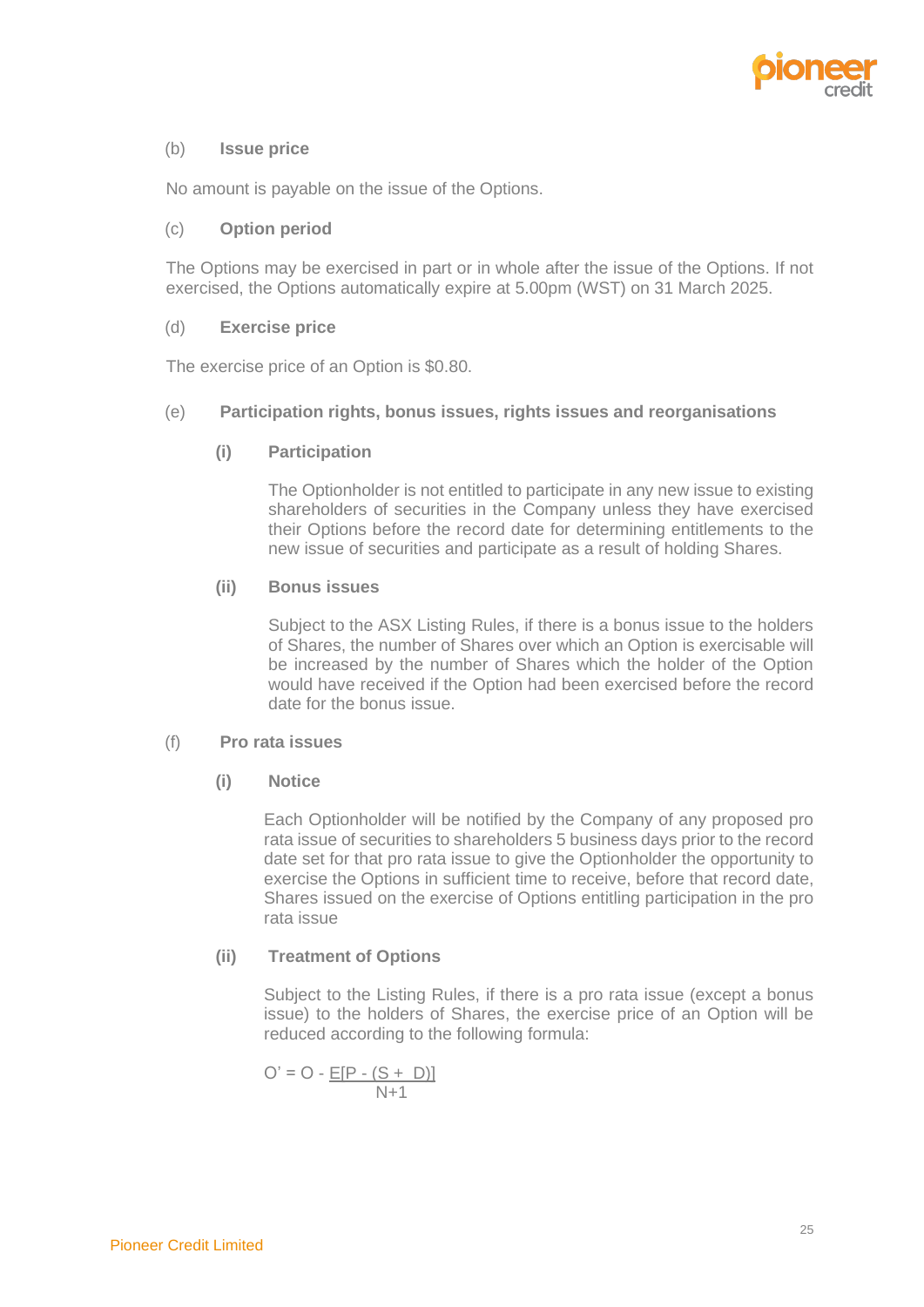(b) **Issue price**

No amount is payable on the issue of the Options.

(c) **Option period**

The Options may be exercised in part or in whole after the issue of the Options. If not exercised, the Options automatically expire at 5.00pm (WST) on 31 March 2025.

(d) **Exercise price**

The exercise price of an Option is $0.80.

(e) **Participation rights, bonus issues, rights issues and reorganisations**

**(i) Participation**

The Optionholder is not entitled to participate in any new issue to existing shareholders of securities in the Company unless they have exercised their Options before the record date for determining entitlements to the new issue of securities and participate as a result of holding Shares.

**(ii) Bonus issues**

Subject to the ASX Listing Rules, if there is a bonus issue to the holders of Shares, the number of Shares over which an Option is exercisable will be increased by the number of Shares which the holder of the Option would have received if the Option had been exercised before the record date for the bonus issue.

(f) **Pro rata issues**

**(i) Notice**

Each Optionholder will be notified by the Company of any proposed pro rata issue of securities to shareholders 5 business days prior to the record date set for that pro rata issue to give the Optionholder the opportunity to exercise the Options in sufficient time to receive, before that record date, Shares issued on the exercise of Options entitling participation in the pro rata issue

**(ii) Treatment of Options**

Subject to the Listing Rules, if there is a pro rata issue (except a bonus issue) to the holders of Shares, the exercise price of an Option will be reduced according to the following formula:

$$O' = O - \frac{E[P - (S + D)]}{N+1}$$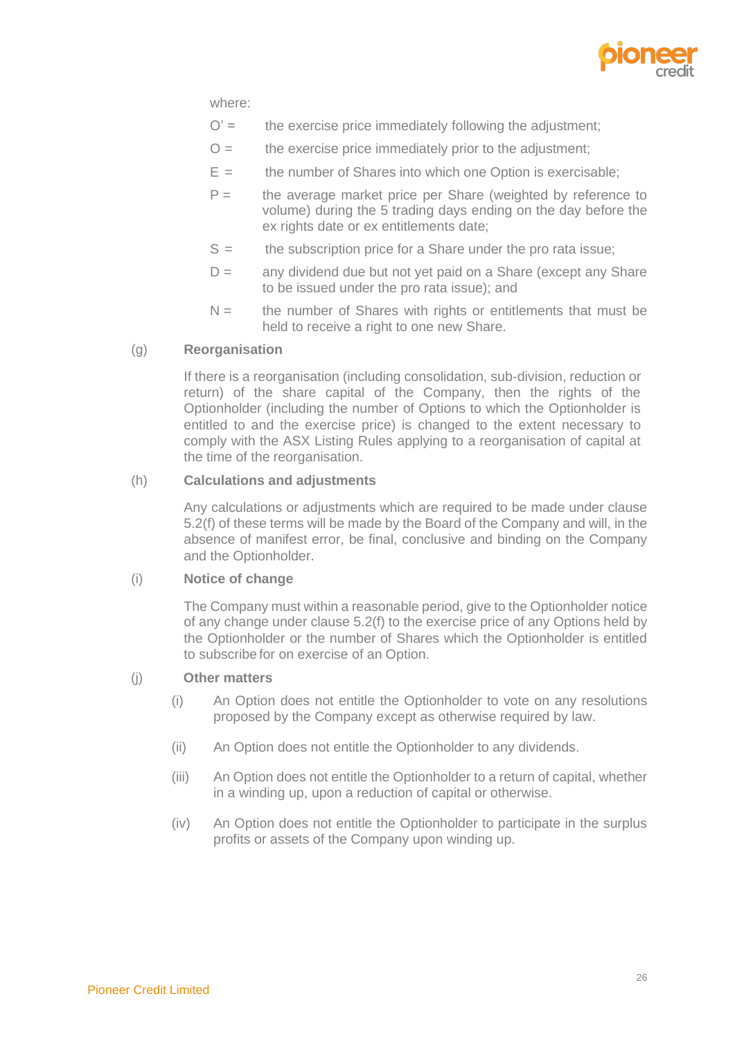where:

$O'$ = the exercise price immediately following the adjustment;

$O$ = the exercise price immediately prior to the adjustment;

$E$ = the number of Shares into which one Option is exercisable;

$P$ = the average market price per Share (weighted by reference to volume) during the 5 trading days ending on the day before the ex rights date or ex entitlements date;

$S$ = the subscription price for a Share under the pro rata issue;

$D$ = any dividend due but not yet paid on a Share (except any Share to be issued under the pro rata issue); and

$N$ = the number of Shares with rights or entitlements that must be held to receive a right to one new Share.

(g) **Reorganisation**

If there is a reorganisation (including consolidation, sub-division, reduction or return) of the share capital of the Company, then the rights of the Optionholder (including the number of Options to which the Optionholder is entitled to and the exercise price) is changed to the extent necessary to comply with the ASX Listing Rules applying to a reorganisation of capital at the time of the reorganisation.

(h) **Calculations and adjustments**

Any calculations or adjustments which are required to be made under clause 5.2(f) of these terms will be made by the Board of the Company and will, in the absence of manifest error, be final, conclusive and binding on the Company and the Optionholder.

(i) **Notice of change**

The Company must within a reasonable period, give to the Optionholder notice of any change under clause 5.2(f) to the exercise price of any Options held by the Optionholder or the number of Shares which the Optionholder is entitled to subscribe for on exercise of an Option.

(j) **Other matters**

(i) An Option does not entitle the Optionholder to vote on any resolutions proposed by the Company except as otherwise required by law.

(ii) An Option does not entitle the Optionholder to any dividends.

(iii) An Option does not entitle the Optionholder to a return of capital, whether in a winding up, upon a reduction of capital or otherwise.

(iv) An Option does not entitle the Optionholder to participate in the surplus profits or assets of the Company upon winding up.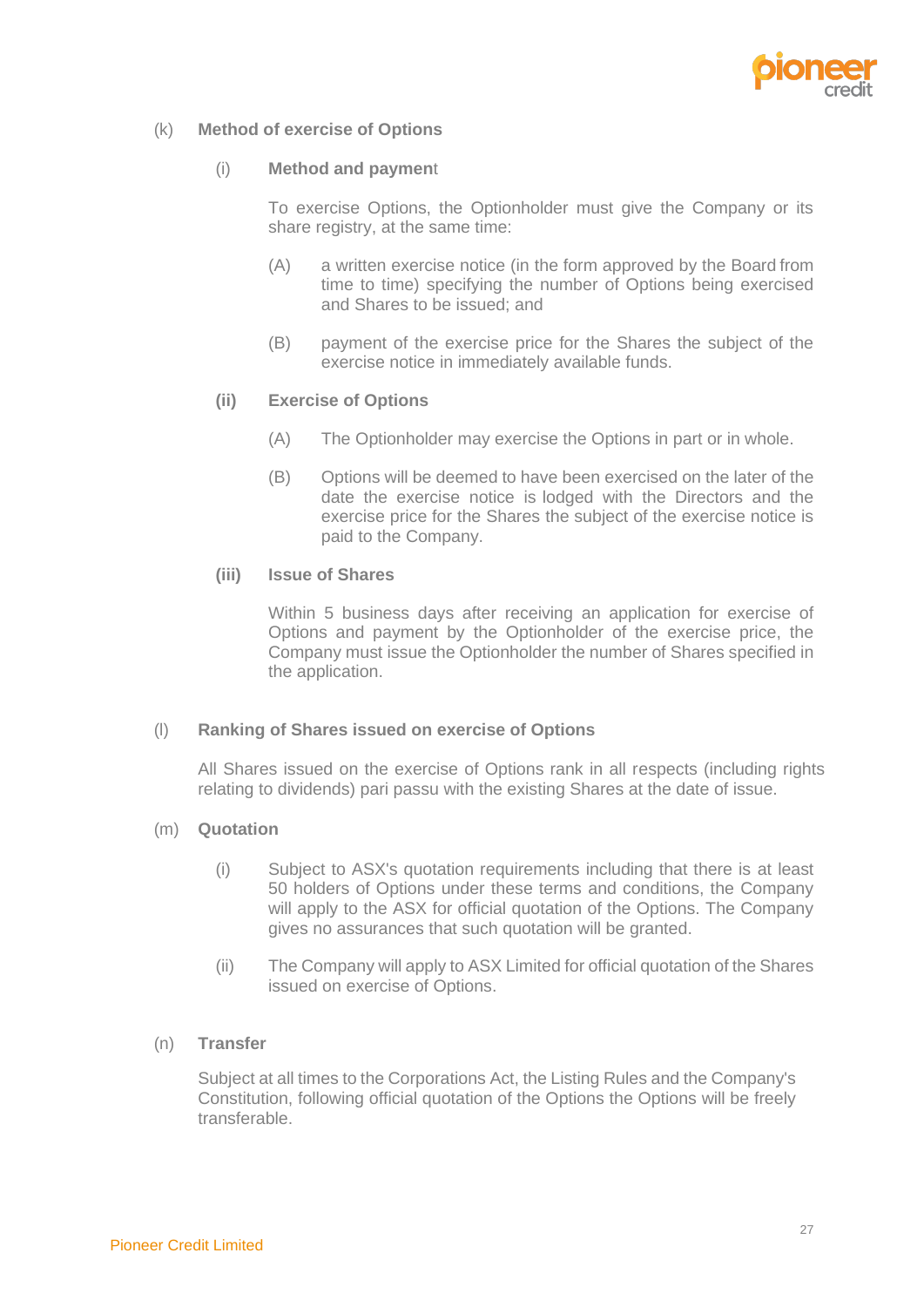(k) **Method of exercise of Options**

(i) **Method and payment**

To exercise Options, the Optionholder must give the Company or its share registry, at the same time:

(A) a written exercise notice (in the form approved by the Board from time to time) specifying the number of Options being exercised and Shares to be issued; and

(B) payment of the exercise price for the Shares the subject of the exercise notice in immediately available funds.

**(ii) Exercise of Options**

(A) The Optionholder may exercise the Options in part or in whole.

(B) Options will be deemed to have been exercised on the later of the date the exercise notice is lodged with the Directors and the exercise price for the Shares the subject of the exercise notice is paid to the Company.

**(iii) Issue of Shares**

Within 5 business days after receiving an application for exercise of Options and payment by the Optionholder of the exercise price, the Company must issue the Optionholder the number of Shares specified in the application.

(l) **Ranking of Shares issued on exercise of Options**

All Shares issued on the exercise of Options rank in all respects (including rights relating to dividends) pari passu with the existing Shares at the date of issue.

(m) **Quotation**

(i) Subject to ASX's quotation requirements including that there is at least 50 holders of Options under these terms and conditions, the Company will apply to the ASX for official quotation of the Options. The Company gives no assurances that such quotation will be granted.

(ii) The Company will apply to ASX Limited for official quotation of the Shares issued on exercise of Options.

(n) **Transfer**

Subject at all times to the Corporations Act, the Listing Rules and the Company's Constitution, following official quotation of the Options the Options will be freely transferable.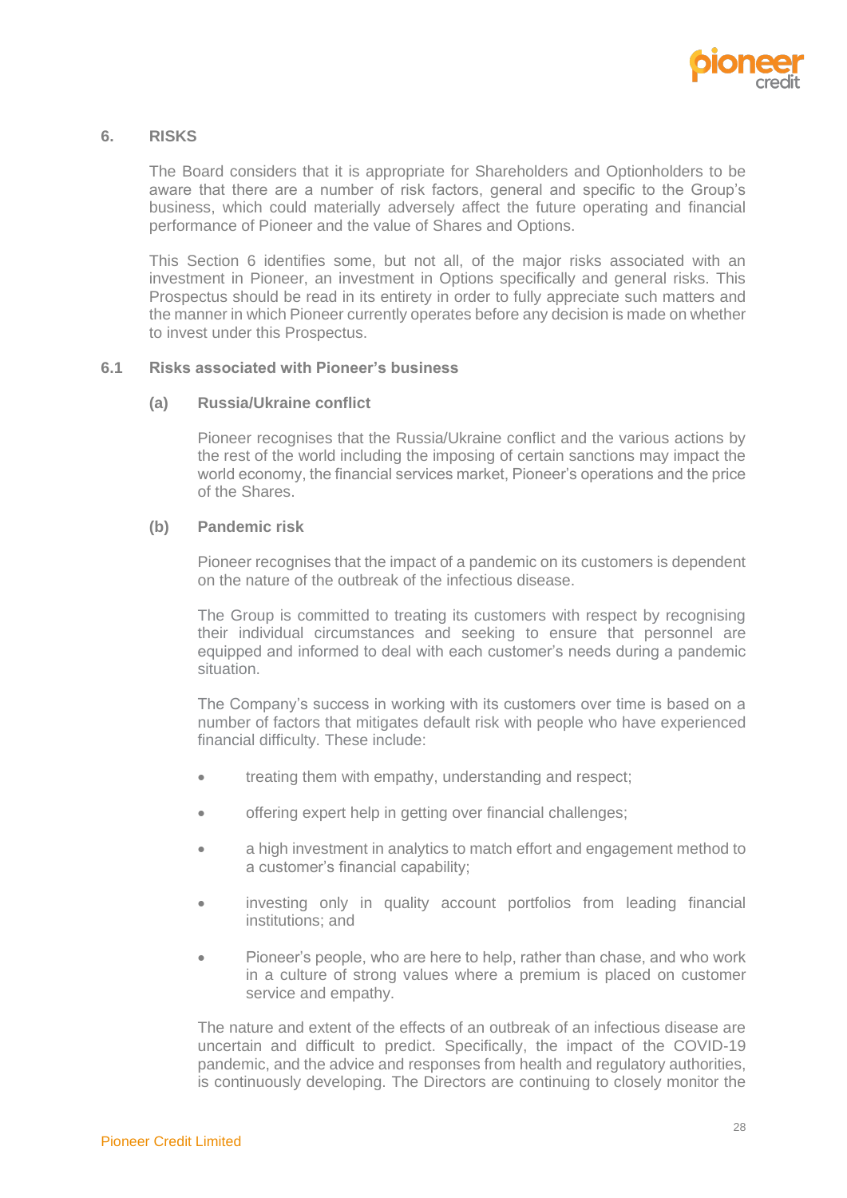## 6. RISKS

The Board considers that it is appropriate for Shareholders and Optionholders to be aware that there are a number of risk factors, general and specific to the Group's business, which could materially adversely affect the future operating and financial performance of Pioneer and the value of Shares and Options.

This Section 6 identifies some, but not all, of the major risks associated with an investment in Pioneer, an investment in Options specifically and general risks. This Prospectus should be read in its entirety in order to fully appreciate such matters and the manner in which Pioneer currently operates before any decision is made on whether to invest under this Prospectus.

### 6.1 Risks associated with Pioneer's business

#### (a) Russia/Ukraine conflict

Pioneer recognises that the Russia/Ukraine conflict and the various actions by the rest of the world including the imposing of certain sanctions may impact the world economy, the financial services market, Pioneer's operations and the price of the Shares.

#### (b) Pandemic risk

Pioneer recognises that the impact of a pandemic on its customers is dependent on the nature of the outbreak of the infectious disease.

The Group is committed to treating its customers with respect by recognising their individual circumstances and seeking to ensure that personnel are equipped and informed to deal with each customer's needs during a pandemic situation.

The Company's success in working with its customers over time is based on a number of factors that mitigates default risk with people who have experienced financial difficulty. These include:

- treating them with empathy, understanding and respect;
- offering expert help in getting over financial challenges;
- a high investment in analytics to match effort and engagement method to a customer's financial capability;
- investing only in quality account portfolios from leading financial institutions; and
- Pioneer's people, who are here to help, rather than chase, and who work in a culture of strong values where a premium is placed on customer service and empathy.

The nature and extent of the effects of an outbreak of an infectious disease are uncertain and difficult to predict. Specifically, the impact of the COVID-19 pandemic, and the advice and responses from health and regulatory authorities, is continuously developing. The Directors are continuing to closely monitor the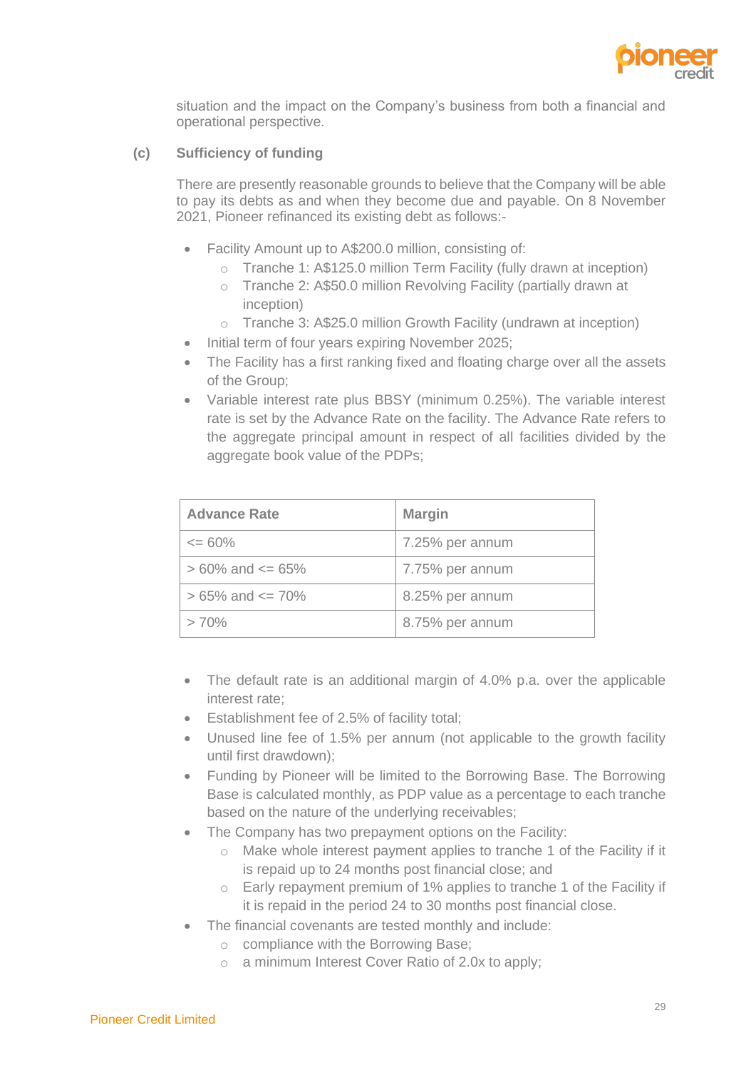situation and the impact on the Company's business from both a financial and operational perspective.

**(c) Sufficiency of funding**

There are presently reasonable grounds to believe that the Company will be able to pay its debts as and when they become due and payable. On 8 November 2021, Pioneer refinanced its existing debt as follows:-

- Facility Amount up to A$200.0 million, consisting of:
  - Tranche 1: A$125.0 million Term Facility (fully drawn at inception)
  - Tranche 2: A$50.0 million Revolving Facility (partially drawn at inception)
  - Tranche 3: A$25.0 million Growth Facility (undrawn at inception)
- Initial term of four years expiring November 2025;
- The Facility has a first ranking fixed and floating charge over all the assets of the Group;
- Variable interest rate plus BBSY (minimum 0.25%). The variable interest rate is set by the Advance Rate on the facility. The Advance Rate refers to the aggregate principal amount in respect of all facilities divided by the aggregate book value of the PDPs;

| Advance Rate | Margin |
| --- | --- |
| <= 60% | 7.25% per annum |
| > 60% and <= 65% | 7.75% per annum |
| > 65% and <= 70% | 8.25% per annum |
| > 70% | 8.75% per annum |

- The default rate is an additional margin of 4.0% p.a. over the applicable interest rate;
- Establishment fee of 2.5% of facility total;
- Unused line fee of 1.5% per annum (not applicable to the growth facility until first drawdown);
- Funding by Pioneer will be limited to the Borrowing Base. The Borrowing Base is calculated monthly, as PDP value as a percentage to each tranche based on the nature of the underlying receivables;
- The Company has two prepayment options on the Facility:
  - Make whole interest payment applies to tranche 1 of the Facility if it is repaid up to 24 months post financial close; and
  - Early repayment premium of 1% applies to tranche 1 of the Facility if it is repaid in the period 24 to 30 months post financial close.
- The financial covenants are tested monthly and include:
  - compliance with the Borrowing Base;
  - a minimum Interest Cover Ratio of 2.0x to apply;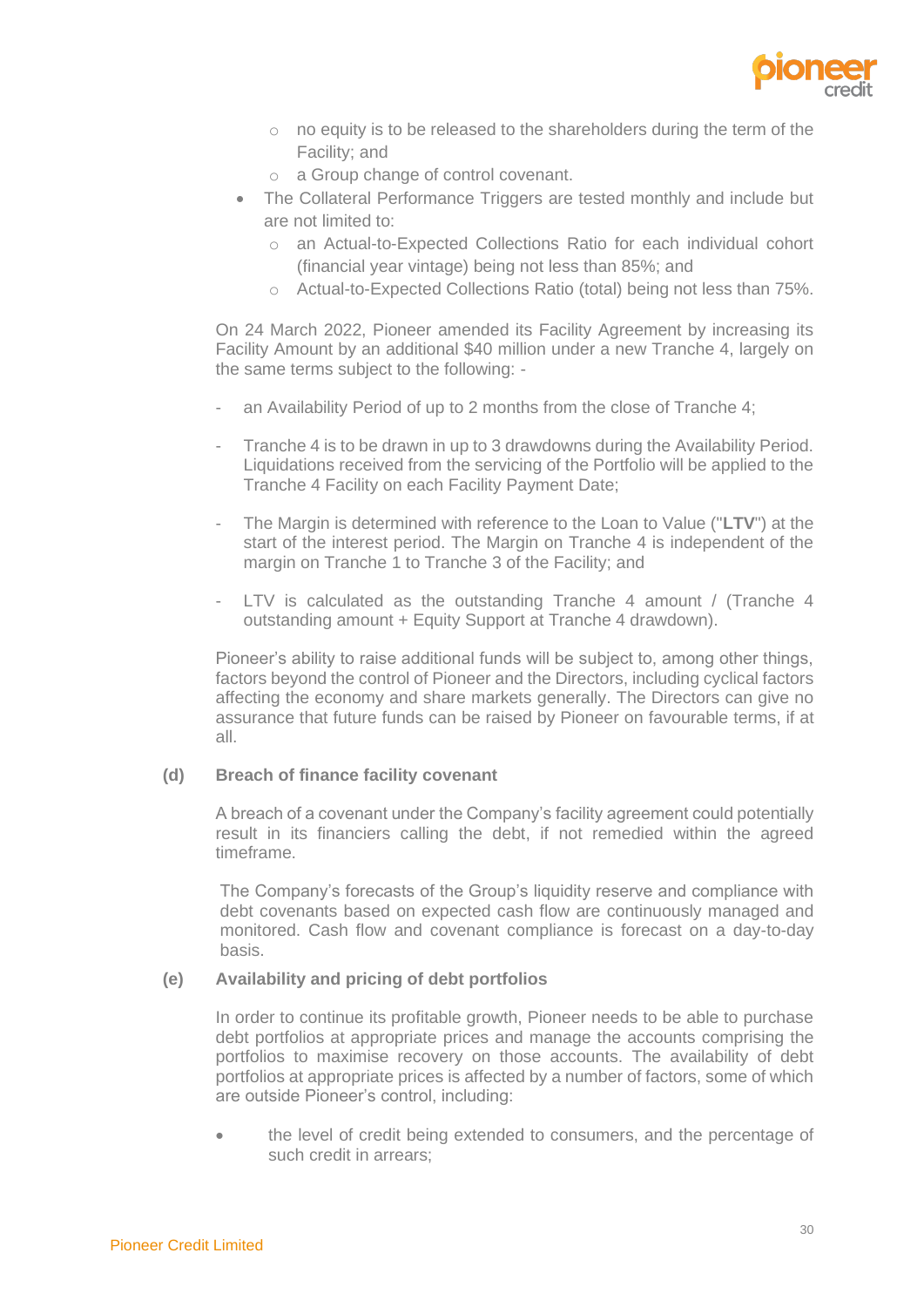- no equity is to be released to the shareholders during the term of the Facility; and
- a Group change of control covenant.

- The Collateral Performance Triggers are tested monthly and include but are not limited to:
  - an Actual-to-Expected Collections Ratio for each individual cohort (financial year vintage) being not less than 85%; and
  - Actual-to-Expected Collections Ratio (total) being not less than 75%.

On 24 March 2022, Pioneer amended its Facility Agreement by increasing its Facility Amount by an additional $40 million under a new Tranche 4, largely on the same terms subject to the following: -

- an Availability Period of up to 2 months from the close of Tranche 4;

- Tranche 4 is to be drawn in up to 3 drawdowns during the Availability Period. Liquidations received from the servicing of the Portfolio will be applied to the Tranche 4 Facility on each Facility Payment Date;

- The Margin is determined with reference to the Loan to Value ("**LTV**") at the start of the interest period. The Margin on Tranche 4 is independent of the margin on Tranche 1 to Tranche 3 of the Facility; and

- LTV is calculated as the outstanding Tranche 4 amount / (Tranche 4 outstanding amount + Equity Support at Tranche 4 drawdown).

Pioneer's ability to raise additional funds will be subject to, among other things, factors beyond the control of Pioneer and the Directors, including cyclical factors affecting the economy and share markets generally. The Directors can give no assurance that future funds can be raised by Pioneer on favourable terms, if at all.

**(d) Breach of finance facility covenant**

A breach of a covenant under the Company's facility agreement could potentially result in its financiers calling the debt, if not remedied within the agreed timeframe.

The Company's forecasts of the Group's liquidity reserve and compliance with debt covenants based on expected cash flow are continuously managed and monitored. Cash flow and covenant compliance is forecast on a day-to-day basis.

**(e) Availability and pricing of debt portfolios**

In order to continue its profitable growth, Pioneer needs to be able to purchase debt portfolios at appropriate prices and manage the accounts comprising the portfolios to maximise recovery on those accounts. The availability of debt portfolios at appropriate prices is affected by a number of factors, some of which are outside Pioneer's control, including:

- the level of credit being extended to consumers, and the percentage of such credit in arrears;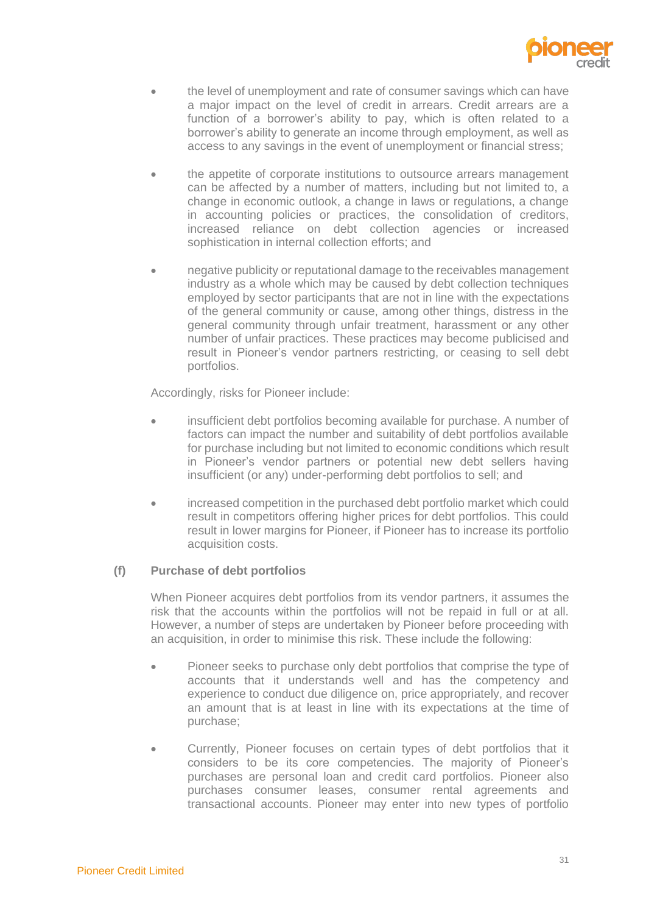- the level of unemployment and rate of consumer savings which can have a major impact on the level of credit in arrears. Credit arrears are a function of a borrower's ability to pay, which is often related to a borrower's ability to generate an income through employment, as well as access to any savings in the event of unemployment or financial stress;

- the appetite of corporate institutions to outsource arrears management can be affected by a number of matters, including but not limited to, a change in economic outlook, a change in laws or regulations, a change in accounting policies or practices, the consolidation of creditors, increased reliance on debt collection agencies or increased sophistication in internal collection efforts; and

- negative publicity or reputational damage to the receivables management industry as a whole which may be caused by debt collection techniques employed by sector participants that are not in line with the expectations of the general community or cause, among other things, distress in the general community through unfair treatment, harassment or any other number of unfair practices. These practices may become publicised and result in Pioneer's vendor partners restricting, or ceasing to sell debt portfolios.

Accordingly, risks for Pioneer include:

- insufficient debt portfolios becoming available for purchase. A number of factors can impact the number and suitability of debt portfolios available for purchase including but not limited to economic conditions which result in Pioneer's vendor partners or potential new debt sellers having insufficient (or any) under-performing debt portfolios to sell; and

- increased competition in the purchased debt portfolio market which could result in competitors offering higher prices for debt portfolios. This could result in lower margins for Pioneer, if Pioneer has to increase its portfolio acquisition costs.

**(f) Purchase of debt portfolios**

When Pioneer acquires debt portfolios from its vendor partners, it assumes the risk that the accounts within the portfolios will not be repaid in full or at all. However, a number of steps are undertaken by Pioneer before proceeding with an acquisition, in order to minimise this risk. These include the following:

- Pioneer seeks to purchase only debt portfolios that comprise the type of accounts that it understands well and has the competency and experience to conduct due diligence on, price appropriately, and recover an amount that is at least in line with its expectations at the time of purchase;

- Currently, Pioneer focuses on certain types of debt portfolios that it considers to be its core competencies. The majority of Pioneer's purchases are personal loan and credit card portfolios. Pioneer also purchases consumer leases, consumer rental agreements and transactional accounts. Pioneer may enter into new types of portfolio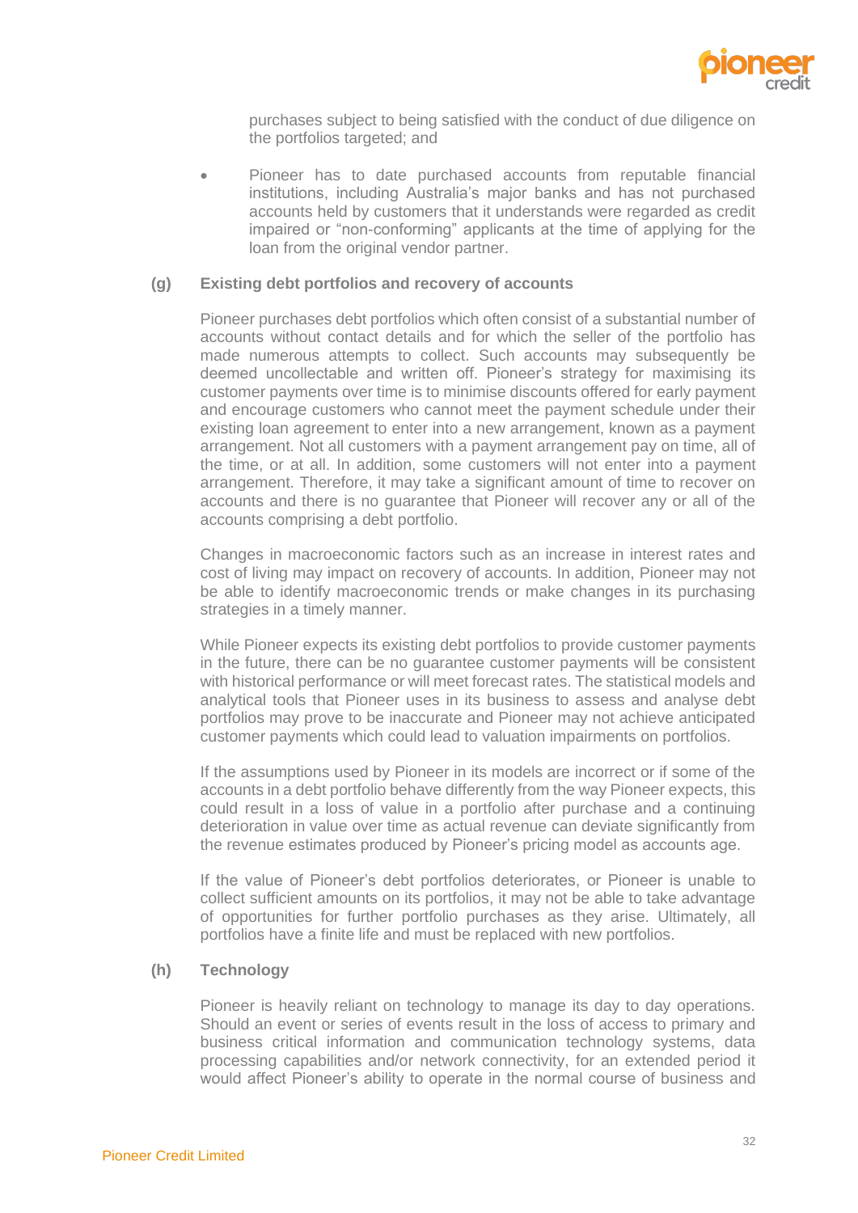purchases subject to being satisfied with the conduct of due diligence on the portfolios targeted; and

- Pioneer has to date purchased accounts from reputable financial institutions, including Australia's major banks and has not purchased accounts held by customers that it understands were regarded as credit impaired or "non-conforming" applicants at the time of applying for the loan from the original vendor partner.

### (g) Existing debt portfolios and recovery of accounts

Pioneer purchases debt portfolios which often consist of a substantial number of accounts without contact details and for which the seller of the portfolio has made numerous attempts to collect. Such accounts may subsequently be deemed uncollectable and written off. Pioneer's strategy for maximising its customer payments over time is to minimise discounts offered for early payment and encourage customers who cannot meet the payment schedule under their existing loan agreement to enter into a new arrangement, known as a payment arrangement. Not all customers with a payment arrangement pay on time, all of the time, or at all. In addition, some customers will not enter into a payment arrangement. Therefore, it may take a significant amount of time to recover on accounts and there is no guarantee that Pioneer will recover any or all of the accounts comprising a debt portfolio.

Changes in macroeconomic factors such as an increase in interest rates and cost of living may impact on recovery of accounts. In addition, Pioneer may not be able to identify macroeconomic trends or make changes in its purchasing strategies in a timely manner.

While Pioneer expects its existing debt portfolios to provide customer payments in the future, there can be no guarantee customer payments will be consistent with historical performance or will meet forecast rates. The statistical models and analytical tools that Pioneer uses in its business to assess and analyse debt portfolios may prove to be inaccurate and Pioneer may not achieve anticipated customer payments which could lead to valuation impairments on portfolios.

If the assumptions used by Pioneer in its models are incorrect or if some of the accounts in a debt portfolio behave differently from the way Pioneer expects, this could result in a loss of value in a portfolio after purchase and a continuing deterioration in value over time as actual revenue can deviate significantly from the revenue estimates produced by Pioneer's pricing model as accounts age.

If the value of Pioneer's debt portfolios deteriorates, or Pioneer is unable to collect sufficient amounts on its portfolios, it may not be able to take advantage of opportunities for further portfolio purchases as they arise. Ultimately, all portfolios have a finite life and must be replaced with new portfolios.

### (h) Technology

Pioneer is heavily reliant on technology to manage its day to day operations. Should an event or series of events result in the loss of access to primary and business critical information and communication technology systems, data processing capabilities and/or network connectivity, for an extended period it would affect Pioneer's ability to operate in the normal course of business and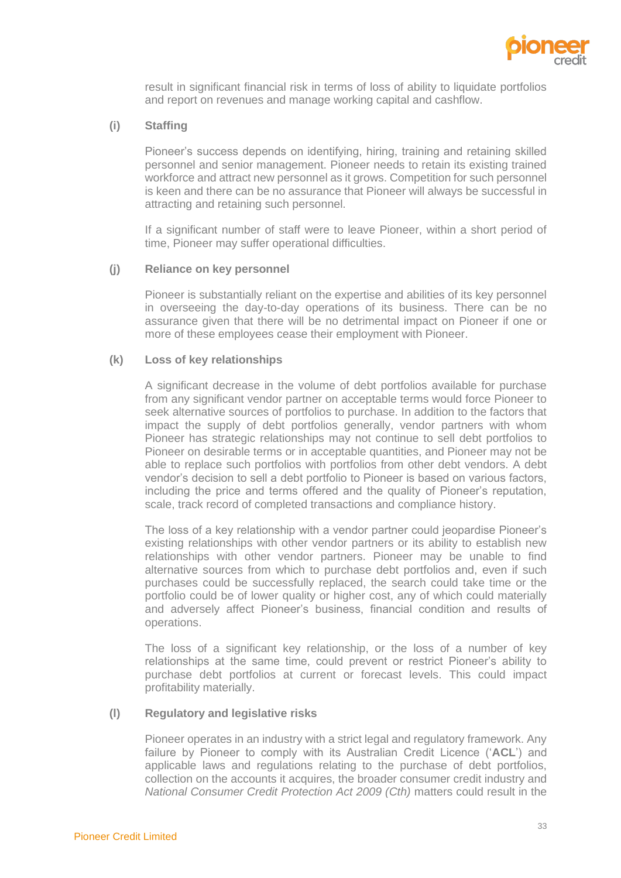result in significant financial risk in terms of loss of ability to liquidate portfolios and report on revenues and manage working capital and cashflow.

**(i) Staffing**

Pioneer's success depends on identifying, hiring, training and retaining skilled personnel and senior management. Pioneer needs to retain its existing trained workforce and attract new personnel as it grows. Competition for such personnel is keen and there can be no assurance that Pioneer will always be successful in attracting and retaining such personnel.

If a significant number of staff were to leave Pioneer, within a short period of time, Pioneer may suffer operational difficulties.

**(j) Reliance on key personnel**

Pioneer is substantially reliant on the expertise and abilities of its key personnel in overseeing the day-to-day operations of its business. There can be no assurance given that there will be no detrimental impact on Pioneer if one or more of these employees cease their employment with Pioneer.

**(k) Loss of key relationships**

A significant decrease in the volume of debt portfolios available for purchase from any significant vendor partner on acceptable terms would force Pioneer to seek alternative sources of portfolios to purchase. In addition to the factors that impact the supply of debt portfolios generally, vendor partners with whom Pioneer has strategic relationships may not continue to sell debt portfolios to Pioneer on desirable terms or in acceptable quantities, and Pioneer may not be able to replace such portfolios with portfolios from other debt vendors. A debt vendor's decision to sell a debt portfolio to Pioneer is based on various factors, including the price and terms offered and the quality of Pioneer's reputation, scale, track record of completed transactions and compliance history.

The loss of a key relationship with a vendor partner could jeopardise Pioneer's existing relationships with other vendor partners or its ability to establish new relationships with other vendor partners. Pioneer may be unable to find alternative sources from which to purchase debt portfolios and, even if such purchases could be successfully replaced, the search could take time or the portfolio could be of lower quality or higher cost, any of which could materially and adversely affect Pioneer's business, financial condition and results of operations.

The loss of a significant key relationship, or the loss of a number of key relationships at the same time, could prevent or restrict Pioneer's ability to purchase debt portfolios at current or forecast levels. This could impact profitability materially.

**(l) Regulatory and legislative risks**

Pioneer operates in an industry with a strict legal and regulatory framework. Any failure by Pioneer to comply with its Australian Credit Licence ('**ACL**') and applicable laws and regulations relating to the purchase of debt portfolios, collection on the accounts it acquires, the broader consumer credit industry and *National Consumer Credit Protection Act 2009 (Cth)* matters could result in the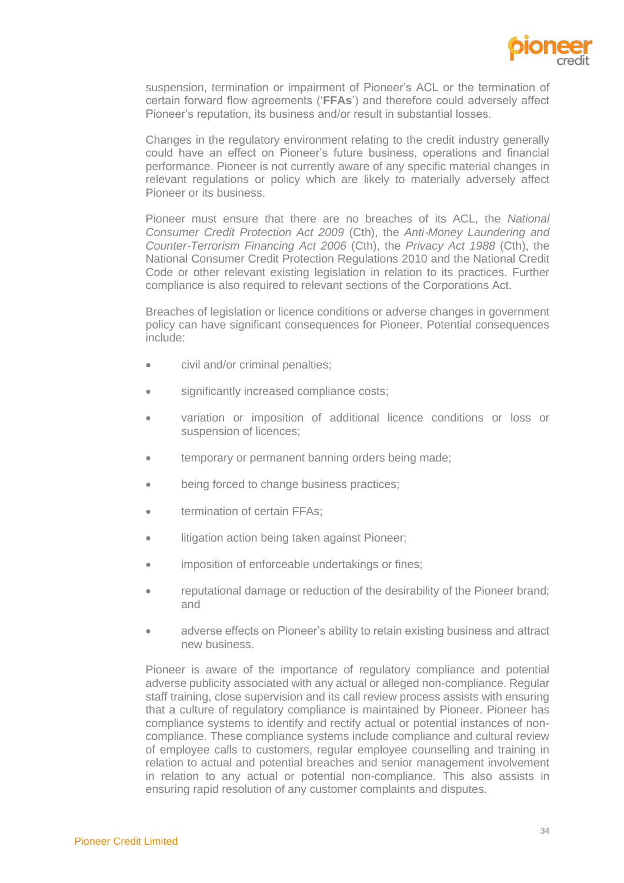suspension, termination or impairment of Pioneer's ACL or the termination of certain forward flow agreements ('**FFAs**') and therefore could adversely affect Pioneer's reputation, its business and/or result in substantial losses.

Changes in the regulatory environment relating to the credit industry generally could have an effect on Pioneer's future business, operations and financial performance. Pioneer is not currently aware of any specific material changes in relevant regulations or policy which are likely to materially adversely affect Pioneer or its business.

Pioneer must ensure that there are no breaches of its ACL, the *National Consumer Credit Protection Act 2009* (Cth), the *Anti-Money Laundering and Counter-Terrorism Financing Act 2006* (Cth), the *Privacy Act 1988* (Cth), the National Consumer Credit Protection Regulations 2010 and the National Credit Code or other relevant existing legislation in relation to its practices. Further compliance is also required to relevant sections of the Corporations Act.

Breaches of legislation or licence conditions or adverse changes in government policy can have significant consequences for Pioneer. Potential consequences include:

- civil and/or criminal penalties;
- significantly increased compliance costs;
- variation or imposition of additional licence conditions or loss or suspension of licences;
- temporary or permanent banning orders being made;
- being forced to change business practices;
- termination of certain FFAs;
- litigation action being taken against Pioneer;
- imposition of enforceable undertakings or fines;
- reputational damage or reduction of the desirability of the Pioneer brand; and
- adverse effects on Pioneer's ability to retain existing business and attract new business.

Pioneer is aware of the importance of regulatory compliance and potential adverse publicity associated with any actual or alleged non-compliance. Regular staff training, close supervision and its call review process assists with ensuring that a culture of regulatory compliance is maintained by Pioneer. Pioneer has compliance systems to identify and rectify actual or potential instances of non-compliance. These compliance systems include compliance and cultural review of employee calls to customers, regular employee counselling and training in relation to actual and potential breaches and senior management involvement in relation to any actual or potential non-compliance. This also assists in ensuring rapid resolution of any customer complaints and disputes.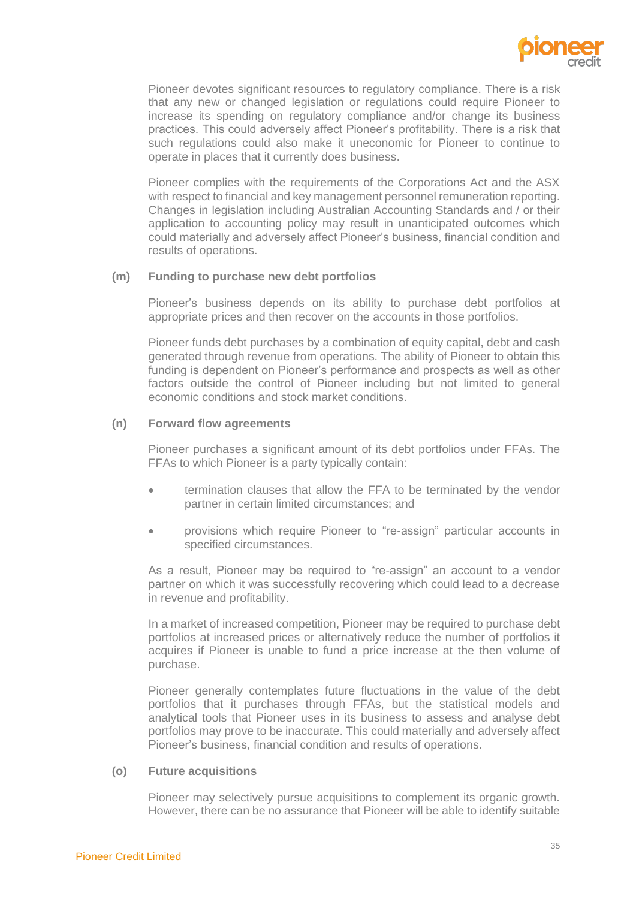Pioneer devotes significant resources to regulatory compliance. There is a risk that any new or changed legislation or regulations could require Pioneer to increase its spending on regulatory compliance and/or change its business practices. This could adversely affect Pioneer's profitability. There is a risk that such regulations could also make it uneconomic for Pioneer to continue to operate in places that it currently does business.

Pioneer complies with the requirements of the Corporations Act and the ASX with respect to financial and key management personnel remuneration reporting. Changes in legislation including Australian Accounting Standards and / or their application to accounting policy may result in unanticipated outcomes which could materially and adversely affect Pioneer's business, financial condition and results of operations.

### (m) Funding to purchase new debt portfolios

Pioneer's business depends on its ability to purchase debt portfolios at appropriate prices and then recover on the accounts in those portfolios.

Pioneer funds debt purchases by a combination of equity capital, debt and cash generated through revenue from operations. The ability of Pioneer to obtain this funding is dependent on Pioneer's performance and prospects as well as other factors outside the control of Pioneer including but not limited to general economic conditions and stock market conditions.

### (n) Forward flow agreements

Pioneer purchases a significant amount of its debt portfolios under FFAs. The FFAs to which Pioneer is a party typically contain:

- termination clauses that allow the FFA to be terminated by the vendor partner in certain limited circumstances; and
- provisions which require Pioneer to "re-assign" particular accounts in specified circumstances.

As a result, Pioneer may be required to "re-assign" an account to a vendor partner on which it was successfully recovering which could lead to a decrease in revenue and profitability.

In a market of increased competition, Pioneer may be required to purchase debt portfolios at increased prices or alternatively reduce the number of portfolios it acquires if Pioneer is unable to fund a price increase at the then volume of purchase.

Pioneer generally contemplates future fluctuations in the value of the debt portfolios that it purchases through FFAs, but the statistical models and analytical tools that Pioneer uses in its business to assess and analyse debt portfolios may prove to be inaccurate. This could materially and adversely affect Pioneer's business, financial condition and results of operations.

### (o) Future acquisitions

Pioneer may selectively pursue acquisitions to complement its organic growth. However, there can be no assurance that Pioneer will be able to identify suitable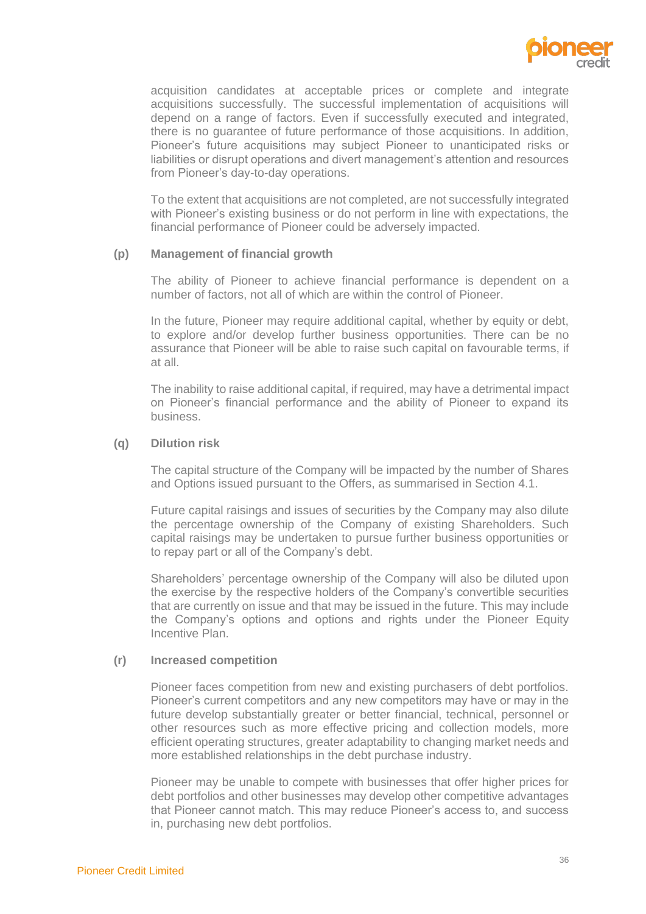acquisition candidates at acceptable prices or complete and integrate acquisitions successfully. The successful implementation of acquisitions will depend on a range of factors. Even if successfully executed and integrated, there is no guarantee of future performance of those acquisitions. In addition, Pioneer's future acquisitions may subject Pioneer to unanticipated risks or liabilities or disrupt operations and divert management's attention and resources from Pioneer's day-to-day operations.

To the extent that acquisitions are not completed, are not successfully integrated with Pioneer's existing business or do not perform in line with expectations, the financial performance of Pioneer could be adversely impacted.

**(p) Management of financial growth**

The ability of Pioneer to achieve financial performance is dependent on a number of factors, not all of which are within the control of Pioneer.

In the future, Pioneer may require additional capital, whether by equity or debt, to explore and/or develop further business opportunities. There can be no assurance that Pioneer will be able to raise such capital on favourable terms, if at all.

The inability to raise additional capital, if required, may have a detrimental impact on Pioneer's financial performance and the ability of Pioneer to expand its business.

**(q) Dilution risk**

The capital structure of the Company will be impacted by the number of Shares and Options issued pursuant to the Offers, as summarised in Section 4.1.

Future capital raisings and issues of securities by the Company may also dilute the percentage ownership of the Company of existing Shareholders. Such capital raisings may be undertaken to pursue further business opportunities or to repay part or all of the Company's debt.

Shareholders' percentage ownership of the Company will also be diluted upon the exercise by the respective holders of the Company's convertible securities that are currently on issue and that may be issued in the future. This may include the Company's options and options and rights under the Pioneer Equity Incentive Plan.

**(r) Increased competition**

Pioneer faces competition from new and existing purchasers of debt portfolios. Pioneer's current competitors and any new competitors may have or may in the future develop substantially greater or better financial, technical, personnel or other resources such as more effective pricing and collection models, more efficient operating structures, greater adaptability to changing market needs and more established relationships in the debt purchase industry.

Pioneer may be unable to compete with businesses that offer higher prices for debt portfolios and other businesses may develop other competitive advantages that Pioneer cannot match. This may reduce Pioneer's access to, and success in, purchasing new debt portfolios.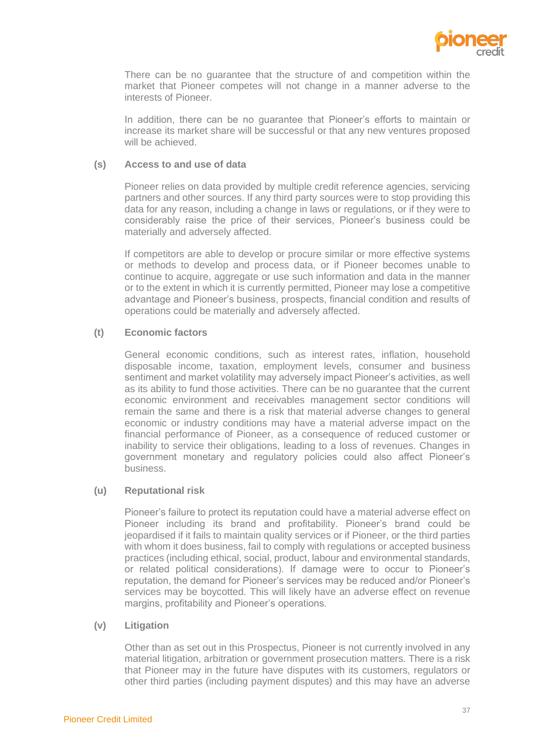There can be no guarantee that the structure of and competition within the market that Pioneer competes will not change in a manner adverse to the interests of Pioneer.

In addition, there can be no guarantee that Pioneer's efforts to maintain or increase its market share will be successful or that any new ventures proposed will be achieved.

**(s) Access to and use of data**

Pioneer relies on data provided by multiple credit reference agencies, servicing partners and other sources. If any third party sources were to stop providing this data for any reason, including a change in laws or regulations, or if they were to considerably raise the price of their services, Pioneer's business could be materially and adversely affected.

If competitors are able to develop or procure similar or more effective systems or methods to develop and process data, or if Pioneer becomes unable to continue to acquire, aggregate or use such information and data in the manner or to the extent in which it is currently permitted, Pioneer may lose a competitive advantage and Pioneer's business, prospects, financial condition and results of operations could be materially and adversely affected.

**(t) Economic factors**

General economic conditions, such as interest rates, inflation, household disposable income, taxation, employment levels, consumer and business sentiment and market volatility may adversely impact Pioneer's activities, as well as its ability to fund those activities. There can be no guarantee that the current economic environment and receivables management sector conditions will remain the same and there is a risk that material adverse changes to general economic or industry conditions may have a material adverse impact on the financial performance of Pioneer, as a consequence of reduced customer or inability to service their obligations, leading to a loss of revenues. Changes in government monetary and regulatory policies could also affect Pioneer's business.

**(u) Reputational risk**

Pioneer's failure to protect its reputation could have a material adverse effect on Pioneer including its brand and profitability. Pioneer's brand could be jeopardised if it fails to maintain quality services or if Pioneer, or the third parties with whom it does business, fail to comply with regulations or accepted business practices (including ethical, social, product, labour and environmental standards, or related political considerations). If damage were to occur to Pioneer's reputation, the demand for Pioneer's services may be reduced and/or Pioneer's services may be boycotted. This will likely have an adverse effect on revenue margins, profitability and Pioneer's operations.

**(v) Litigation**

Other than as set out in this Prospectus, Pioneer is not currently involved in any material litigation, arbitration or government prosecution matters. There is a risk that Pioneer may in the future have disputes with its customers, regulators or other third parties (including payment disputes) and this may have an adverse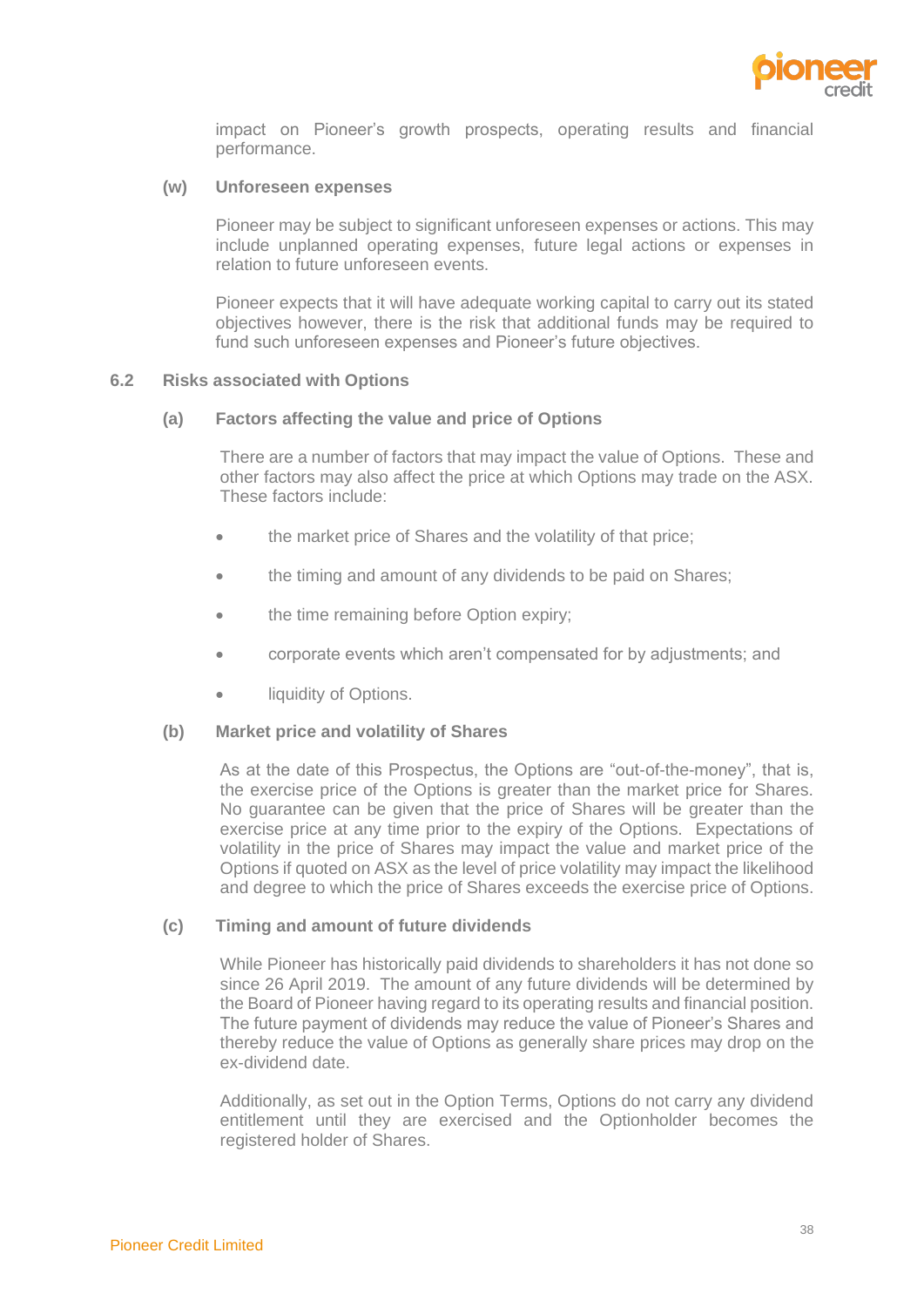impact on Pioneer's growth prospects, operating results and financial performance.

**(w) Unforeseen expenses**

Pioneer may be subject to significant unforeseen expenses or actions. This may include unplanned operating expenses, future legal actions or expenses in relation to future unforeseen events.

Pioneer expects that it will have adequate working capital to carry out its stated objectives however, there is the risk that additional funds may be required to fund such unforeseen expenses and Pioneer's future objectives.

## 6.2 Risks associated with Options

**(a) Factors affecting the value and price of Options**

There are a number of factors that may impact the value of Options. These and other factors may also affect the price at which Options may trade on the ASX. These factors include:

- the market price of Shares and the volatility of that price;
- the timing and amount of any dividends to be paid on Shares;
- the time remaining before Option expiry;
- corporate events which aren't compensated for by adjustments; and
- liquidity of Options.

**(b) Market price and volatility of Shares**

As at the date of this Prospectus, the Options are "out-of-the-money", that is, the exercise price of the Options is greater than the market price for Shares. No guarantee can be given that the price of Shares will be greater than the exercise price at any time prior to the expiry of the Options. Expectations of volatility in the price of Shares may impact the value and market price of the Options if quoted on ASX as the level of price volatility may impact the likelihood and degree to which the price of Shares exceeds the exercise price of Options.

**(c) Timing and amount of future dividends**

While Pioneer has historically paid dividends to shareholders it has not done so since 26 April 2019. The amount of any future dividends will be determined by the Board of Pioneer having regard to its operating results and financial position. The future payment of dividends may reduce the value of Pioneer's Shares and thereby reduce the value of Options as generally share prices may drop on the ex-dividend date.

Additionally, as set out in the Option Terms, Options do not carry any dividend entitlement until they are exercised and the Optionholder becomes the registered holder of Shares.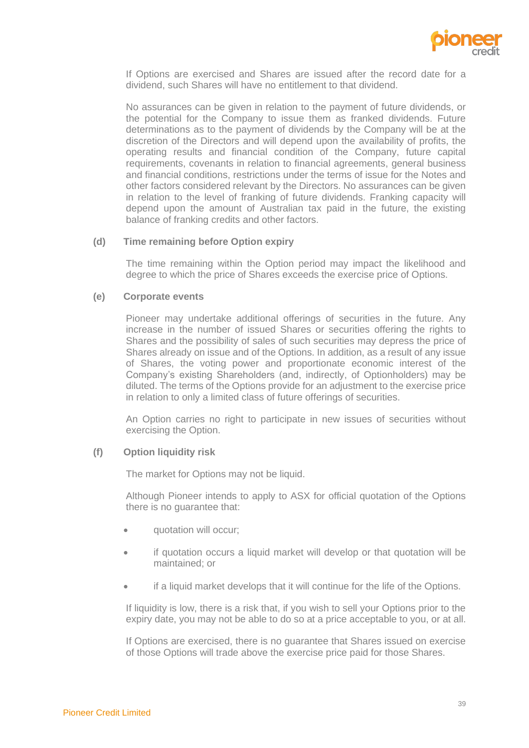If Options are exercised and Shares are issued after the record date for a dividend, such Shares will have no entitlement to that dividend.

No assurances can be given in relation to the payment of future dividends, or the potential for the Company to issue them as franked dividends. Future determinations as to the payment of dividends by the Company will be at the discretion of the Directors and will depend upon the availability of profits, the operating results and financial condition of the Company, future capital requirements, covenants in relation to financial agreements, general business and financial conditions, restrictions under the terms of issue for the Notes and other factors considered relevant by the Directors. No assurances can be given in relation to the level of franking of future dividends. Franking capacity will depend upon the amount of Australian tax paid in the future, the existing balance of franking credits and other factors.

**(d) Time remaining before Option expiry**

The time remaining within the Option period may impact the likelihood and degree to which the price of Shares exceeds the exercise price of Options.

**(e) Corporate events**

Pioneer may undertake additional offerings of securities in the future. Any increase in the number of issued Shares or securities offering the rights to Shares and the possibility of sales of such securities may depress the price of Shares already on issue and of the Options. In addition, as a result of any issue of Shares, the voting power and proportionate economic interest of the Company's existing Shareholders (and, indirectly, of Optionholders) may be diluted. The terms of the Options provide for an adjustment to the exercise price in relation to only a limited class of future offerings of securities.

An Option carries no right to participate in new issues of securities without exercising the Option.

**(f) Option liquidity risk**

The market for Options may not be liquid.

Although Pioneer intends to apply to ASX for official quotation of the Options there is no guarantee that:

- quotation will occur;
- if quotation occurs a liquid market will develop or that quotation will be maintained; or
- if a liquid market develops that it will continue for the life of the Options.

If liquidity is low, there is a risk that, if you wish to sell your Options prior to the expiry date, you may not be able to do so at a price acceptable to you, or at all.

If Options are exercised, there is no guarantee that Shares issued on exercise of those Options will trade above the exercise price paid for those Shares.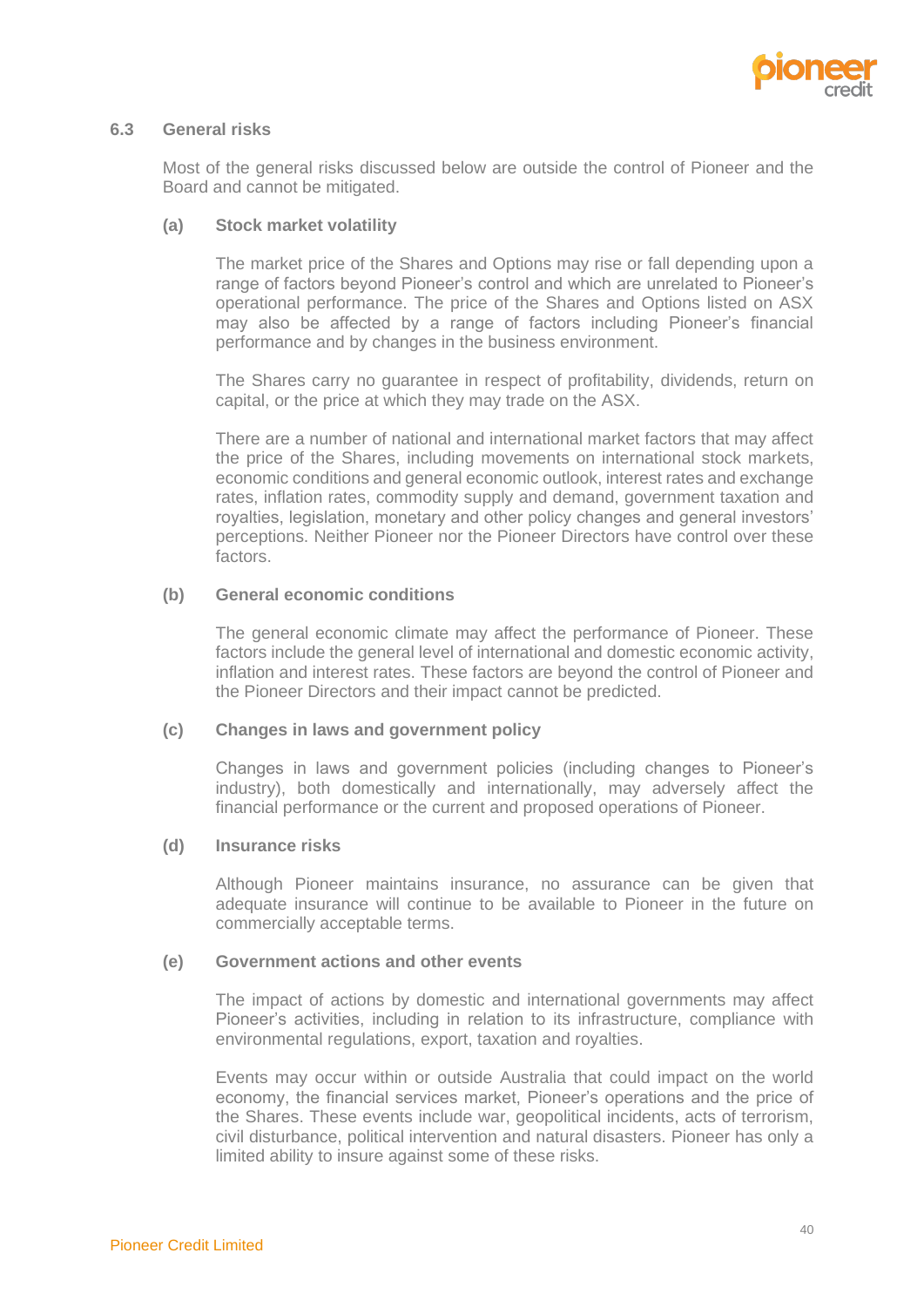### 6.3 General risks

Most of the general risks discussed below are outside the control of Pioneer and the Board and cannot be mitigated.

#### (a) Stock market volatility

The market price of the Shares and Options may rise or fall depending upon a range of factors beyond Pioneer's control and which are unrelated to Pioneer's operational performance. The price of the Shares and Options listed on ASX may also be affected by a range of factors including Pioneer's financial performance and by changes in the business environment.

The Shares carry no guarantee in respect of profitability, dividends, return on capital, or the price at which they may trade on the ASX.

There are a number of national and international market factors that may affect the price of the Shares, including movements on international stock markets, economic conditions and general economic outlook, interest rates and exchange rates, inflation rates, commodity supply and demand, government taxation and royalties, legislation, monetary and other policy changes and general investors' perceptions. Neither Pioneer nor the Pioneer Directors have control over these factors.

#### (b) General economic conditions

The general economic climate may affect the performance of Pioneer. These factors include the general level of international and domestic economic activity, inflation and interest rates. These factors are beyond the control of Pioneer and the Pioneer Directors and their impact cannot be predicted.

#### (c) Changes in laws and government policy

Changes in laws and government policies (including changes to Pioneer's industry), both domestically and internationally, may adversely affect the financial performance or the current and proposed operations of Pioneer.

#### (d) Insurance risks

Although Pioneer maintains insurance, no assurance can be given that adequate insurance will continue to be available to Pioneer in the future on commercially acceptable terms.

#### (e) Government actions and other events

The impact of actions by domestic and international governments may affect Pioneer's activities, including in relation to its infrastructure, compliance with environmental regulations, export, taxation and royalties.

Events may occur within or outside Australia that could impact on the world economy, the financial services market, Pioneer's operations and the price of the Shares. These events include war, geopolitical incidents, acts of terrorism, civil disturbance, political intervention and natural disasters. Pioneer has only a limited ability to insure against some of these risks.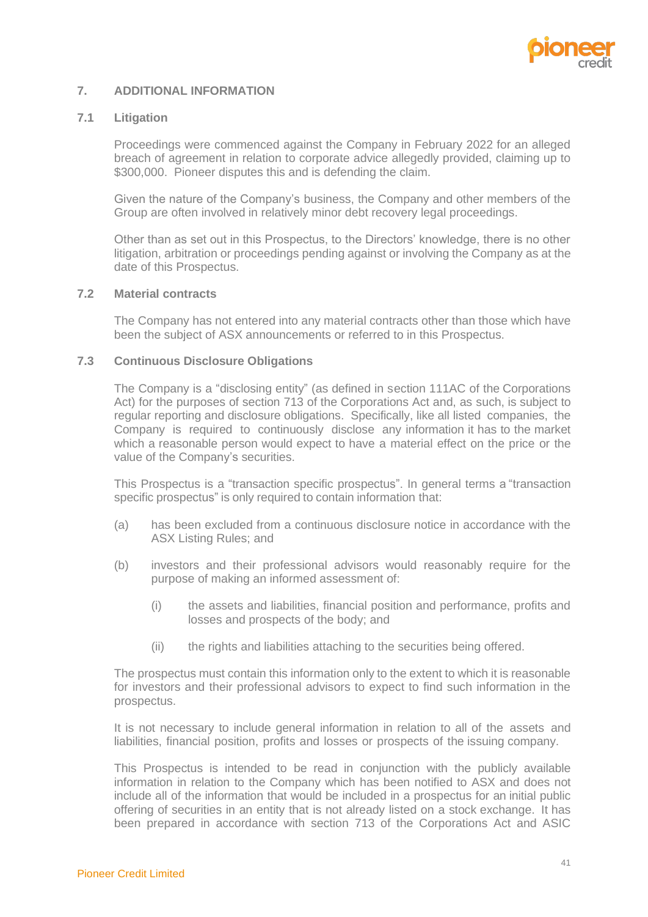## 7. ADDITIONAL INFORMATION

### 7.1 Litigation

Proceedings were commenced against the Company in February 2022 for an alleged breach of agreement in relation to corporate advice allegedly provided, claiming up to $300,000. Pioneer disputes this and is defending the claim.

Given the nature of the Company's business, the Company and other members of the Group are often involved in relatively minor debt recovery legal proceedings.

Other than as set out in this Prospectus, to the Directors' knowledge, there is no other litigation, arbitration or proceedings pending against or involving the Company as at the date of this Prospectus.

### 7.2 Material contracts

The Company has not entered into any material contracts other than those which have been the subject of ASX announcements or referred to in this Prospectus.

### 7.3 Continuous Disclosure Obligations

The Company is a "disclosing entity" (as defined in section 111AC of the Corporations Act) for the purposes of section 713 of the Corporations Act and, as such, is subject to regular reporting and disclosure obligations. Specifically, like all listed companies, the Company is required to continuously disclose any information it has to the market which a reasonable person would expect to have a material effect on the price or the value of the Company's securities.

This Prospectus is a "transaction specific prospectus". In general terms a "transaction specific prospectus" is only required to contain information that:

(a) has been excluded from a continuous disclosure notice in accordance with the ASX Listing Rules; and

(b) investors and their professional advisors would reasonably require for the purpose of making an informed assessment of:

   (i) the assets and liabilities, financial position and performance, profits and losses and prospects of the body; and

   (ii) the rights and liabilities attaching to the securities being offered.

The prospectus must contain this information only to the extent to which it is reasonable for investors and their professional advisors to expect to find such information in the prospectus.

It is not necessary to include general information in relation to all of the assets and liabilities, financial position, profits and losses or prospects of the issuing company.

This Prospectus is intended to be read in conjunction with the publicly available information in relation to the Company which has been notified to ASX and does not include all of the information that would be included in a prospectus for an initial public offering of securities in an entity that is not already listed on a stock exchange. It has been prepared in accordance with section 713 of the Corporations Act and ASIC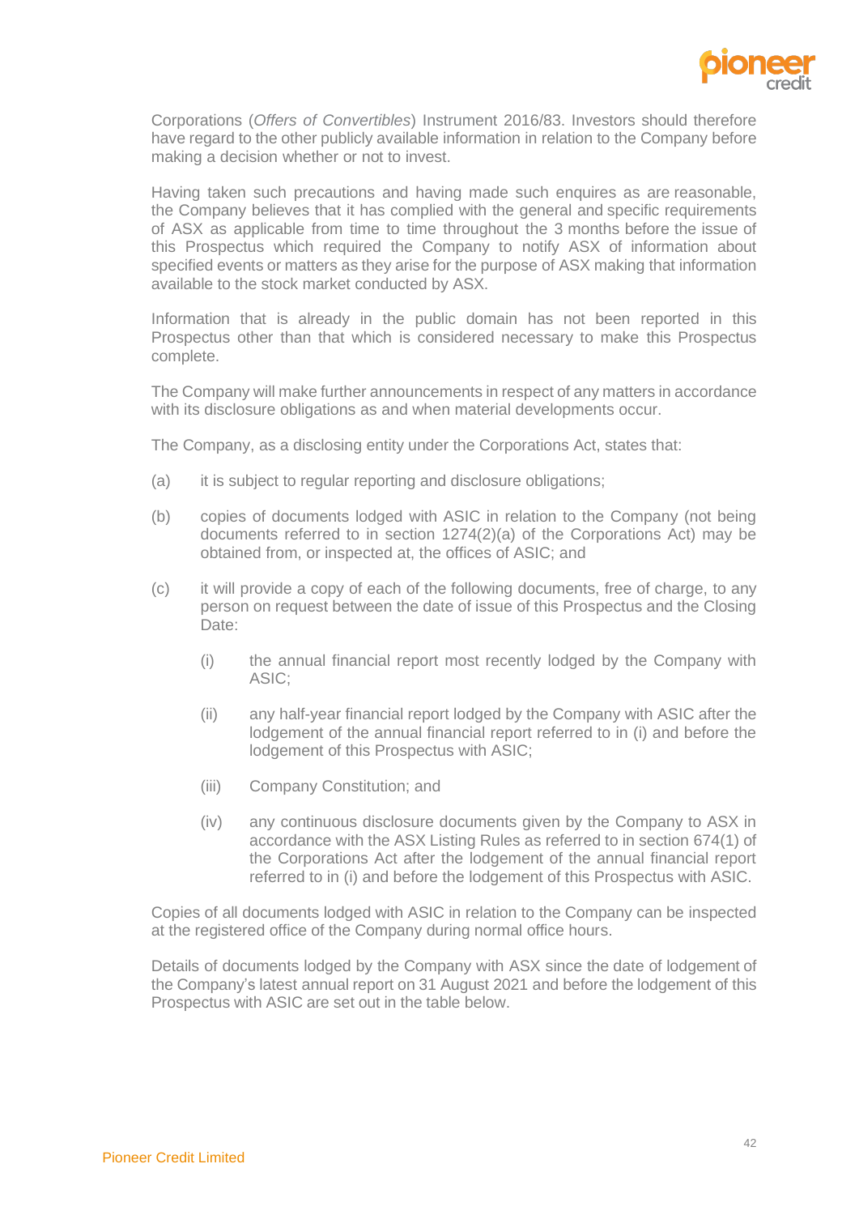Corporations (*Offers of Convertibles*) Instrument 2016/83. Investors should therefore have regard to the other publicly available information in relation to the Company before making a decision whether or not to invest.

Having taken such precautions and having made such enquires as are reasonable, the Company believes that it has complied with the general and specific requirements of ASX as applicable from time to time throughout the 3 months before the issue of this Prospectus which required the Company to notify ASX of information about specified events or matters as they arise for the purpose of ASX making that information available to the stock market conducted by ASX.

Information that is already in the public domain has not been reported in this Prospectus other than that which is considered necessary to make this Prospectus complete.

The Company will make further announcements in respect of any matters in accordance with its disclosure obligations as and when material developments occur.

The Company, as a disclosing entity under the Corporations Act, states that:

(a) it is subject to regular reporting and disclosure obligations;

(b) copies of documents lodged with ASIC in relation to the Company (not being documents referred to in section 1274(2)(a) of the Corporations Act) may be obtained from, or inspected at, the offices of ASIC; and

(c) it will provide a copy of each of the following documents, free of charge, to any person on request between the date of issue of this Prospectus and the Closing Date:

    (i) the annual financial report most recently lodged by the Company with ASIC;

    (ii) any half-year financial report lodged by the Company with ASIC after the lodgement of the annual financial report referred to in (i) and before the lodgement of this Prospectus with ASIC;

    (iii) Company Constitution; and

    (iv) any continuous disclosure documents given by the Company to ASX in accordance with the ASX Listing Rules as referred to in section 674(1) of the Corporations Act after the lodgement of the annual financial report referred to in (i) and before the lodgement of this Prospectus with ASIC.

Copies of all documents lodged with ASIC in relation to the Company can be inspected at the registered office of the Company during normal office hours.

Details of documents lodged by the Company with ASX since the date of lodgement of the Company's latest annual report on 31 August 2021 and before the lodgement of this Prospectus with ASIC are set out in the table below.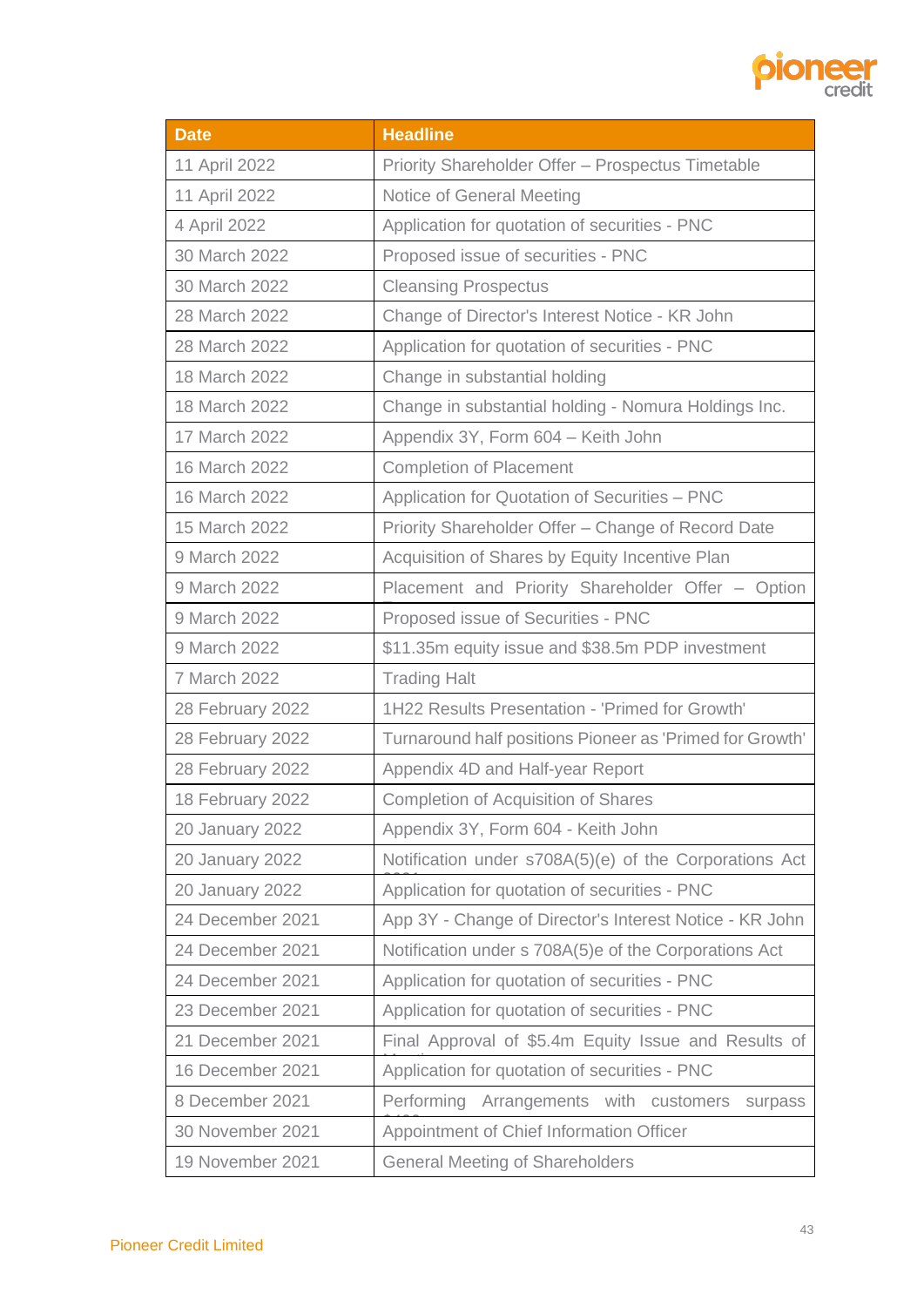| Date | Headline |
|---|---|
| 11 April 2022 | Priority Shareholder Offer – Prospectus Timetable |
| 11 April 2022 | Notice of General Meeting |
| 4 April 2022 | Application for quotation of securities - PNC |
| 30 March 2022 | Proposed issue of securities - PNC |
| 30 March 2022 | Cleansing Prospectus |
| 28 March 2022 | Change of Director's Interest Notice - KR John |
| 28 March 2022 | Application for quotation of securities - PNC |
| 18 March 2022 | Change in substantial holding |
| 18 March 2022 | Change in substantial holding - Nomura Holdings Inc. |
| 17 March 2022 | Appendix 3Y, Form 604 – Keith John |
| 16 March 2022 | Completion of Placement |
| 16 March 2022 | Application for Quotation of Securities – PNC |
| 15 March 2022 | Priority Shareholder Offer – Change of Record Date |
| 9 March 2022 | Acquisition of Shares by Equity Incentive Plan |
| 9 March 2022 | Placement and Priority Shareholder Offer – Option |
| 9 March 2022 | Proposed issue of Securities - PNC |
| 9 March 2022 | $11.35m equity issue and $38.5m PDP investment |
| 7 March 2022 | Trading Halt |
| 28 February 2022 | 1H22 Results Presentation - 'Primed for Growth' |
| 28 February 2022 | Turnaround half positions Pioneer as 'Primed for Growth' |
| 28 February 2022 | Appendix 4D and Half-year Report |
| 18 February 2022 | Completion of Acquisition of Shares |
| 20 January 2022 | Appendix 3Y, Form 604 - Keith John |
| 20 January 2022 | Notification under s708A(5)(e) of the Corporations Act |
| 20 January 2022 | Application for quotation of securities - PNC |
| 24 December 2021 | App 3Y - Change of Director's Interest Notice - KR John |
| 24 December 2021 | Notification under s 708A(5)e of the Corporations Act |
| 24 December 2021 | Application for quotation of securities - PNC |
| 23 December 2021 | Application for quotation of securities - PNC |
| 21 December 2021 | Final Approval of $5.4m Equity Issue and Results of |
| 16 December 2021 | Application for quotation of securities - PNC |
| 8 December 2021 | Performing Arrangements with customers surpass |
| 30 November 2021 | Appointment of Chief Information Officer |
| 19 November 2021 | General Meeting of Shareholders |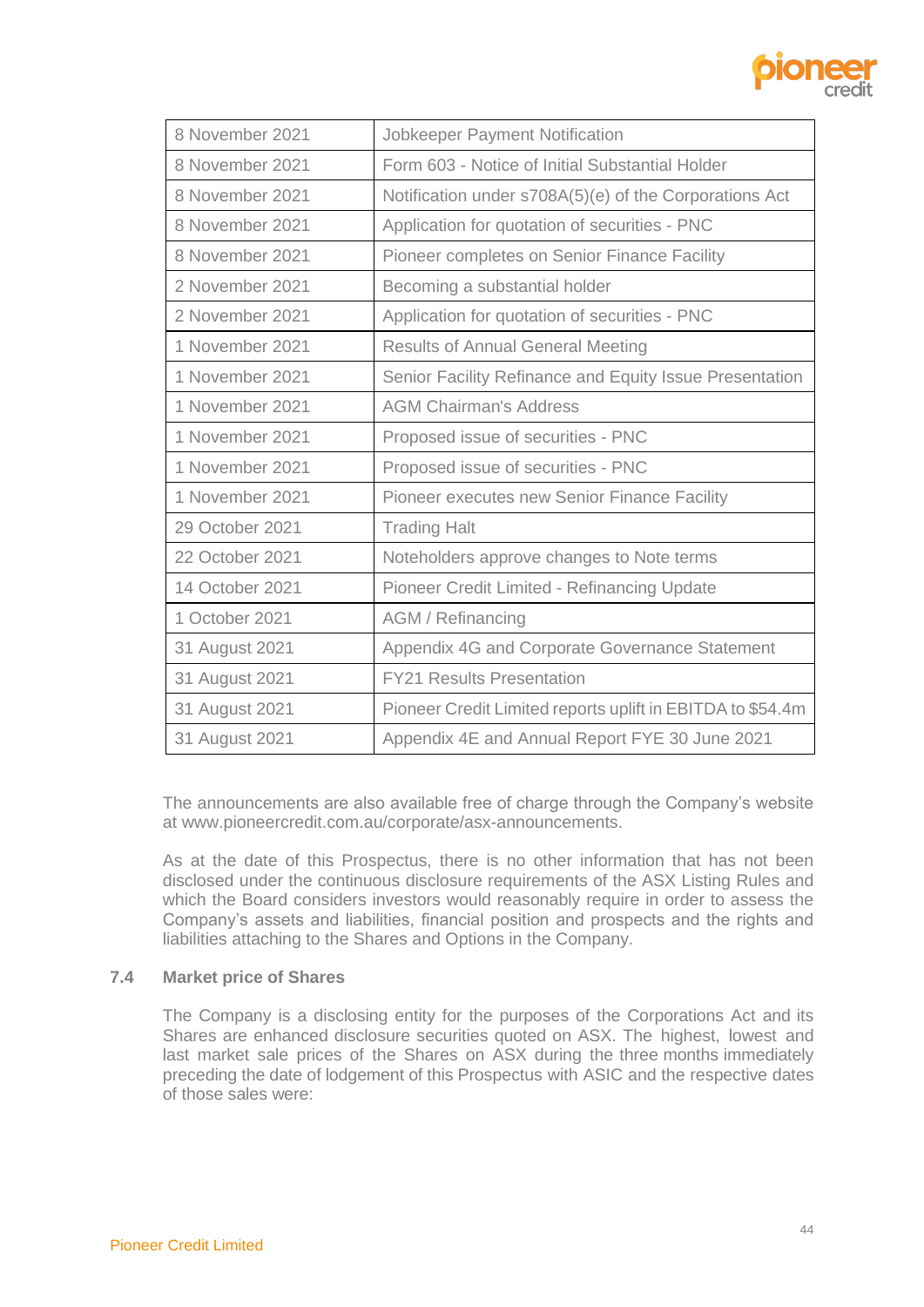| 8 November 2021 | Jobkeeper Payment Notification |
|---|---|
| 8 November 2021 | Form 603 - Notice of Initial Substantial Holder |
| 8 November 2021 | Notification under s708A(5)(e) of the Corporations Act |
| 8 November 2021 | Application for quotation of securities - PNC |
| 8 November 2021 | Pioneer completes on Senior Finance Facility |
| 2 November 2021 | Becoming a substantial holder |
| 2 November 2021 | Application for quotation of securities - PNC |
| 1 November 2021 | Results of Annual General Meeting |
| 1 November 2021 | Senior Facility Refinance and Equity Issue Presentation |
| 1 November 2021 | AGM Chairman's Address |
| 1 November 2021 | Proposed issue of securities - PNC |
| 1 November 2021 | Proposed issue of securities - PNC |
| 1 November 2021 | Pioneer executes new Senior Finance Facility |
| 29 October 2021 | Trading Halt |
| 22 October 2021 | Noteholders approve changes to Note terms |
| 14 October 2021 | Pioneer Credit Limited - Refinancing Update |
| 1 October 2021 | AGM / Refinancing |
| 31 August 2021 | Appendix 4G and Corporate Governance Statement |
| 31 August 2021 | FY21 Results Presentation |
| 31 August 2021 | Pioneer Credit Limited reports uplift in EBITDA to $54.4m |
| 31 August 2021 | Appendix 4E and Annual Report FYE 30 June 2021 |

The announcements are also available free of charge through the Company's website at www.pioneercredit.com.au/corporate/asx-announcements.

As at the date of this Prospectus, there is no other information that has not been disclosed under the continuous disclosure requirements of the ASX Listing Rules and which the Board considers investors would reasonably require in order to assess the Company's assets and liabilities, financial position and prospects and the rights and liabilities attaching to the Shares and Options in the Company.

### 7.4 Market price of Shares

The Company is a disclosing entity for the purposes of the Corporations Act and its Shares are enhanced disclosure securities quoted on ASX. The highest, lowest and last market sale prices of the Shares on ASX during the three months immediately preceding the date of lodgement of this Prospectus with ASIC and the respective dates of those sales were: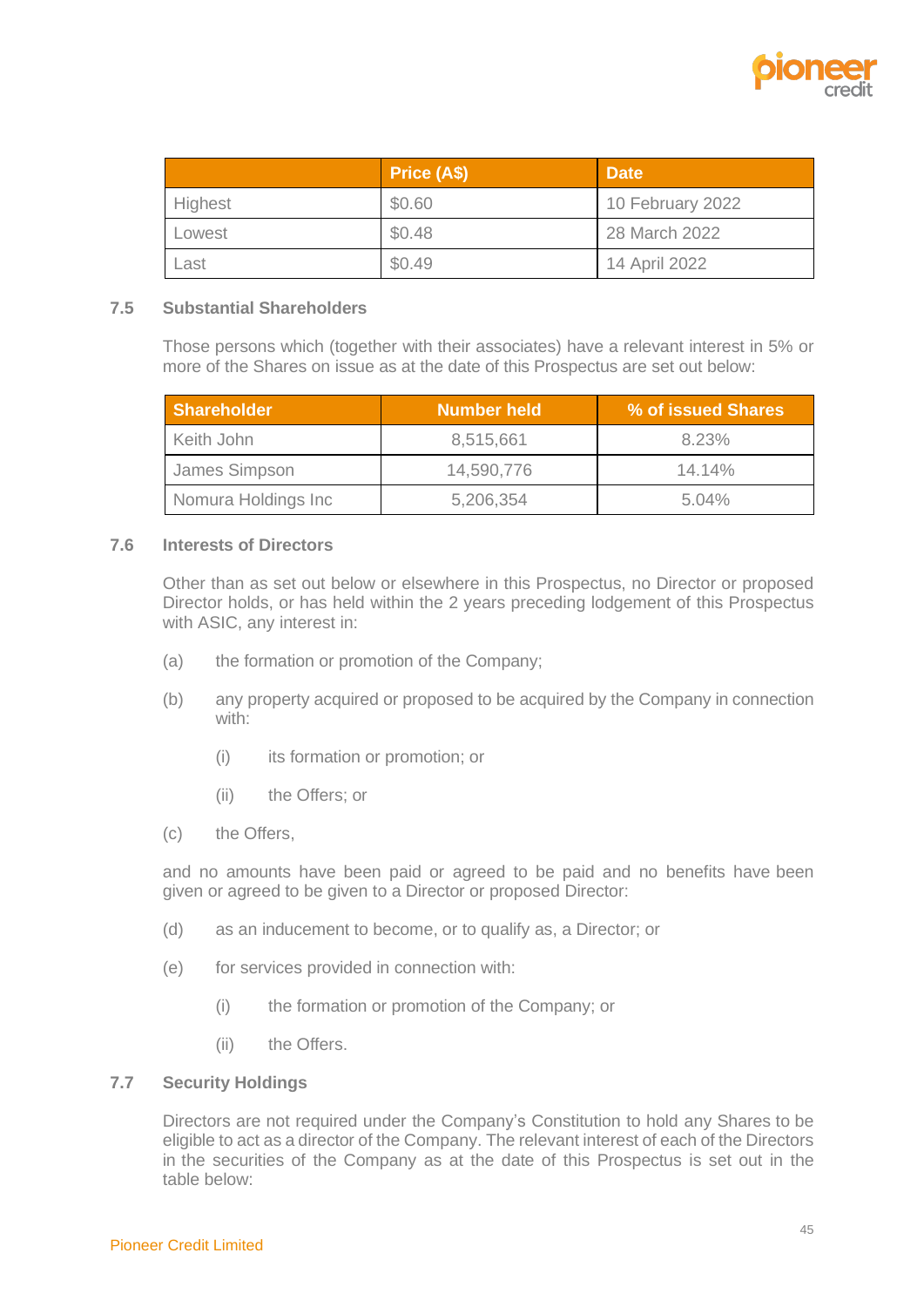| | Price (A$) | Date |
|---|---|---|
| Highest | $0.60 | 10 February 2022 |
| Lowest | $0.48 | 28 March 2022 |
| Last | $0.49 | 14 April 2022 |

## 7.5 Substantial Shareholders

Those persons which (together with their associates) have a relevant interest in 5% or more of the Shares on issue as at the date of this Prospectus are set out below:

| Shareholder | Number held | % of issued Shares |
|---|---|---|
| Keith John | 8,515,661 | 8.23% |
| James Simpson | 14,590,776 | 14.14% |
| Nomura Holdings Inc | 5,206,354 | 5.04% |

## 7.6 Interests of Directors

Other than as set out below or elsewhere in this Prospectus, no Director or proposed Director holds, or has held within the 2 years preceding lodgement of this Prospectus with ASIC, any interest in:

(a) the formation or promotion of the Company;

(b) any property acquired or proposed to be acquired by the Company in connection with:

 (i) its formation or promotion; or

 (ii) the Offers; or

(c) the Offers,

and no amounts have been paid or agreed to be paid and no benefits have been given or agreed to be given to a Director or proposed Director:

(d) as an inducement to become, or to qualify as, a Director; or

(e) for services provided in connection with:

 (i) the formation or promotion of the Company; or

 (ii) the Offers.

## 7.7 Security Holdings

Directors are not required under the Company's Constitution to hold any Shares to be eligible to act as a director of the Company. The relevant interest of each of the Directors in the securities of the Company as at the date of this Prospectus is set out in the table below: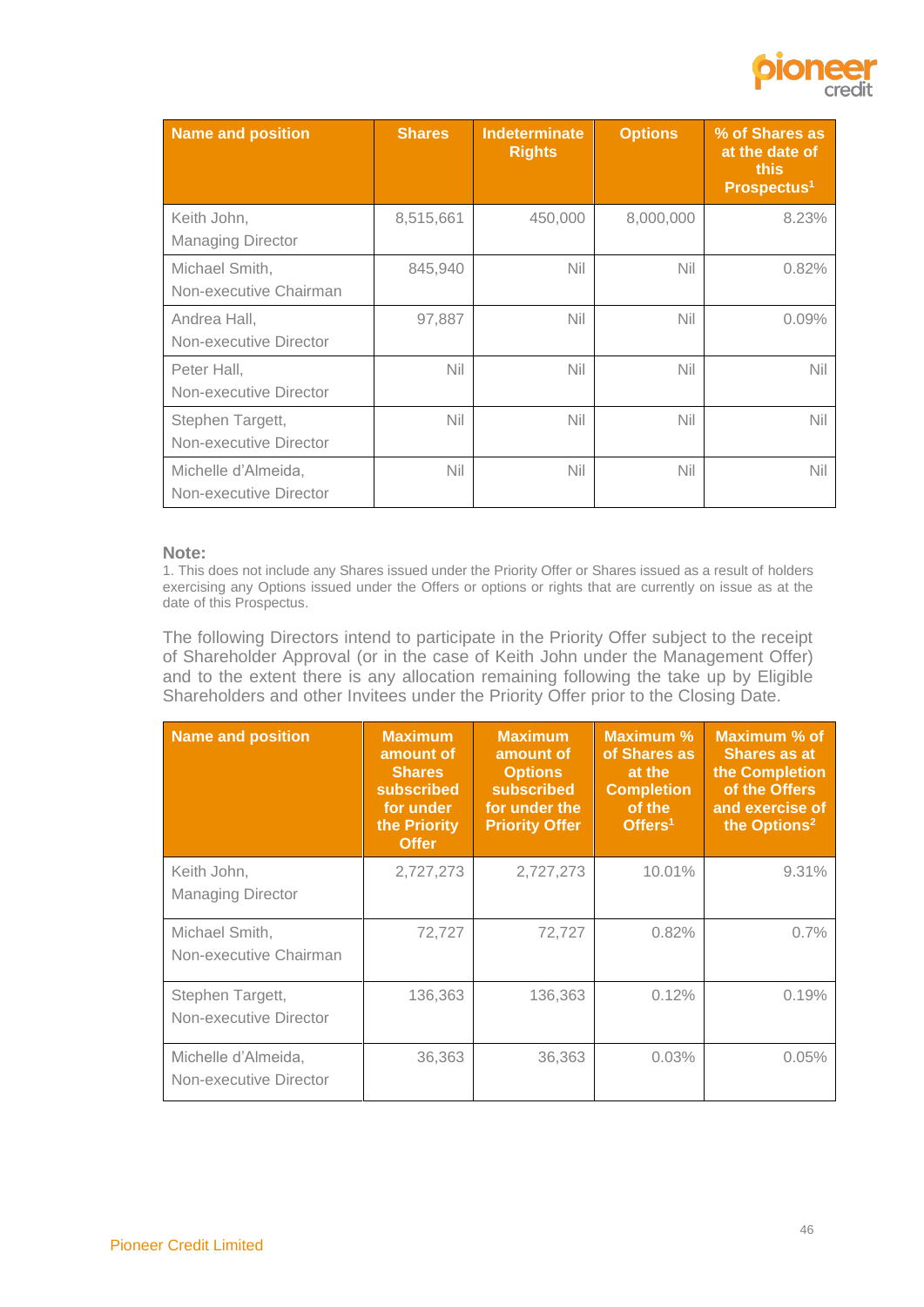| Name and position | Shares | Indeterminate Rights | Options | % of Shares as at the date of this Prospectus[1] |
|---|---|---|---|---|
| Keith John, Managing Director | 8,515,661 | 450,000 | 8,000,000 | 8.23% |
| Michael Smith, Non-executive Chairman | 845,940 | Nil | Nil | 0.82% |
| Andrea Hall, Non-executive Director | 97,887 | Nil | Nil | 0.09% |
| Peter Hall, Non-executive Director | Nil | Nil | Nil | Nil |
| Stephen Targett, Non-executive Director | Nil | Nil | Nil | Nil |
| Michelle d'Almeida, Non-executive Director | Nil | Nil | Nil | Nil |

**Note:**

1. This does not include any Shares issued under the Priority Offer or Shares issued as a result of holders exercising any Options issued under the Offers or options or rights that are currently on issue as at the date of this Prospectus.

The following Directors intend to participate in the Priority Offer subject to the receipt of Shareholder Approval (or in the case of Keith John under the Management Offer) and to the extent there is any allocation remaining following the take up by Eligible Shareholders and other Invitees under the Priority Offer prior to the Closing Date.

| Name and position | Maximum amount of Shares subscribed for under the Priority Offer | Maximum amount of Options subscribed for under the Priority Offer | Maximum % of Shares as at the Completion of the Offers[1] | Maximum % of Shares as at the Completion of the Offers and exercise of the Options[2] |
|---|---|---|---|---|
| Keith John, Managing Director | 2,727,273 | 2,727,273 | 10.01% | 9.31% |
| Michael Smith, Non-executive Chairman | 72,727 | 72,727 | 0.82% | 0.7% |
| Stephen Targett, Non-executive Director | 136,363 | 136,363 | 0.12% | 0.19% |
| Michelle d'Almeida, Non-executive Director | 36,363 | 36,363 | 0.03% | 0.05% |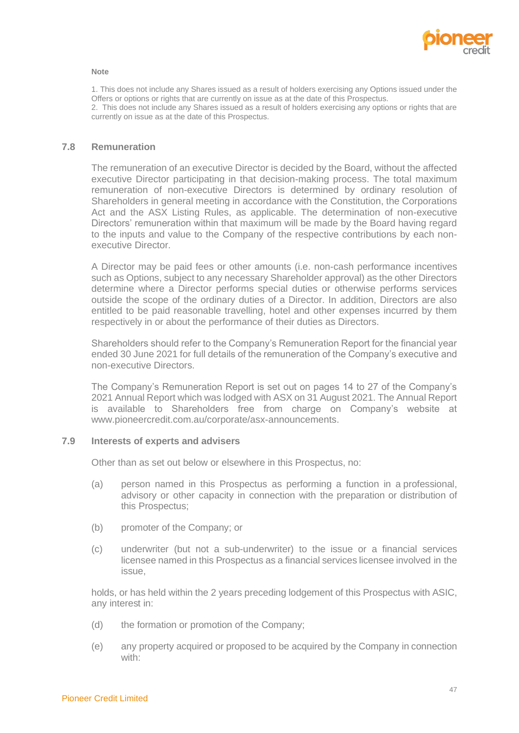**Note**

1. This does not include any Shares issued as a result of holders exercising any Options issued under the Offers or options or rights that are currently on issue as at the date of this Prospectus.
2. This does not include any Shares issued as a result of holders exercising any options or rights that are currently on issue as at the date of this Prospectus.

## 7.8 Remuneration

The remuneration of an executive Director is decided by the Board, without the affected executive Director participating in that decision-making process. The total maximum remuneration of non-executive Directors is determined by ordinary resolution of Shareholders in general meeting in accordance with the Constitution, the Corporations Act and the ASX Listing Rules, as applicable. The determination of non-executive Directors' remuneration within that maximum will be made by the Board having regard to the inputs and value to the Company of the respective contributions by each non-executive Director.

A Director may be paid fees or other amounts (i.e. non-cash performance incentives such as Options, subject to any necessary Shareholder approval) as the other Directors determine where a Director performs special duties or otherwise performs services outside the scope of the ordinary duties of a Director. In addition, Directors are also entitled to be paid reasonable travelling, hotel and other expenses incurred by them respectively in or about the performance of their duties as Directors.

Shareholders should refer to the Company's Remuneration Report for the financial year ended 30 June 2021 for full details of the remuneration of the Company's executive and non-executive Directors.

The Company's Remuneration Report is set out on pages 14 to 27 of the Company's 2021 Annual Report which was lodged with ASX on 31 August 2021. The Annual Report is available to Shareholders free from charge on Company's website at www.pioneercredit.com.au/corporate/asx-announcements.

## 7.9 Interests of experts and advisers

Other than as set out below or elsewhere in this Prospectus, no:

(a) person named in this Prospectus as performing a function in a professional, advisory or other capacity in connection with the preparation or distribution of this Prospectus;

(b) promoter of the Company; or

(c) underwriter (but not a sub-underwriter) to the issue or a financial services licensee named in this Prospectus as a financial services licensee involved in the issue,

holds, or has held within the 2 years preceding lodgement of this Prospectus with ASIC, any interest in:

(d) the formation or promotion of the Company;

(e) any property acquired or proposed to be acquired by the Company in connection with: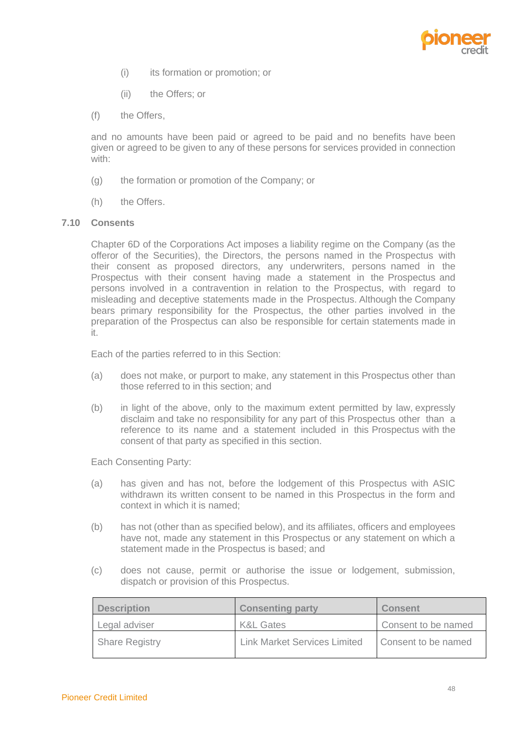(i) its formation or promotion; or

(ii) the Offers; or

(f) the Offers,

and no amounts have been paid or agreed to be paid and no benefits have been given or agreed to be given to any of these persons for services provided in connection with:

(g) the formation or promotion of the Company; or

(h) the Offers.

### 7.10 Consents

Chapter 6D of the Corporations Act imposes a liability regime on the Company (as the offeror of the Securities), the Directors, the persons named in the Prospectus with their consent as proposed directors, any underwriters, persons named in the Prospectus with their consent having made a statement in the Prospectus and persons involved in a contravention in relation to the Prospectus, with regard to misleading and deceptive statements made in the Prospectus. Although the Company bears primary responsibility for the Prospectus, the other parties involved in the preparation of the Prospectus can also be responsible for certain statements made in it.

Each of the parties referred to in this Section:

(a) does not make, or purport to make, any statement in this Prospectus other than those referred to in this section; and

(b) in light of the above, only to the maximum extent permitted by law, expressly disclaim and take no responsibility for any part of this Prospectus other than a reference to its name and a statement included in this Prospectus with the consent of that party as specified in this section.

Each Consenting Party:

(a) has given and has not, before the lodgement of this Prospectus with ASIC withdrawn its written consent to be named in this Prospectus in the form and context in which it is named;

(b) has not (other than as specified below), and its affiliates, officers and employees have not, made any statement in this Prospectus or any statement on which a statement made in the Prospectus is based; and

(c) does not cause, permit or authorise the issue or lodgement, submission, dispatch or provision of this Prospectus.

| Description | Consenting party | Consent |
|---|---|---|
| Legal adviser | K&L Gates | Consent to be named |
| Share Registry | Link Market Services Limited | Consent to be named |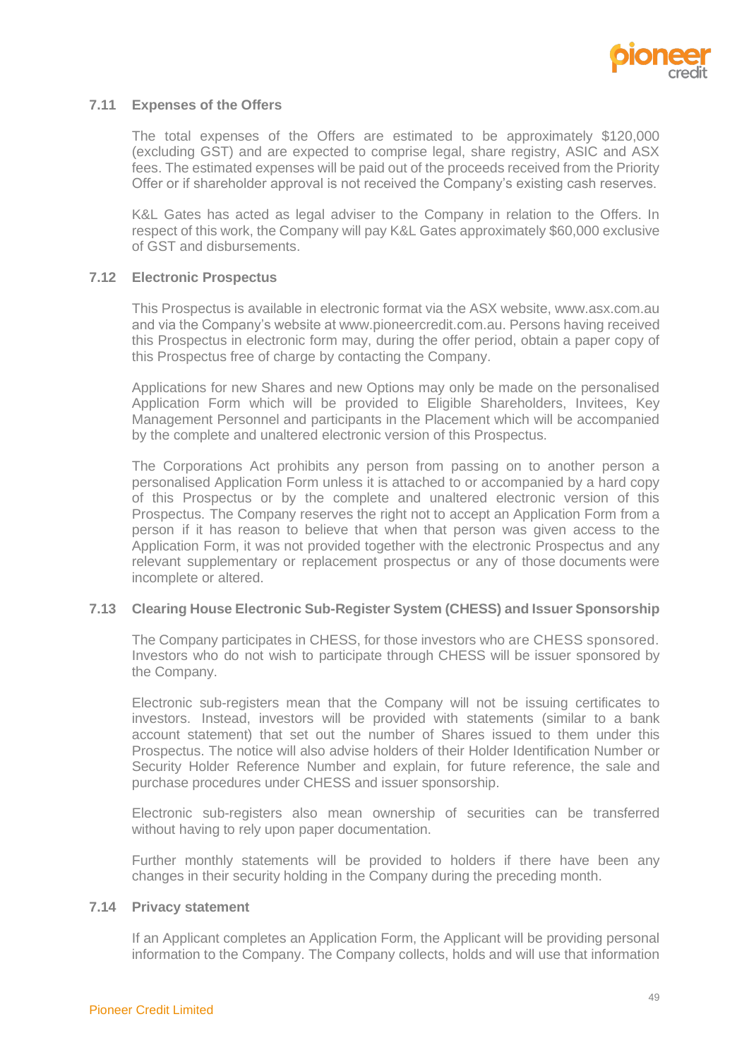### 7.11 Expenses of the Offers

The total expenses of the Offers are estimated to be approximately $120,000 (excluding GST) and are expected to comprise legal, share registry, ASIC and ASX fees. The estimated expenses will be paid out of the proceeds received from the Priority Offer or if shareholder approval is not received the Company's existing cash reserves.

K&L Gates has acted as legal adviser to the Company in relation to the Offers. In respect of this work, the Company will pay K&L Gates approximately $60,000 exclusive of GST and disbursements.

### 7.12 Electronic Prospectus

This Prospectus is available in electronic format via the ASX website, www.asx.com.au and via the Company's website at www.pioneercredit.com.au. Persons having received this Prospectus in electronic form may, during the offer period, obtain a paper copy of this Prospectus free of charge by contacting the Company.

Applications for new Shares and new Options may only be made on the personalised Application Form which will be provided to Eligible Shareholders, Invitees, Key Management Personnel and participants in the Placement which will be accompanied by the complete and unaltered electronic version of this Prospectus.

The Corporations Act prohibits any person from passing on to another person a personalised Application Form unless it is attached to or accompanied by a hard copy of this Prospectus or by the complete and unaltered electronic version of this Prospectus. The Company reserves the right not to accept an Application Form from a person if it has reason to believe that when that person was given access to the Application Form, it was not provided together with the electronic Prospectus and any relevant supplementary or replacement prospectus or any of those documents were incomplete or altered.

### 7.13 Clearing House Electronic Sub-Register System (CHESS) and Issuer Sponsorship

The Company participates in CHESS, for those investors who are CHESS sponsored. Investors who do not wish to participate through CHESS will be issuer sponsored by the Company.

Electronic sub-registers mean that the Company will not be issuing certificates to investors. Instead, investors will be provided with statements (similar to a bank account statement) that set out the number of Shares issued to them under this Prospectus. The notice will also advise holders of their Holder Identification Number or Security Holder Reference Number and explain, for future reference, the sale and purchase procedures under CHESS and issuer sponsorship.

Electronic sub-registers also mean ownership of securities can be transferred without having to rely upon paper documentation.

Further monthly statements will be provided to holders if there have been any changes in their security holding in the Company during the preceding month.

### 7.14 Privacy statement

If an Applicant completes an Application Form, the Applicant will be providing personal information to the Company. The Company collects, holds and will use that information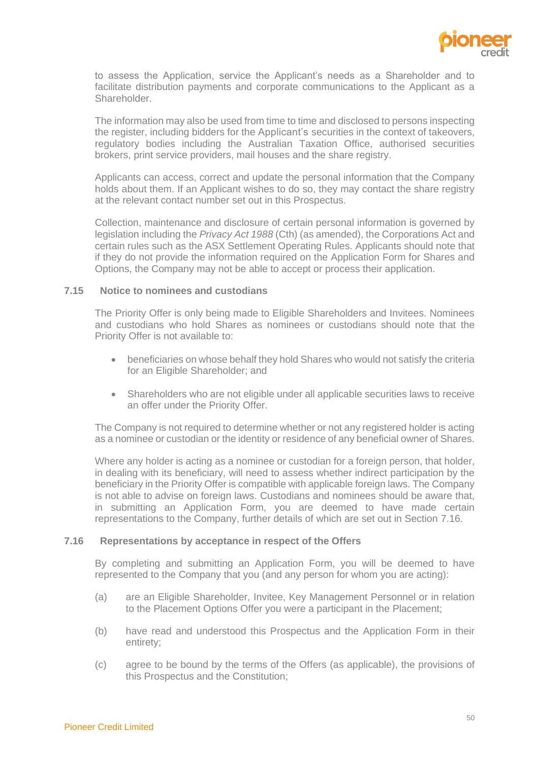to assess the Application, service the Applicant's needs as a Shareholder and to facilitate distribution payments and corporate communications to the Applicant as a Shareholder.

The information may also be used from time to time and disclosed to persons inspecting the register, including bidders for the Applicant's securities in the context of takeovers, regulatory bodies including the Australian Taxation Office, authorised securities brokers, print service providers, mail houses and the share registry.

Applicants can access, correct and update the personal information that the Company holds about them. If an Applicant wishes to do so, they may contact the share registry at the relevant contact number set out in this Prospectus.

Collection, maintenance and disclosure of certain personal information is governed by legislation including the *Privacy Act 1988* (Cth) (as amended), the Corporations Act and certain rules such as the ASX Settlement Operating Rules. Applicants should note that if they do not provide the information required on the Application Form for Shares and Options, the Company may not be able to accept or process their application.

### 7.15 Notice to nominees and custodians

The Priority Offer is only being made to Eligible Shareholders and Invitees. Nominees and custodians who hold Shares as nominees or custodians should note that the Priority Offer is not available to:

- beneficiaries on whose behalf they hold Shares who would not satisfy the criteria for an Eligible Shareholder; and
- Shareholders who are not eligible under all applicable securities laws to receive an offer under the Priority Offer.

The Company is not required to determine whether or not any registered holder is acting as a nominee or custodian or the identity or residence of any beneficial owner of Shares.

Where any holder is acting as a nominee or custodian for a foreign person, that holder, in dealing with its beneficiary, will need to assess whether indirect participation by the beneficiary in the Priority Offer is compatible with applicable foreign laws. The Company is not able to advise on foreign laws. Custodians and nominees should be aware that, in submitting an Application Form, you are deemed to have made certain representations to the Company, further details of which are set out in Section 7.16.

### 7.16 Representations by acceptance in respect of the Offers

By completing and submitting an Application Form, you will be deemed to have represented to the Company that you (and any person for whom you are acting):

(a) are an Eligible Shareholder, Invitee, Key Management Personnel or in relation to the Placement Options Offer you were a participant in the Placement;

(b) have read and understood this Prospectus and the Application Form in their entirety;

(c) agree to be bound by the terms of the Offers (as applicable), the provisions of this Prospectus and the Constitution;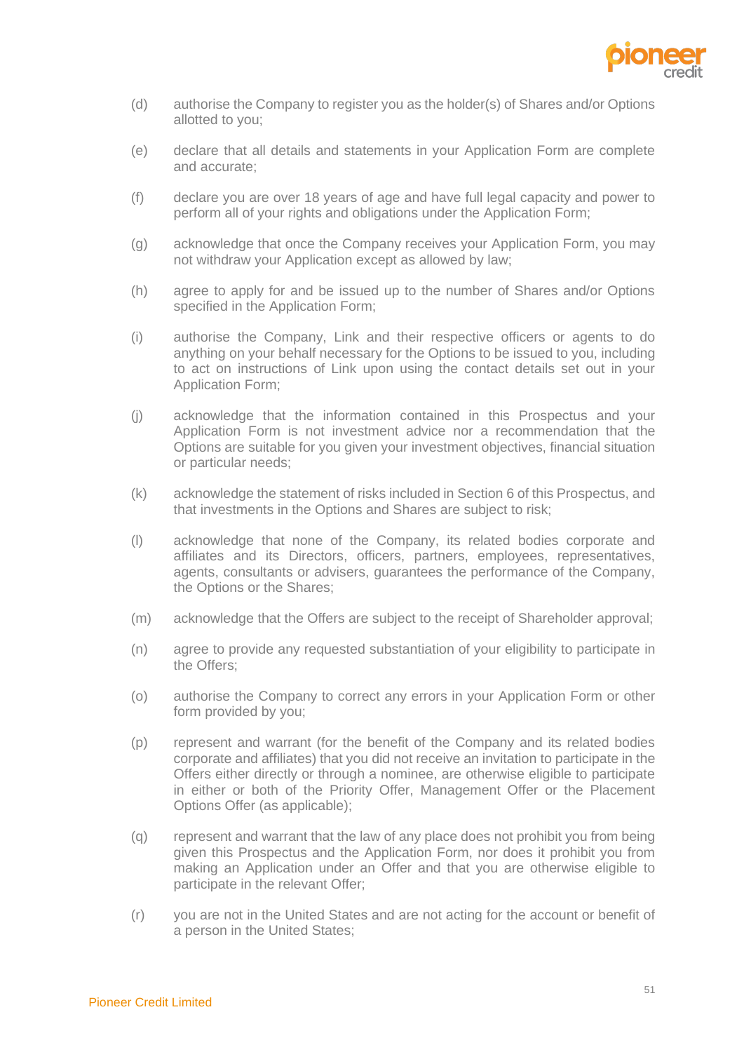(d) authorise the Company to register you as the holder(s) of Shares and/or Options allotted to you;

(e) declare that all details and statements in your Application Form are complete and accurate;

(f) declare you are over 18 years of age and have full legal capacity and power to perform all of your rights and obligations under the Application Form;

(g) acknowledge that once the Company receives your Application Form, you may not withdraw your Application except as allowed by law;

(h) agree to apply for and be issued up to the number of Shares and/or Options specified in the Application Form;

(i) authorise the Company, Link and their respective officers or agents to do anything on your behalf necessary for the Options to be issued to you, including to act on instructions of Link upon using the contact details set out in your Application Form;

(j) acknowledge that the information contained in this Prospectus and your Application Form is not investment advice nor a recommendation that the Options are suitable for you given your investment objectives, financial situation or particular needs;

(k) acknowledge the statement of risks included in Section 6 of this Prospectus, and that investments in the Options and Shares are subject to risk;

(l) acknowledge that none of the Company, its related bodies corporate and affiliates and its Directors, officers, partners, employees, representatives, agents, consultants or advisers, guarantees the performance of the Company, the Options or the Shares;

(m) acknowledge that the Offers are subject to the receipt of Shareholder approval;

(n) agree to provide any requested substantiation of your eligibility to participate in the Offers;

(o) authorise the Company to correct any errors in your Application Form or other form provided by you;

(p) represent and warrant (for the benefit of the Company and its related bodies corporate and affiliates) that you did not receive an invitation to participate in the Offers either directly or through a nominee, are otherwise eligible to participate in either or both of the Priority Offer, Management Offer or the Placement Options Offer (as applicable);

(q) represent and warrant that the law of any place does not prohibit you from being given this Prospectus and the Application Form, nor does it prohibit you from making an Application under an Offer and that you are otherwise eligible to participate in the relevant Offer;

(r) you are not in the United States and are not acting for the account or benefit of a person in the United States;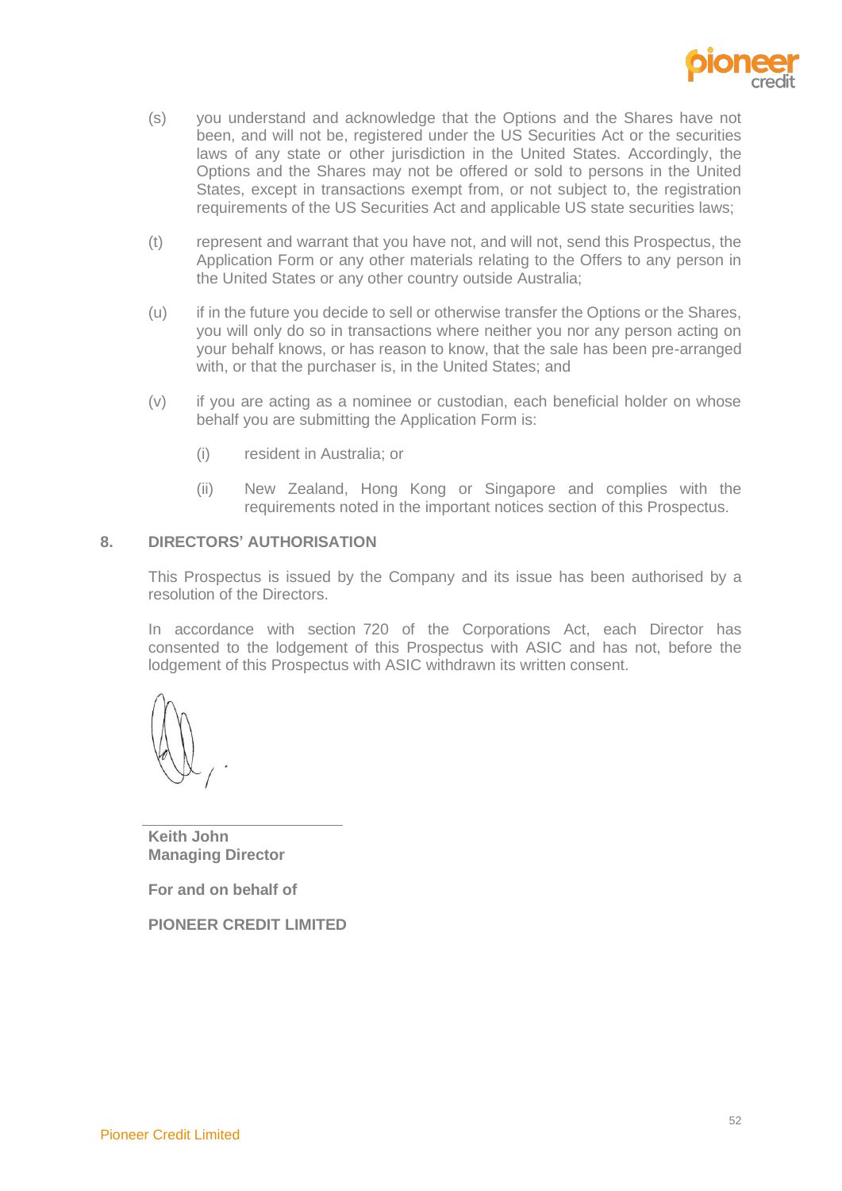(s) you understand and acknowledge that the Options and the Shares have not been, and will not be, registered under the US Securities Act or the securities laws of any state or other jurisdiction in the United States. Accordingly, the Options and the Shares may not be offered or sold to persons in the United States, except in transactions exempt from, or not subject to, the registration requirements of the US Securities Act and applicable US state securities laws;

(t) represent and warrant that you have not, and will not, send this Prospectus, the Application Form or any other materials relating to the Offers to any person in the United States or any other country outside Australia;

(u) if in the future you decide to sell or otherwise transfer the Options or the Shares, you will only do so in transactions where neither you nor any person acting on your behalf knows, or has reason to know, that the sale has been pre-arranged with, or that the purchaser is, in the United States; and

(v) if you are acting as a nominee or custodian, each beneficial holder on whose behalf you are submitting the Application Form is:

   (i) resident in Australia; or

   (ii) New Zealand, Hong Kong or Singapore and complies with the requirements noted in the important notices section of this Prospectus.

## 8. DIRECTORS' AUTHORISATION

This Prospectus is issued by the Company and its issue has been authorised by a resolution of the Directors.

In accordance with section 720 of the Corporations Act, each Director has consented to the lodgement of this Prospectus with ASIC and has not, before the lodgement of this Prospectus with ASIC withdrawn its written consent.

---

**Keith John**
**Managing Director**

**For and on behalf of**

**PIONEER CREDIT LIMITED**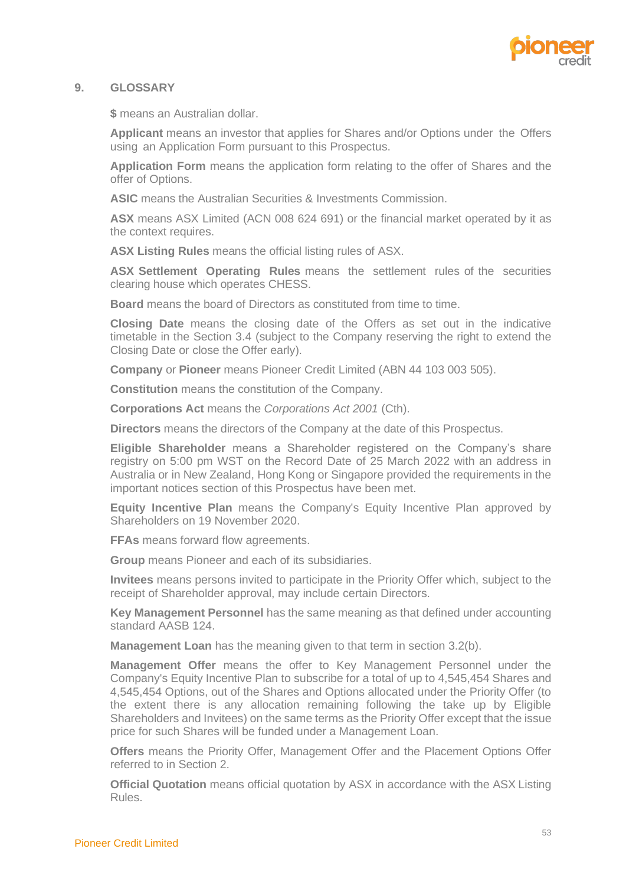## 9. GLOSSARY

**$** means an Australian dollar.

**Applicant** means an investor that applies for Shares and/or Options under the Offers using an Application Form pursuant to this Prospectus.

**Application Form** means the application form relating to the offer of Shares and the offer of Options.

**ASIC** means the Australian Securities & Investments Commission.

**ASX** means ASX Limited (ACN 008 624 691) or the financial market operated by it as the context requires.

**ASX Listing Rules** means the official listing rules of ASX.

**ASX Settlement Operating Rules** means the settlement rules of the securities clearing house which operates CHESS.

**Board** means the board of Directors as constituted from time to time.

**Closing Date** means the closing date of the Offers as set out in the indicative timetable in the Section 3.4 (subject to the Company reserving the right to extend the Closing Date or close the Offer early).

**Company** or **Pioneer** means Pioneer Credit Limited (ABN 44 103 003 505).

**Constitution** means the constitution of the Company.

**Corporations Act** means the *Corporations Act 2001* (Cth).

**Directors** means the directors of the Company at the date of this Prospectus.

**Eligible Shareholder** means a Shareholder registered on the Company's share registry on 5:00 pm WST on the Record Date of 25 March 2022 with an address in Australia or in New Zealand, Hong Kong or Singapore provided the requirements in the important notices section of this Prospectus have been met.

**Equity Incentive Plan** means the Company's Equity Incentive Plan approved by Shareholders on 19 November 2020.

**FFAs** means forward flow agreements.

**Group** means Pioneer and each of its subsidiaries.

**Invitees** means persons invited to participate in the Priority Offer which, subject to the receipt of Shareholder approval, may include certain Directors.

**Key Management Personnel** has the same meaning as that defined under accounting standard AASB 124.

**Management Loan** has the meaning given to that term in section 3.2(b).

**Management Offer** means the offer to Key Management Personnel under the Company's Equity Incentive Plan to subscribe for a total of up to 4,545,454 Shares and 4,545,454 Options, out of the Shares and Options allocated under the Priority Offer (to the extent there is any allocation remaining following the take up by Eligible Shareholders and Invitees) on the same terms as the Priority Offer except that the issue price for such Shares will be funded under a Management Loan.

**Offers** means the Priority Offer, Management Offer and the Placement Options Offer referred to in Section 2.

**Official Quotation** means official quotation by ASX in accordance with the ASX Listing Rules.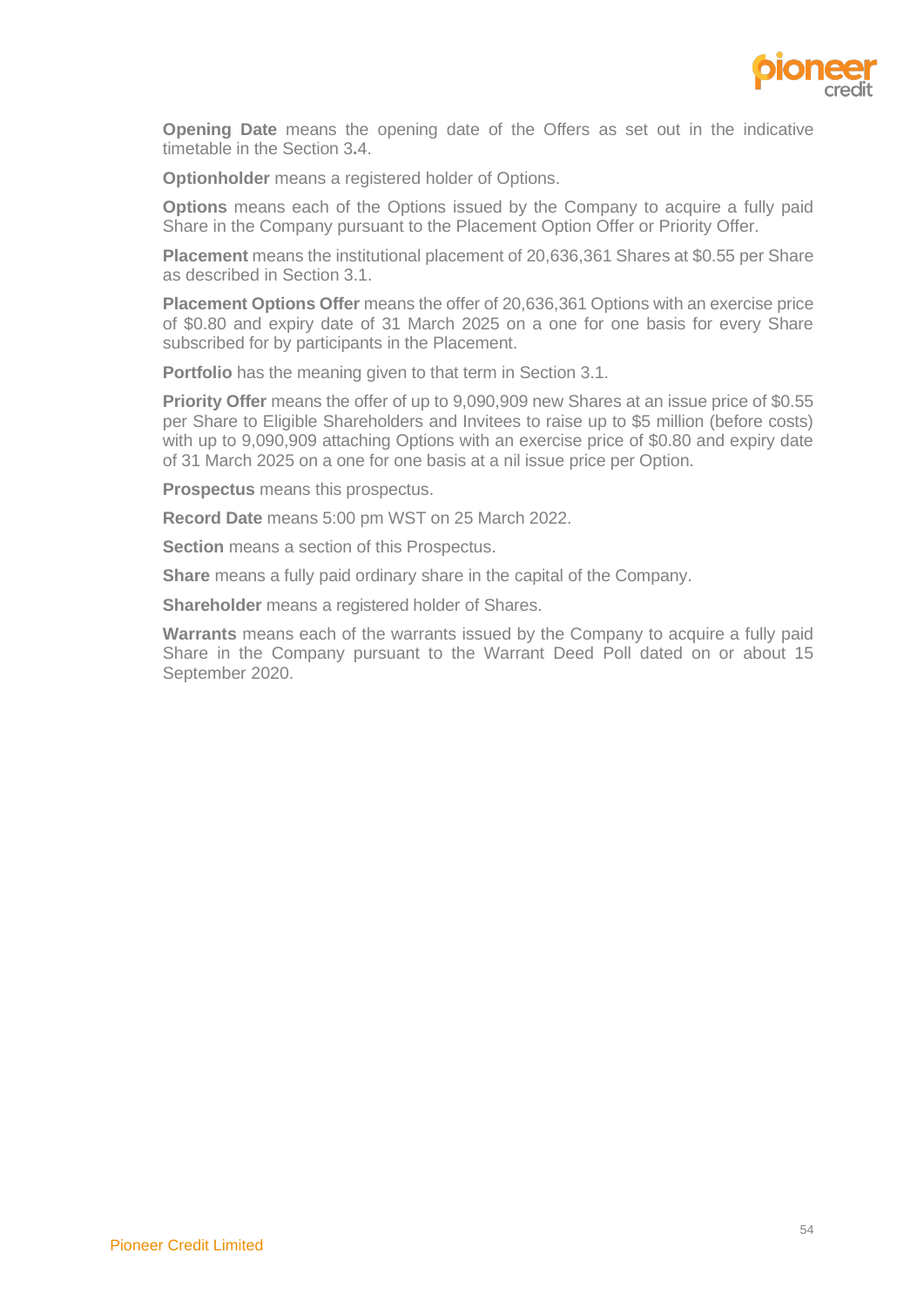**Opening Date** means the opening date of the Offers as set out in the indicative timetable in the Section 3.4.

**Optionholder** means a registered holder of Options.

**Options** means each of the Options issued by the Company to acquire a fully paid Share in the Company pursuant to the Placement Option Offer or Priority Offer.

**Placement** means the institutional placement of 20,636,361 Shares at $0.55 per Share as described in Section 3.1.

**Placement Options Offer** means the offer of 20,636,361 Options with an exercise price of $0.80 and expiry date of 31 March 2025 on a one for one basis for every Share subscribed for by participants in the Placement.

**Portfolio** has the meaning given to that term in Section 3.1.

**Priority Offer** means the offer of up to 9,090,909 new Shares at an issue price of $0.55 per Share to Eligible Shareholders and Invitees to raise up to $5 million (before costs) with up to 9,090,909 attaching Options with an exercise price of $0.80 and expiry date of 31 March 2025 on a one for one basis at a nil issue price per Option.

**Prospectus** means this prospectus.

**Record Date** means 5:00 pm WST on 25 March 2022.

**Section** means a section of this Prospectus.

**Share** means a fully paid ordinary share in the capital of the Company.

**Shareholder** means a registered holder of Shares.

**Warrants** means each of the warrants issued by the Company to acquire a fully paid Share in the Company pursuant to the Warrant Deed Poll dated on or about 15 September 2020.